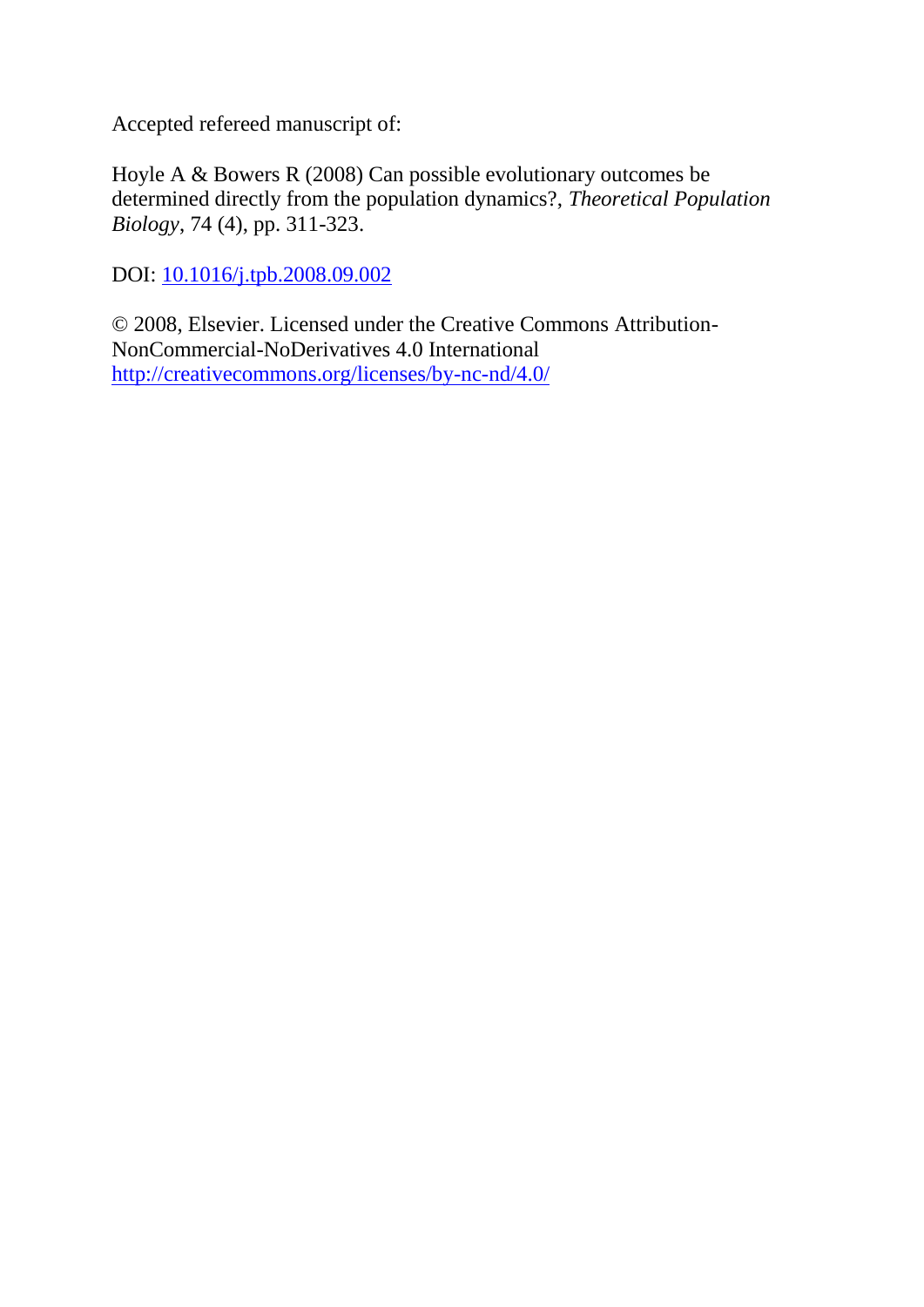Accepted refereed manuscript of:

Hoyle A & Bowers R (2008) Can possible evolutionary outcomes be determined directly from the population dynamics?, *Theoretical Population Biology*, 74 (4), pp. 311-323.

DOI: [10.1016/j.tpb.2008.09.002](https://doi.org/10.1016/j.tpb.2008.09.002)

© 2008, Elsevier. Licensed under the Creative Commons Attribution-NonCommercial-NoDerivatives 4.0 International
[http://creativecommons.org/licenses/by-nc-nd/4.0/](http://creativecommons.org/licenses/by-nc-nd/4.0/)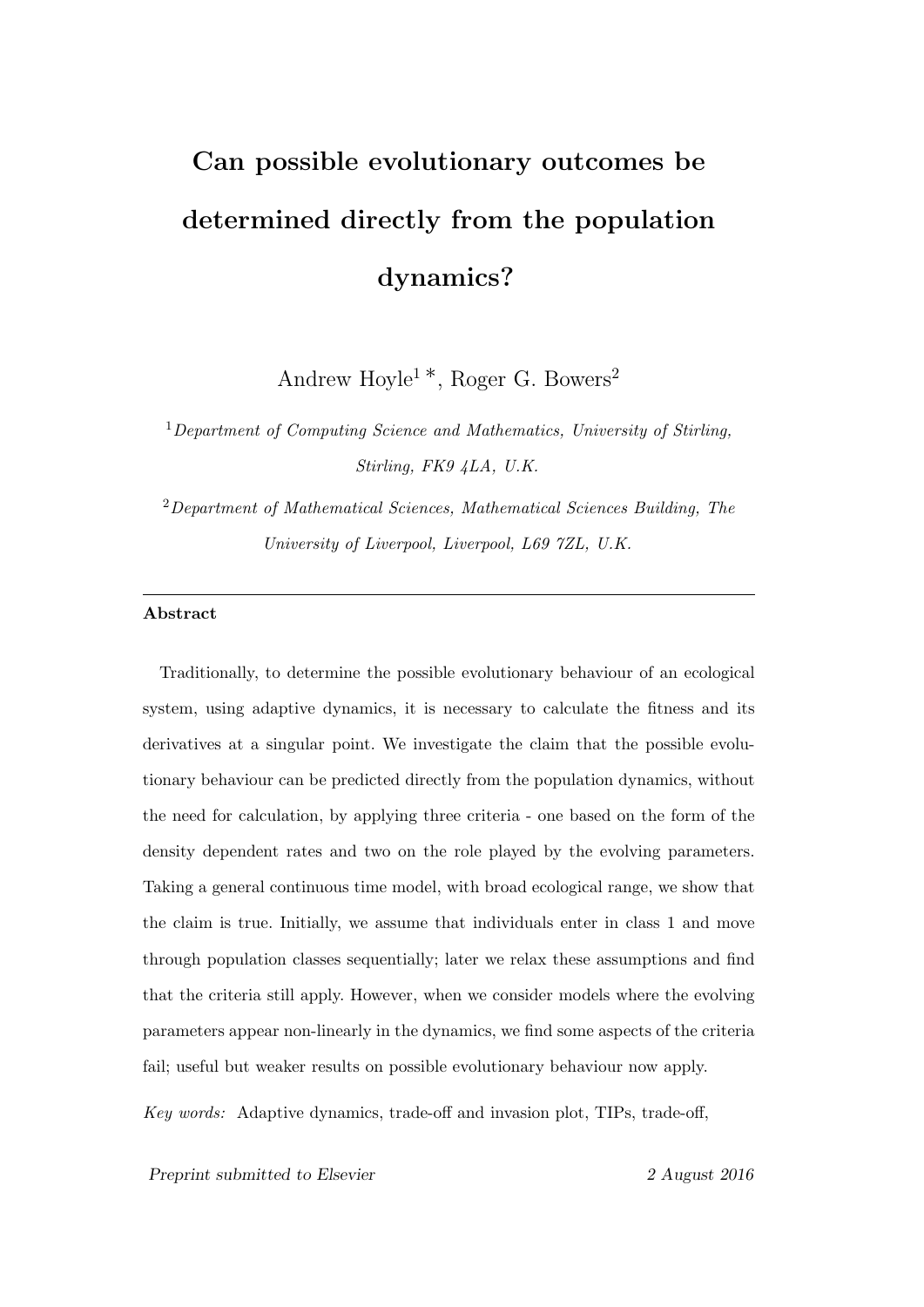# Can possible evolutionary outcomes be determined directly from the population dynamics?

Andrew Hoyle[1] *, Roger G. Bowers[2]

[1] *Department of Computing Science and Mathematics, University of Stirling, Stirling, FK9 4LA, U.K.*

[2] *Department of Mathematical Sciences, Mathematical Sciences Building, The University of Liverpool, Liverpool, L69 7ZL, U.K.*

---

**Abstract**

Traditionally, to determine the possible evolutionary behaviour of an ecological system, using adaptive dynamics, it is necessary to calculate the fitness and its derivatives at a singular point. We investigate the claim that the possible evolutionary behaviour can be predicted directly from the population dynamics, without the need for calculation, by applying three criteria - one based on the form of the density dependent rates and two on the role played by the evolving parameters. Taking a general continuous time model, with broad ecological range, we show that the claim is true. Initially, we assume that individuals enter in class 1 and move through population classes sequentially; later we relax these assumptions and find that the criteria still apply. However, when we consider models where the evolving parameters appear non-linearly in the dynamics, we find some aspects of the criteria fail; useful but weaker results on possible evolutionary behaviour now apply.

*Key words:* Adaptive dynamics, trade-off and invasion plot, TIPs, trade-off,

*Preprint submitted to Elsevier* 2 August 2016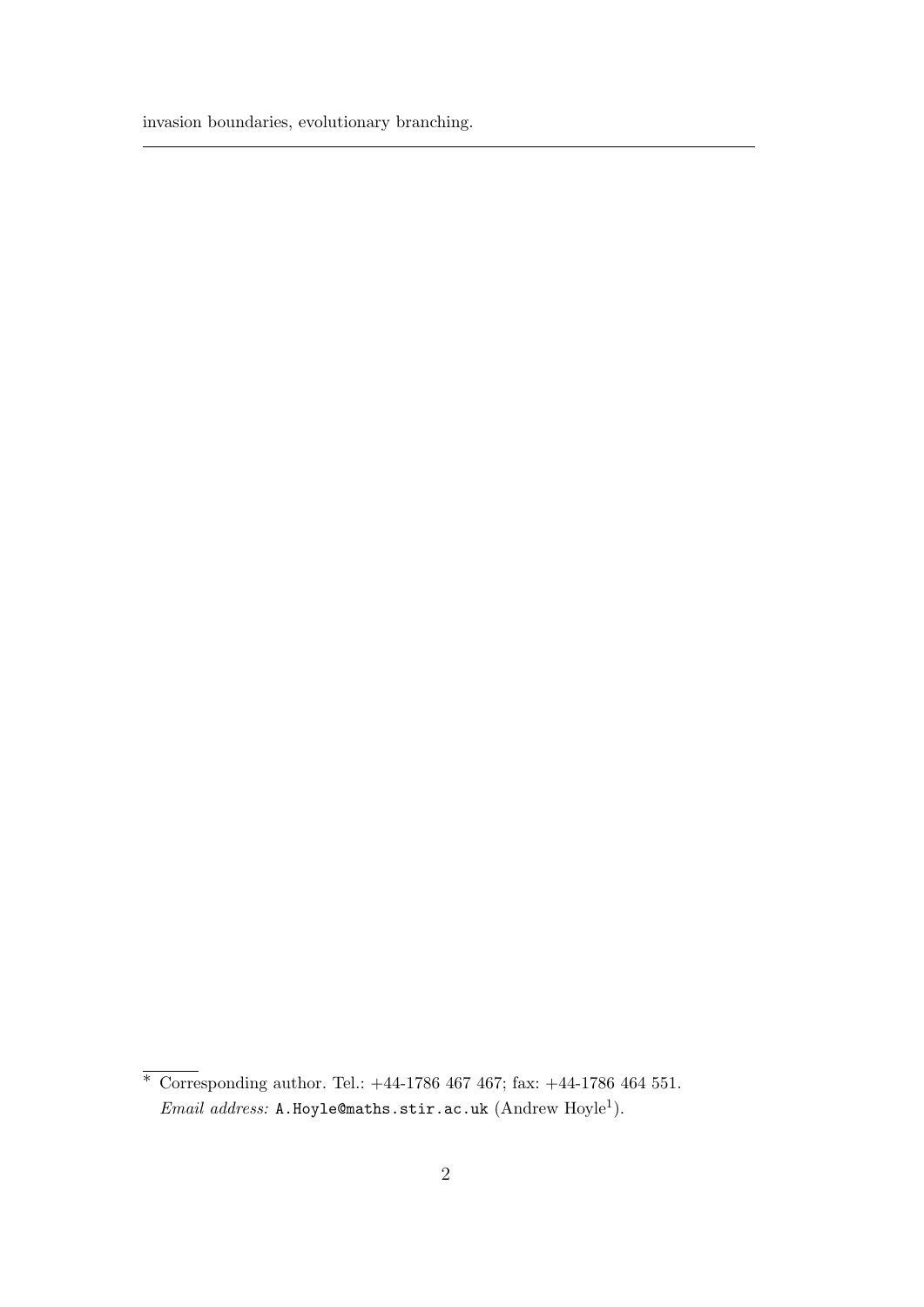invasion boundaries, evolutionary branching.

---

* Corresponding author. Tel.: +44-1786 467 467; fax: +44-1786 464 551.
*Email address:* `A.Hoyle@maths.stir.ac.uk` (Andrew Hoyle[1]).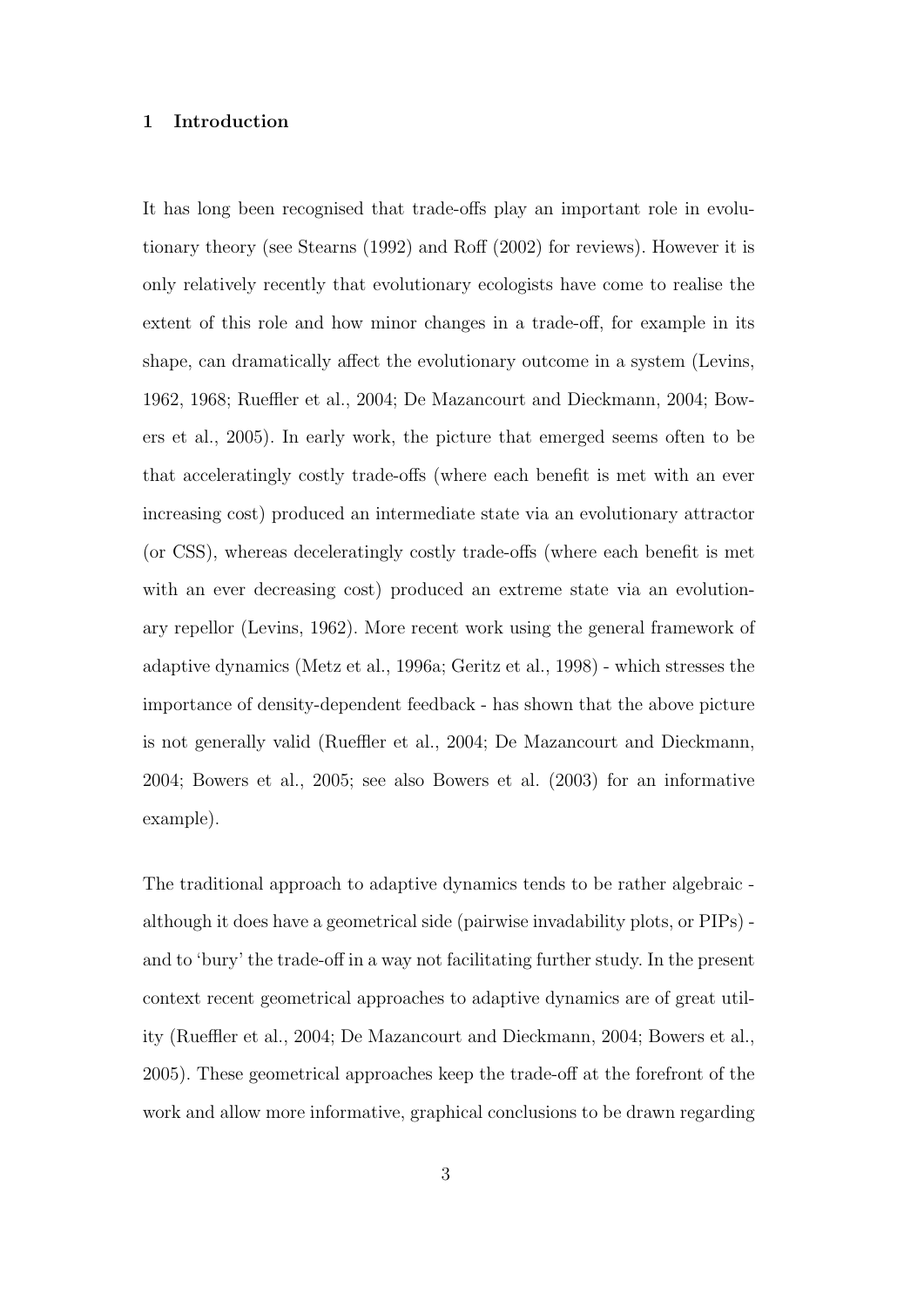## 1 Introduction

It has long been recognised that trade-offs play an important role in evolutionary theory (see Stearns (1992) and Roff (2002) for reviews). However it is only relatively recently that evolutionary ecologists have come to realise the extent of this role and how minor changes in a trade-off, for example in its shape, can dramatically affect the evolutionary outcome in a system (Levins, 1962, 1968; Rueffler et al., 2004; De Mazancourt and Dieckmann, 2004; Bowers et al., 2005). In early work, the picture that emerged seems often to be that acceleratingly costly trade-offs (where each benefit is met with an ever increasing cost) produced an intermediate state via an evolutionary attractor (or CSS), whereas deceleratingly costly trade-offs (where each benefit is met with an ever decreasing cost) produced an extreme state via an evolutionary repellor (Levins, 1962). More recent work using the general framework of adaptive dynamics (Metz et al., 1996a; Geritz et al., 1998) - which stresses the importance of density-dependent feedback - has shown that the above picture is not generally valid (Rueffler et al., 2004; De Mazancourt and Dieckmann, 2004; Bowers et al., 2005; see also Bowers et al. (2003) for an informative example).

The traditional approach to adaptive dynamics tends to be rather algebraic - although it does have a geometrical side (pairwise invadability plots, or PIPs) - and to 'bury' the trade-off in a way not facilitating further study. In the present context recent geometrical approaches to adaptive dynamics are of great utility (Rueffler et al., 2004; De Mazancourt and Dieckmann, 2004; Bowers et al., 2005). These geometrical approaches keep the trade-off at the forefront of the work and allow more informative, graphical conclusions to be drawn regarding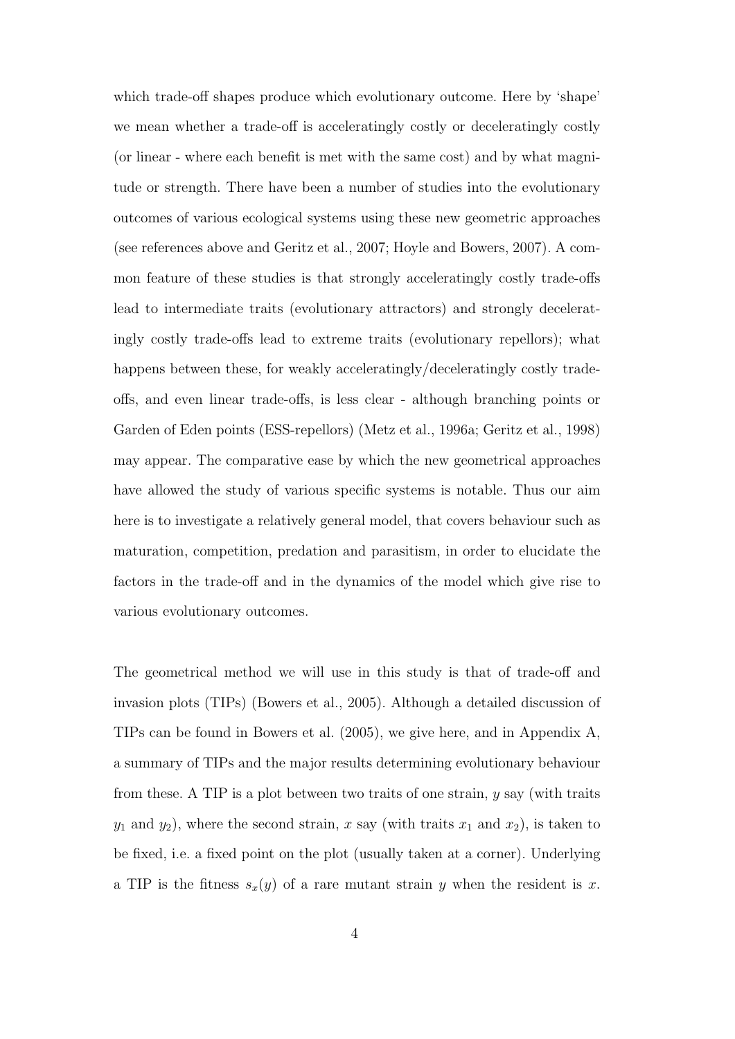which trade-off shapes produce which evolutionary outcome. Here by 'shape' we mean whether a trade-off is acceleratingly costly or deceleratingly costly (or linear - where each benefit is met with the same cost) and by what magnitude or strength. There have been a number of studies into the evolutionary outcomes of various ecological systems using these new geometric approaches (see references above and Geritz et al., 2007; Hoyle and Bowers, 2007). A common feature of these studies is that strongly acceleratingly costly trade-offs lead to intermediate traits (evolutionary attractors) and strongly deceleratingly costly trade-offs lead to extreme traits (evolutionary repellors); what happens between these, for weakly acceleratingly/deceleratingly costly trade-offs, and even linear trade-offs, is less clear - although branching points or Garden of Eden points (ESS-repellors) (Metz et al., 1996a; Geritz et al., 1998) may appear. The comparative ease by which the new geometrical approaches have allowed the study of various specific systems is notable. Thus our aim here is to investigate a relatively general model, that covers behaviour such as maturation, competition, predation and parasitism, in order to elucidate the factors in the trade-off and in the dynamics of the model which give rise to various evolutionary outcomes.

The geometrical method we will use in this study is that of trade-off and invasion plots (TIPs) (Bowers et al., 2005). Although a detailed discussion of TIPs can be found in Bowers et al. (2005), we give here, and in Appendix A, a summary of TIPs and the major results determining evolutionary behaviour from these. A TIP is a plot between two traits of one strain, $y$ say (with traits $y_1$ and $y_2$), where the second strain, $x$ say (with traits $x_1$ and $x_2$), is taken to be fixed, i.e. a fixed point on the plot (usually taken at a corner). Underlying a TIP is the fitness $s_x(y)$ of a rare mutant strain $y$ when the resident is $x$.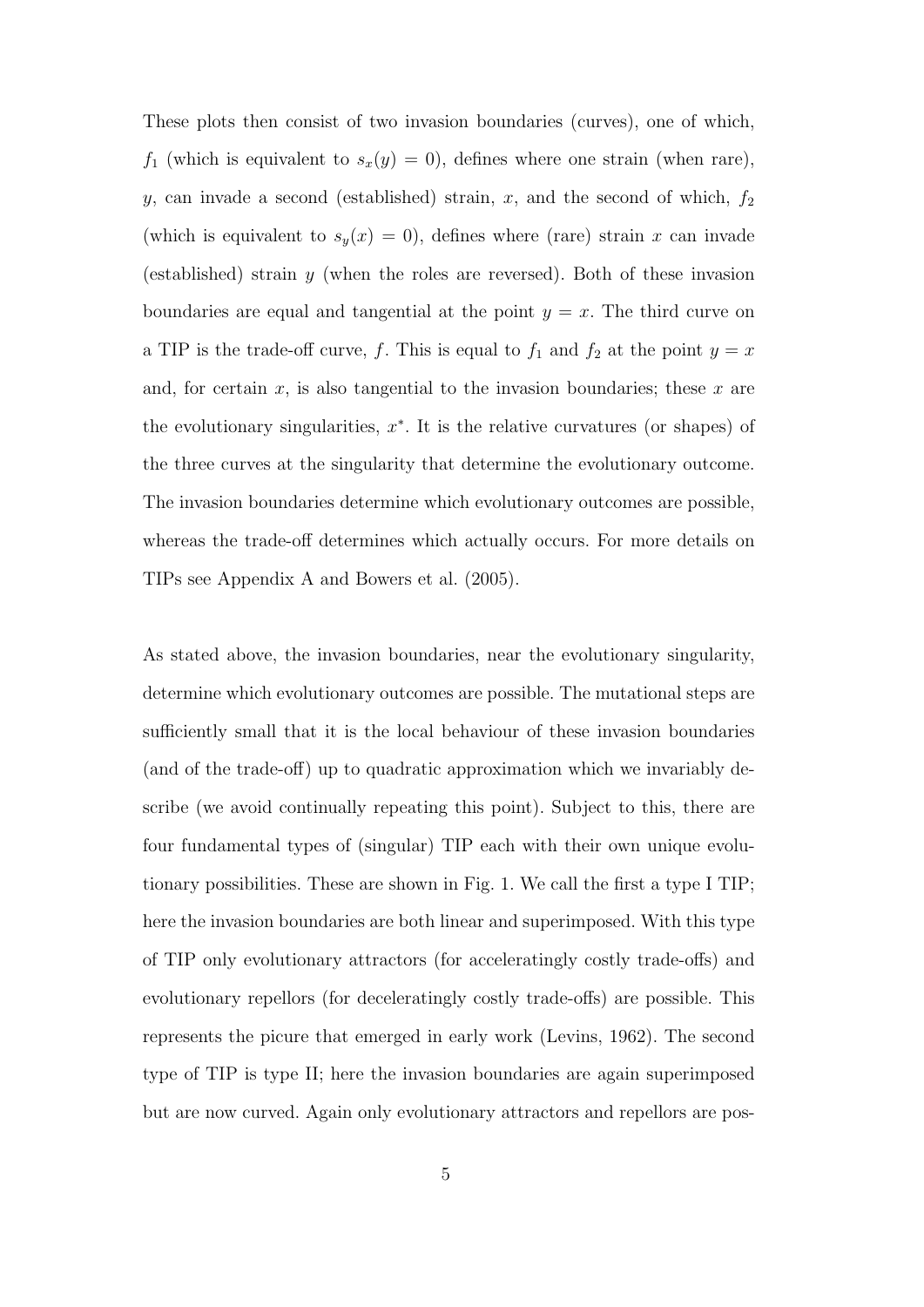These plots then consist of two invasion boundaries (curves), one of which, $f_1$ (which is equivalent to $s_x(y) = 0$), defines where one strain (when rare), $y$, can invade a second (established) strain, $x$, and the second of which, $f_2$ (which is equivalent to $s_y(x) = 0$), defines where (rare) strain $x$ can invade (established) strain $y$ (when the roles are reversed). Both of these invasion boundaries are equal and tangential at the point $y = x$. The third curve on a TIP is the trade-off curve, $f$. This is equal to $f_1$ and $f_2$ at the point $y = x$ and, for certain $x$, is also tangential to the invasion boundaries; these $x$ are the evolutionary singularities, $x^*$. It is the relative curvatures (or shapes) of the three curves at the singularity that determine the evolutionary outcome. The invasion boundaries determine which evolutionary outcomes are possible, whereas the trade-off determines which actually occurs. For more details on TIPs see Appendix A and Bowers et al. (2005).

As stated above, the invasion boundaries, near the evolutionary singularity, determine which evolutionary outcomes are possible. The mutational steps are sufficiently small that it is the local behaviour of these invasion boundaries (and of the trade-off) up to quadratic approximation which we invariably describe (we avoid continually repeating this point). Subject to this, there are four fundamental types of (singular) TIP each with their own unique evolutionary possibilities. These are shown in Fig. 1. We call the first a type I TIP; here the invasion boundaries are both linear and superimposed. With this type of TIP only evolutionary attractors (for acceleratingly costly trade-offs) and evolutionary repellors (for deceleratingly costly trade-offs) are possible. This represents the picure that emerged in early work (Levins, 1962). The second type of TIP is type II; here the invasion boundaries are again superimposed but are now curved. Again only evolutionary attractors and repellors are pos-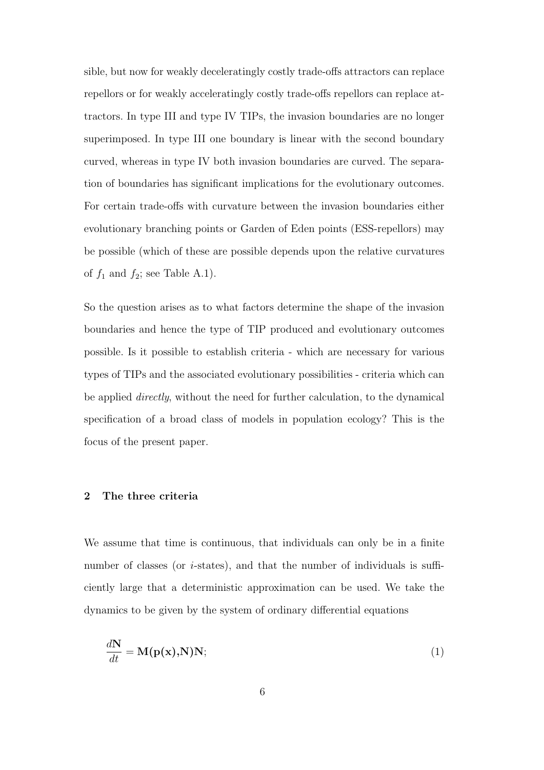sible, but now for weakly deceleratingly costly trade-offs attractors can replace repellors or for weakly acceleratingly costly trade-offs repellors can replace attractors. In type III and type IV TIPs, the invasion boundaries are no longer superimposed. In type III one boundary is linear with the second boundary curved, whereas in type IV both invasion boundaries are curved. The separation of boundaries has significant implications for the evolutionary outcomes. For certain trade-offs with curvature between the invasion boundaries either evolutionary branching points or Garden of Eden points (ESS-repellors) may be possible (which of these are possible depends upon the relative curvatures of $f_1$ and $f_2$; see Table A.1).

So the question arises as to what factors determine the shape of the invasion boundaries and hence the type of TIP produced and evolutionary outcomes possible. Is it possible to establish criteria - which are necessary for various types of TIPs and the associated evolutionary possibilities - criteria which can be applied *directly*, without the need for further calculation, to the dynamical specification of a broad class of models in population ecology? This is the focus of the present paper.

## 2 The three criteria

We assume that time is continuous, that individuals can only be in a finite number of classes (or *i*-states), and that the number of individuals is sufficiently large that a deterministic approximation can be used. We take the dynamics to be given by the system of ordinary differential equations

$$\frac{d\mathbf{N}}{dt} = \mathbf{M(p(x),N)N}; \tag{1}$$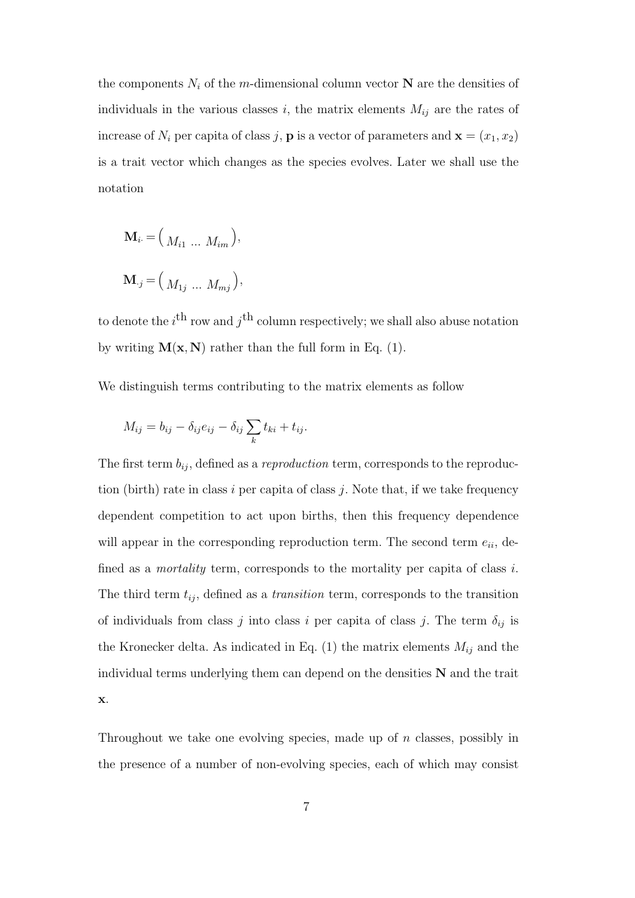the components $N_i$ of the $m$-dimensional column vector $\mathbf{N}$ are the densities of individuals in the various classes $i$, the matrix elements $M_{ij}$ are the rates of increase of $N_i$ per capita of class $j$, $\mathbf{p}$ is a vector of parameters and $\mathbf{x} = (x_1, x_2)$ is a trait vector which changes as the species evolves. Later we shall use the notation

$$\mathbf{M}_{i\cdot} = \begin{pmatrix} M_{i1} & \dots & M_{im} \end{pmatrix},$$

$$\mathbf{M}_{\cdot j} = \begin{pmatrix} M_{1j} & \dots & M_{mj} \end{pmatrix},$$

to denote the $i^{\text{th}}$ row and $j^{\text{th}}$ column respectively; we shall also abuse notation by writing $\mathbf{M}(\mathbf{x}, \mathbf{N})$ rather than the full form in Eq. (1).

We distinguish terms contributing to the matrix elements as follow

$$M_{ij} = b_{ij} - \delta_{ij} e_{ij} - \delta_{ij} \sum_k t_{ki} + t_{ij}.$$

The first term $b_{ij}$, defined as a *reproduction* term, corresponds to the reproduction (birth) rate in class $i$ per capita of class $j$. Note that, if we take frequency dependent competition to act upon births, then this frequency dependence will appear in the corresponding reproduction term. The second term $e_{ii}$, defined as a *mortality* term, corresponds to the mortality per capita of class $i$. The third term $t_{ij}$, defined as a *transition* term, corresponds to the transition of individuals from class $j$ into class $i$ per capita of class $j$. The term $\delta_{ij}$ is the Kronecker delta. As indicated in Eq. (1) the matrix elements $M_{ij}$ and the individual terms underlying them can depend on the densities $\mathbf{N}$ and the trait $\mathbf{x}$.

Throughout we take one evolving species, made up of $n$ classes, possibly in the presence of a number of non-evolving species, each of which may consist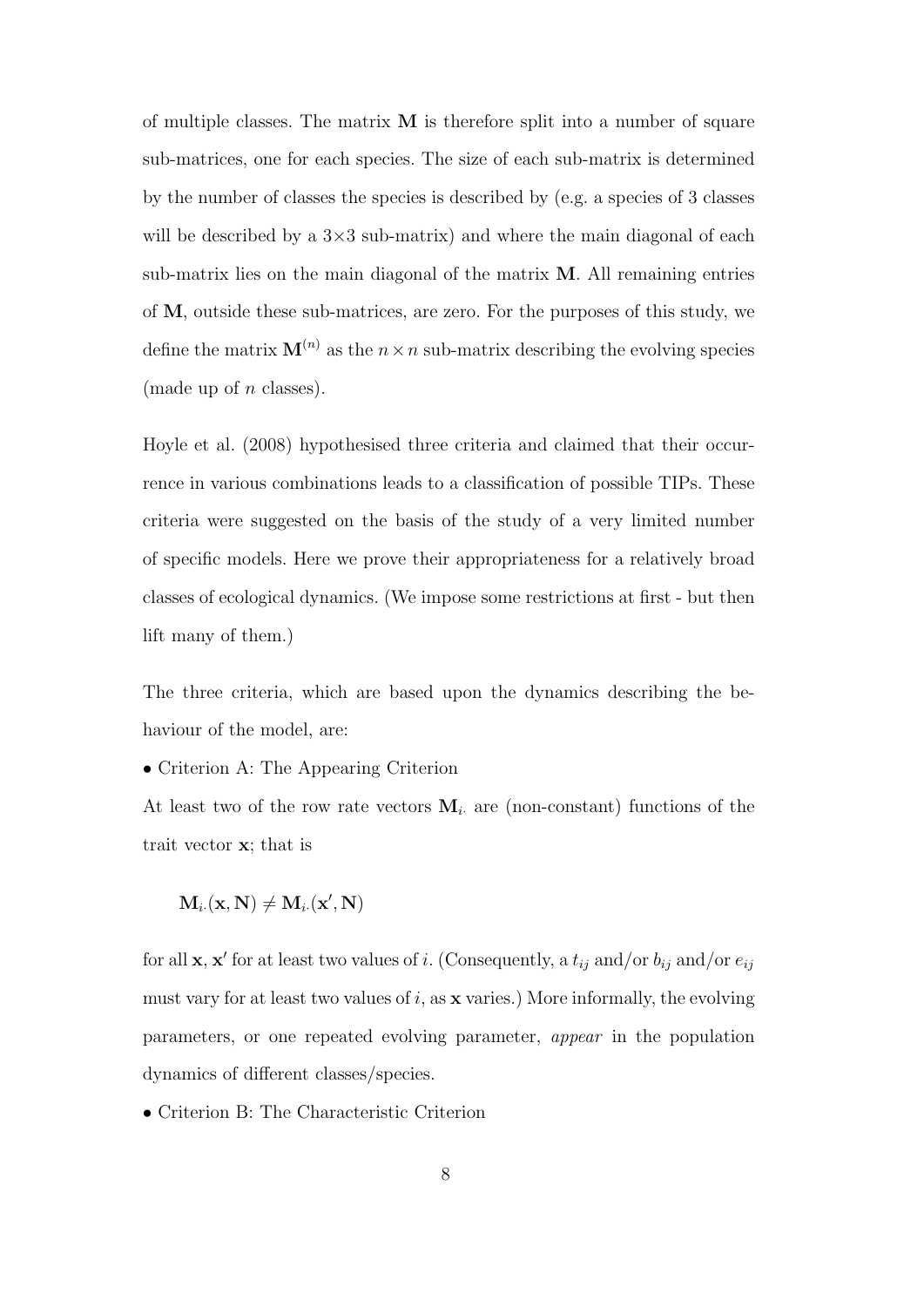of multiple classes. The matrix $\mathbf{M}$ is therefore split into a number of square sub-matrices, one for each species. The size of each sub-matrix is determined by the number of classes the species is described by (e.g. a species of 3 classes will be described by a $3{\times}3$ sub-matrix) and where the main diagonal of each sub-matrix lies on the main diagonal of the matrix $\mathbf{M}$. All remaining entries of $\mathbf{M}$, outside these sub-matrices, are zero. For the purposes of this study, we define the matrix $\mathbf{M}^{(n)}$ as the $n \times n$ sub-matrix describing the evolving species (made up of $n$ classes).

Hoyle et al. (2008) hypothesised three criteria and claimed that their occurrence in various combinations leads to a classification of possible TIPs. These criteria were suggested on the basis of the study of a very limited number of specific models. Here we prove their appropriateness for a relatively broad classes of ecological dynamics. (We impose some restrictions at first - but then lift many of them.)

The three criteria, which are based upon the dynamics describing the behaviour of the model, are:

• Criterion A: The Appearing Criterion

At least two of the row rate vectors $\mathbf{M}_{i\cdot}$ are (non-constant) functions of the trait vector $\mathbf{x}$; that is

$$\mathbf{M}_{i\cdot}(\mathbf{x}, \mathbf{N}) \neq \mathbf{M}_{i\cdot}(\mathbf{x}', \mathbf{N})$$

for all $\mathbf{x}, \mathbf{x}'$ for at least two values of $i$. (Consequently, a $t_{ij}$ and/or $b_{ij}$ and/or $e_{ij}$ must vary for at least two values of $i$, as $\mathbf{x}$ varies.) More informally, the evolving parameters, or one repeated evolving parameter, *appear* in the population dynamics of different classes/species.

• Criterion B: The Characteristic Criterion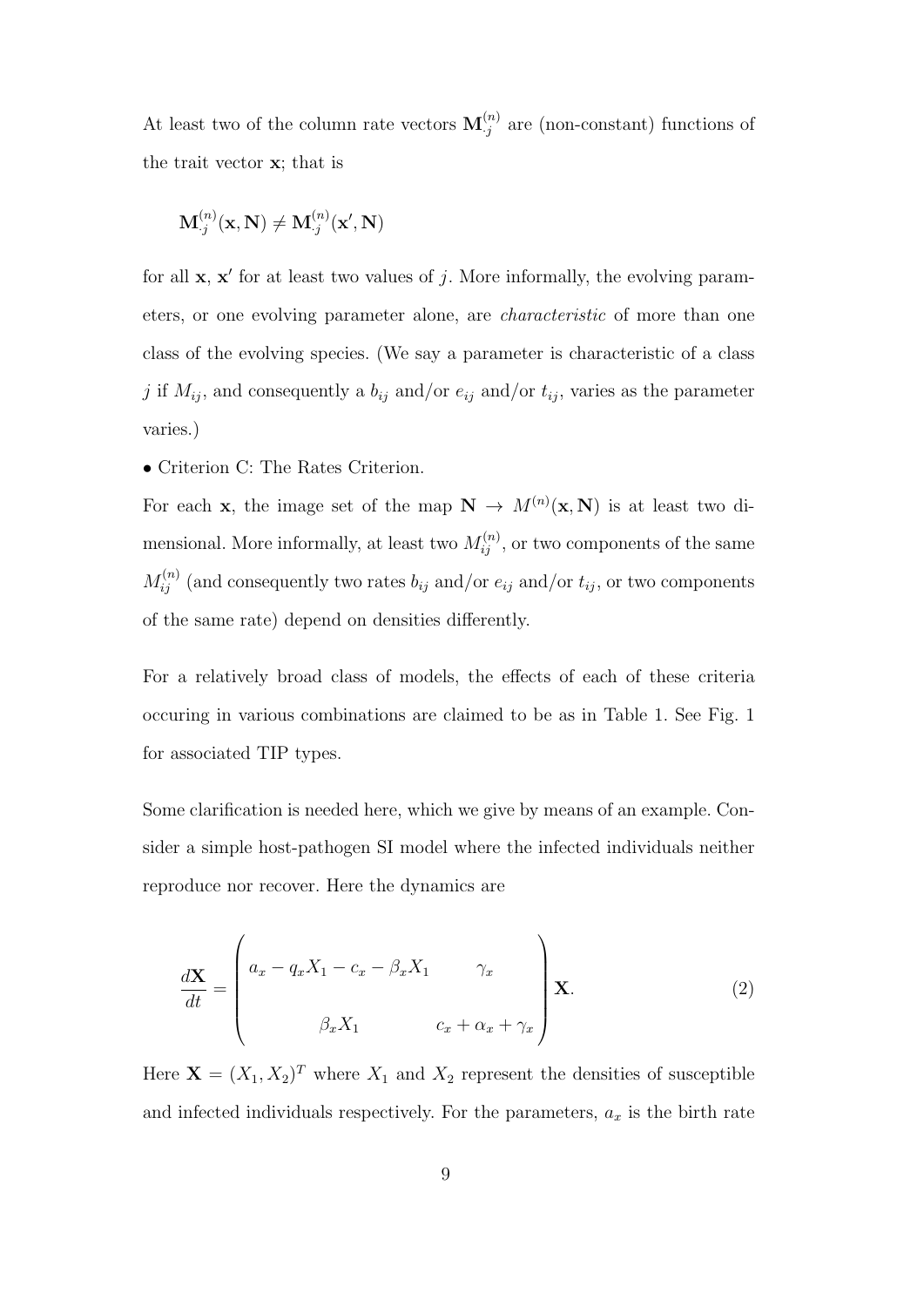At least two of the column rate vectors $\mathbf{M}_{\cdot j}^{(n)}$ are (non-constant) functions of the trait vector $\mathbf{x}$; that is

$$\mathbf{M}_{\cdot j}^{(n)}(\mathbf{x}, \mathbf{N}) \neq \mathbf{M}_{\cdot j}^{(n)}(\mathbf{x}', \mathbf{N})$$

for all $\mathbf{x}$, $\mathbf{x}'$ for at least two values of $j$. More informally, the evolving parameters, or one evolving parameter alone, are *characteristic* of more than one class of the evolving species. (We say a parameter is characteristic of a class $j$ if $M_{ij}$, and consequently a $b_{ij}$ and/or $e_{ij}$ and/or $t_{ij}$, varies as the parameter varies.)

• Criterion C: The Rates Criterion.

For each $\mathbf{x}$, the image set of the map $\mathbf{N} \to M^{(n)}(\mathbf{x}, \mathbf{N})$ is at least two dimensional. More informally, at least two $M_{ij}^{(n)}$, or two components of the same $M_{ij}^{(n)}$ (and consequently two rates $b_{ij}$ and/or $e_{ij}$ and/or $t_{ij}$, or two components of the same rate) depend on densities differently.

For a relatively broad class of models, the effects of each of these criteria occuring in various combinations are claimed to be as in Table 1. See Fig. 1 for associated TIP types.

Some clarification is needed here, which we give by means of an example. Consider a simple host-pathogen SI model where the infected individuals neither reproduce nor recover. Here the dynamics are

$$\frac{d\mathbf{X}}{dt} = \begin{pmatrix} a_x - q_x X_1 - c_x - \beta_x X_1 & \gamma_x \\ \\ \beta_x X_1 & c_x + \alpha_x + \gamma_x \end{pmatrix} \mathbf{X}. \tag{2}$$

Here $\mathbf{X} = (X_1, X_2)^T$ where $X_1$ and $X_2$ represent the densities of susceptible and infected individuals respectively. For the parameters, $a_x$ is the birth rate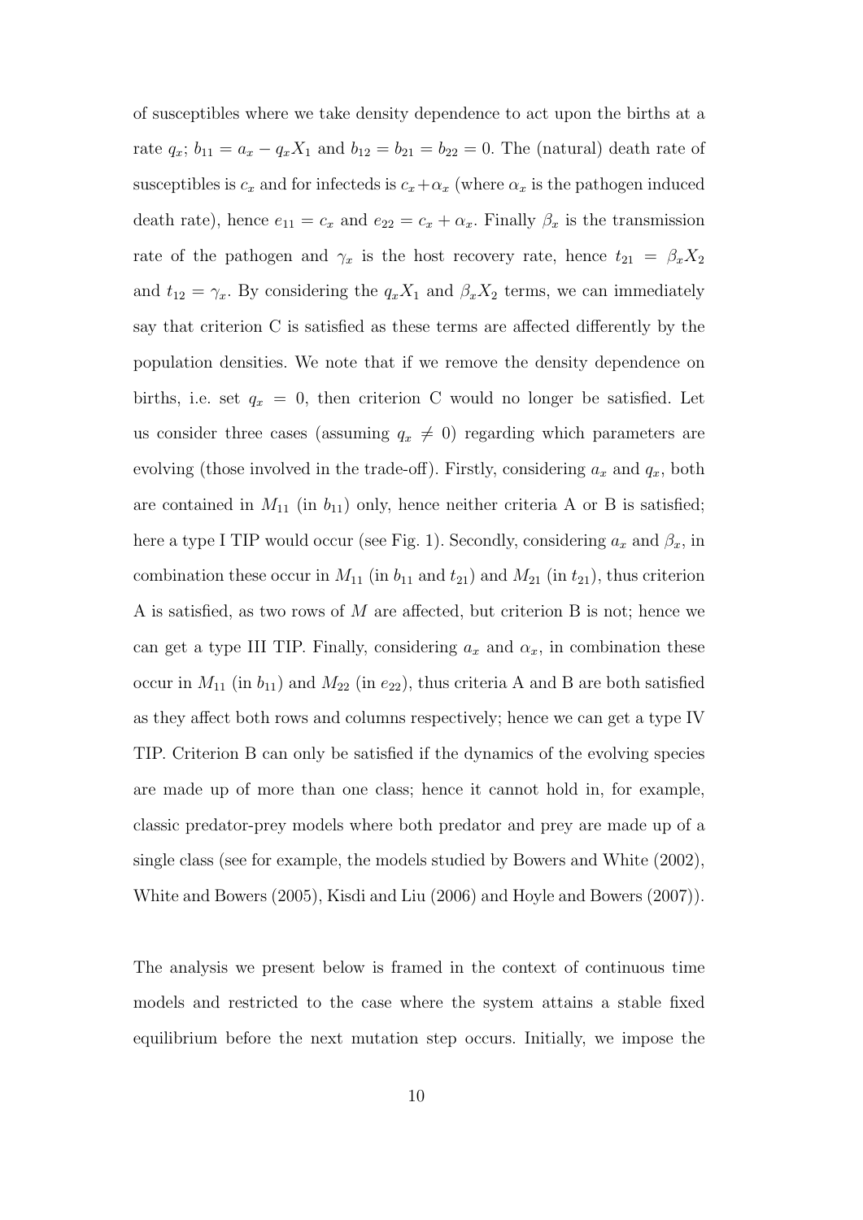of susceptibles where we take density dependence to act upon the births at a rate $q_x$; $b_{11} = a_x - q_x X_1$ and $b_{12} = b_{21} = b_{22} = 0$. The (natural) death rate of susceptibles is $c_x$ and for infecteds is $c_x + \alpha_x$ (where $\alpha_x$ is the pathogen induced death rate), hence $e_{11} = c_x$ and $e_{22} = c_x + \alpha_x$. Finally $\beta_x$ is the transmission rate of the pathogen and $\gamma_x$ is the host recovery rate, hence $t_{21} = \beta_x X_2$ and $t_{12} = \gamma_x$. By considering the $q_x X_1$ and $\beta_x X_2$ terms, we can immediately say that criterion C is satisfied as these terms are affected differently by the population densities. We note that if we remove the density dependence on births, i.e. set $q_x = 0$, then criterion C would no longer be satisfied. Let us consider three cases (assuming $q_x \neq 0$) regarding which parameters are evolving (those involved in the trade-off). Firstly, considering $a_x$ and $q_x$, both are contained in $M_{11}$ (in $b_{11}$) only, hence neither criteria A or B is satisfied; here a type I TIP would occur (see Fig. 1). Secondly, considering $a_x$ and $\beta_x$, in combination these occur in $M_{11}$ (in $b_{11}$ and $t_{21}$) and $M_{21}$ (in $t_{21}$), thus criterion A is satisfied, as two rows of $M$ are affected, but criterion B is not; hence we can get a type III TIP. Finally, considering $a_x$ and $\alpha_x$, in combination these occur in $M_{11}$ (in $b_{11}$) and $M_{22}$ (in $e_{22}$), thus criteria A and B are both satisfied as they affect both rows and columns respectively; hence we can get a type IV TIP. Criterion B can only be satisfied if the dynamics of the evolving species are made up of more than one class; hence it cannot hold in, for example, classic predator-prey models where both predator and prey are made up of a single class (see for example, the models studied by Bowers and White (2002), White and Bowers (2005), Kisdi and Liu (2006) and Hoyle and Bowers (2007)).

The analysis we present below is framed in the context of continuous time models and restricted to the case where the system attains a stable fixed equilibrium before the next mutation step occurs. Initially, we impose the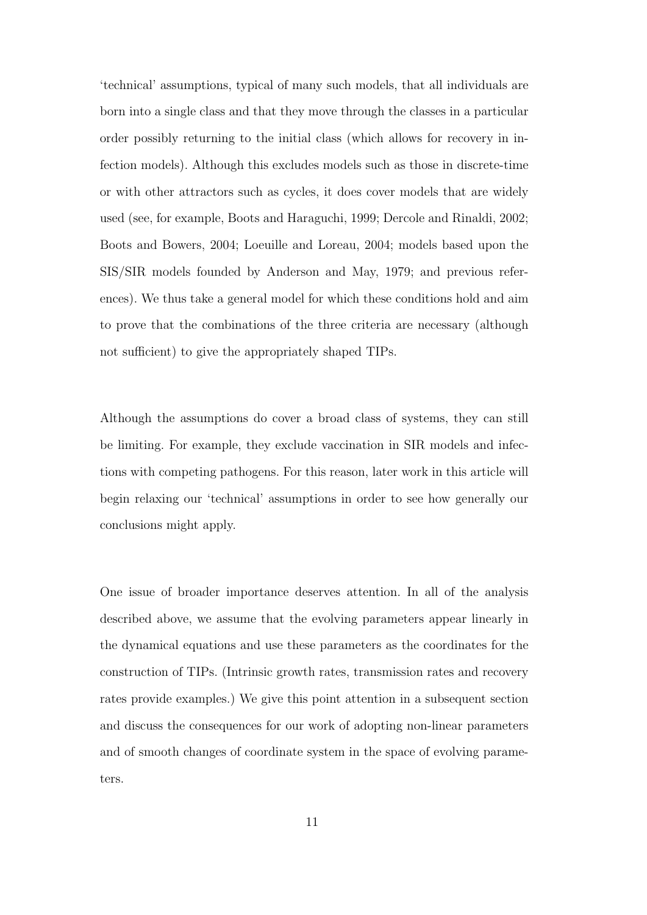'technical' assumptions, typical of many such models, that all individuals are born into a single class and that they move through the classes in a particular order possibly returning to the initial class (which allows for recovery in infection models). Although this excludes models such as those in discrete-time or with other attractors such as cycles, it does cover models that are widely used (see, for example, Boots and Haraguchi, 1999; Dercole and Rinaldi, 2002; Boots and Bowers, 2004; Loeuille and Loreau, 2004; models based upon the SIS/SIR models founded by Anderson and May, 1979; and previous references). We thus take a general model for which these conditions hold and aim to prove that the combinations of the three criteria are necessary (although not sufficient) to give the appropriately shaped TIPs.

Although the assumptions do cover a broad class of systems, they can still be limiting. For example, they exclude vaccination in SIR models and infections with competing pathogens. For this reason, later work in this article will begin relaxing our 'technical' assumptions in order to see how generally our conclusions might apply.

One issue of broader importance deserves attention. In all of the analysis described above, we assume that the evolving parameters appear linearly in the dynamical equations and use these parameters as the coordinates for the construction of TIPs. (Intrinsic growth rates, transmission rates and recovery rates provide examples.) We give this point attention in a subsequent section and discuss the consequences for our work of adopting non-linear parameters and of smooth changes of coordinate system in the space of evolving parameters.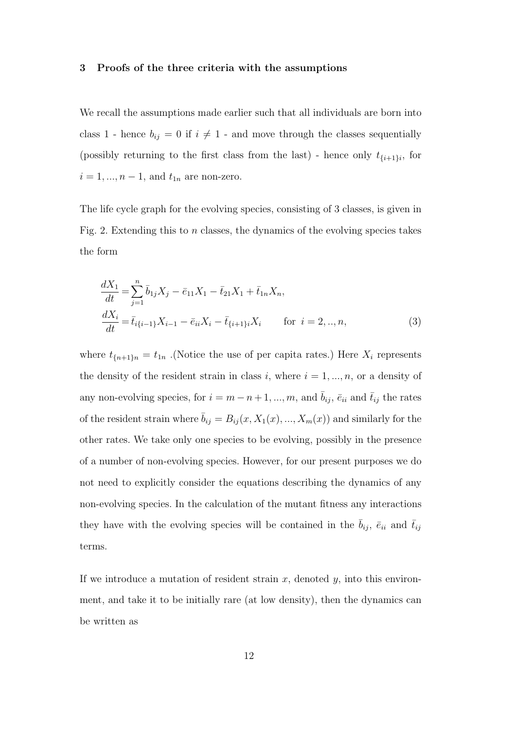## 3 Proofs of the three criteria with the assumptions

We recall the assumptions made earlier such that all individuals are born into class 1 - hence $b_{ij} = 0$ if $i \neq 1$ - and move through the classes sequentially (possibly returning to the first class from the last) - hence only $t_{\{i+1\}i}$, for $i = 1, ..., n-1$, and $t_{1n}$ are non-zero.

The life cycle graph for the evolving species, consisting of 3 classes, is given in Fig. 2. Extending this to $n$ classes, the dynamics of the evolving species takes the form

$$
\begin{aligned}
\frac{dX_1}{dt} &= \sum_{j=1}^{n} \bar{b}_{1j} X_j - \bar{e}_{11} X_1 - \bar{t}_{21} X_1 + \bar{t}_{1n} X_n, \\
\frac{dX_i}{dt} &= \bar{t}_{i\{i-1\}} X_{i-1} - \bar{e}_{ii} X_i - \bar{t}_{\{i+1\}i} X_i \qquad \text{for } \; i = 2, .., n,
\end{aligned} \tag{3}
$$

where $t_{\{n+1\}n} = t_{1n}$ .(Notice the use of per capita rates.) Here $X_i$ represents the density of the resident strain in class $i$, where $i = 1, ..., n$, or a density of any non-evolving species, for $i = m-n+1, ..., m$, and $\bar{b}_{ij}$, $\bar{e}_{ii}$ and $\bar{t}_{ij}$ the rates of the resident strain where $\bar{b}_{ij} = B_{ij}(x, X_1(x), ..., X_m(x))$ and similarly for the other rates. We take only one species to be evolving, possibly in the presence of a number of non-evolving species. However, for our present purposes we do not need to explicitly consider the equations describing the dynamics of any non-evolving species. In the calculation of the mutant fitness any interactions they have with the evolving species will be contained in the $\bar{b}_{ij}$, $\bar{e}_{ii}$ and $\bar{t}_{ij}$ terms.

If we introduce a mutation of resident strain $x$, denoted $y$, into this environment, and take it to be initially rare (at low density), then the dynamics can be written as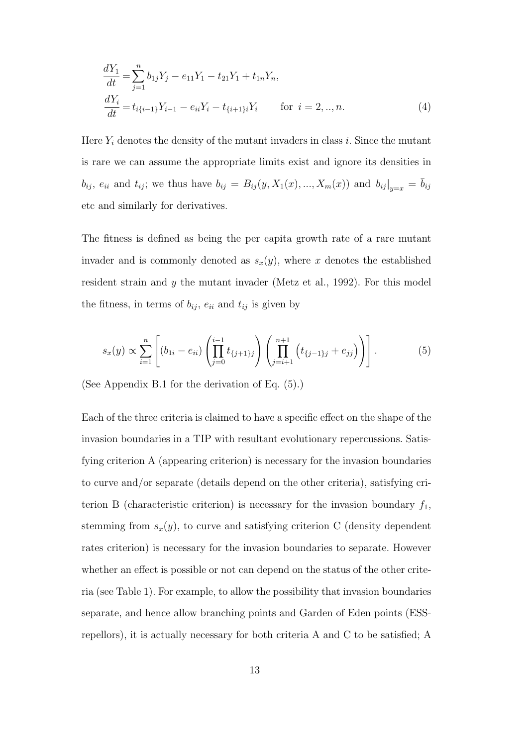$$
\begin{aligned}
\frac{dY_1}{dt} &= \sum_{j=1}^{n} b_{1j} Y_j - e_{11} Y_1 - t_{21} Y_1 + t_{1n} Y_n, \\
\frac{dY_i}{dt} &= t_{i\{i-1\}} Y_{i-1} - e_{ii} Y_i - t_{\{i+1\}i} Y_i \qquad \text{for } i = 2, .., n.
\end{aligned} \tag{4}
$$

Here $Y_i$ denotes the density of the mutant invaders in class $i$. Since the mutant is rare we can assume the appropriate limits exist and ignore its densities in $b_{ij}$, $e_{ii}$ and $t_{ij}$; we thus have $b_{ij} = B_{ij}(y, X_1(x), ..., X_m(x))$ and $b_{ij}|_{y=x} = \bar{b}_{ij}$ etc and similarly for derivatives.

The fitness is defined as being the per capita growth rate of a rare mutant invader and is commonly denoted as $s_x(y)$, where $x$ denotes the established resident strain and $y$ the mutant invader (Metz et al., 1992). For this model the fitness, in terms of $b_{ij}$, $e_{ii}$ and $t_{ij}$ is given by

$$
s_x(y) \propto \sum_{i=1}^{n} \left[ (b_{1i} - e_{ii}) \left( \prod_{j=0}^{i-1} t_{\{j+1\}j} \right) \left( \prod_{j=i+1}^{n+1} \left( t_{\{j-1\}j} + e_{jj} \right) \right) \right]. \tag{5}
$$

(See Appendix B.1 for the derivation of Eq. (5).)

Each of the three criteria is claimed to have a specific effect on the shape of the invasion boundaries in a TIP with resultant evolutionary repercussions. Satisfying criterion A (appearing criterion) is necessary for the invasion boundaries to curve and/or separate (details depend on the other criteria), satisfying criterion B (characteristic criterion) is necessary for the invasion boundary $f_1$, stemming from $s_x(y)$, to curve and satisfying criterion C (density dependent rates criterion) is necessary for the invasion boundaries to separate. However whether an effect is possible or not can depend on the status of the other criteria (see Table 1). For example, to allow the possibility that invasion boundaries separate, and hence allow branching points and Garden of Eden points (ESS-repellors), it is actually necessary for both criteria A and C to be satisfied; A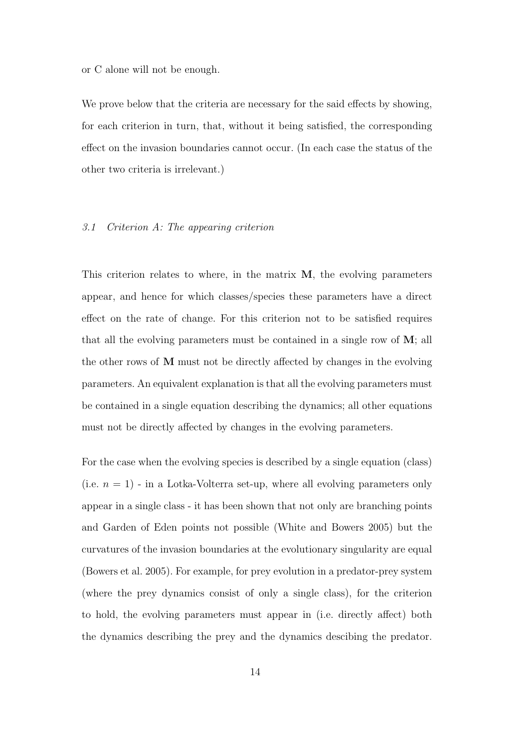or C alone will not be enough.

We prove below that the criteria are necessary for the said effects by showing, for each criterion in turn, that, without it being satisfied, the corresponding effect on the invasion boundaries cannot occur. (In each case the status of the other two criteria is irrelevant.)

### *3.1 Criterion A: The appearing criterion*

This criterion relates to where, in the matrix $\mathbf{M}$, the evolving parameters appear, and hence for which classes/species these parameters have a direct effect on the rate of change. For this criterion not to be satisfied requires that all the evolving parameters must be contained in a single row of $\mathbf{M}$; all the other rows of $\mathbf{M}$ must not be directly affected by changes in the evolving parameters. An equivalent explanation is that all the evolving parameters must be contained in a single equation describing the dynamics; all other equations must not be directly affected by changes in the evolving parameters.

For the case when the evolving species is described by a single equation (class) (i.e. $n = 1$) - in a Lotka-Volterra set-up, where all evolving parameters only appear in a single class - it has been shown that not only are branching points and Garden of Eden points not possible (White and Bowers 2005) but the curvatures of the invasion boundaries at the evolutionary singularity are equal (Bowers et al. 2005). For example, for prey evolution in a predator-prey system (where the prey dynamics consist of only a single class), for the criterion to hold, the evolving parameters must appear in (i.e. directly affect) both the dynamics describing the prey and the dynamics descibing the predator.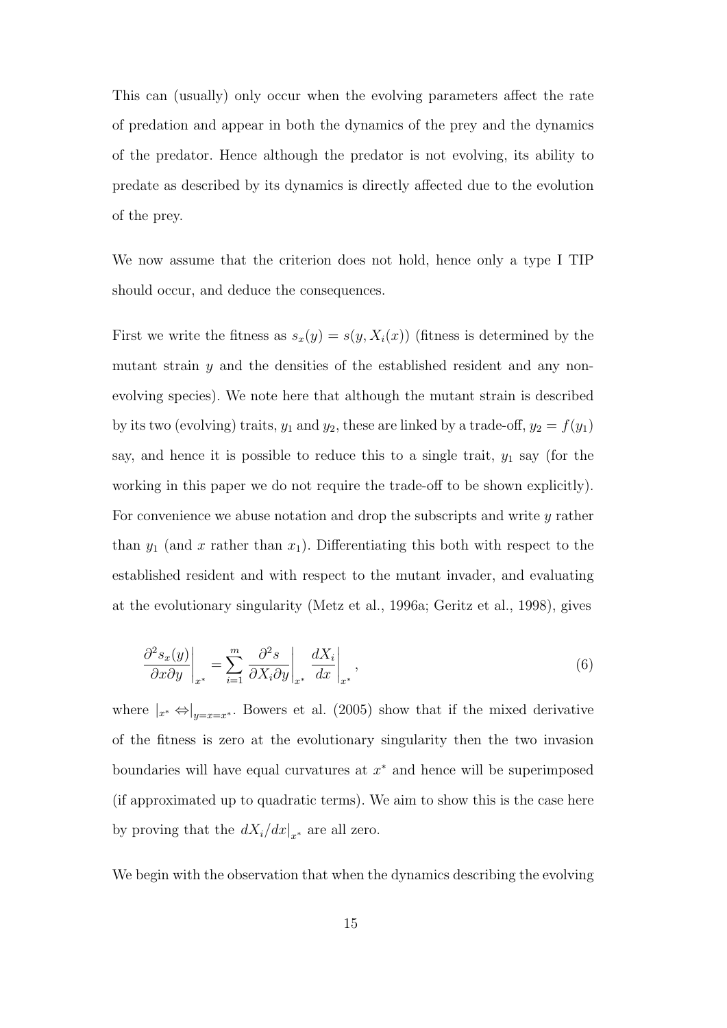This can (usually) only occur when the evolving parameters affect the rate of predation and appear in both the dynamics of the prey and the dynamics of the predator. Hence although the predator is not evolving, its ability to predate as described by its dynamics is directly affected due to the evolution of the prey.

We now assume that the criterion does not hold, hence only a type I TIP should occur, and deduce the consequences.

First we write the fitness as $s_x(y) = s(y, X_i(x))$ (fitness is determined by the mutant strain $y$ and the densities of the established resident and any non-evolving species). We note here that although the mutant strain is described by its two (evolving) traits, $y_1$ and $y_2$, these are linked by a trade-off, $y_2 = f(y_1)$ say, and hence it is possible to reduce this to a single trait, $y_1$ say (for the working in this paper we do not require the trade-off to be shown explicitly). For convenience we abuse notation and drop the subscripts and write $y$ rather than $y_1$ (and $x$ rather than $x_1$). Differentiating this both with respect to the established resident and with respect to the mutant invader, and evaluating at the evolutionary singularity (Metz et al., 1996a; Geritz et al., 1998), gives

$$\left.\frac{\partial^2 s_x(y)}{\partial x \partial y}\right|_{x^*} = \sum_{i=1}^{m} \left.\frac{\partial^2 s}{\partial X_i \partial y}\right|_{x^*} \left.\frac{dX_i}{dx}\right|_{x^*}, \tag{6}$$

where $|_{x^*} \Leftrightarrow |_{y=x=x^*}$. Bowers et al. (2005) show that if the mixed derivative of the fitness is zero at the evolutionary singularity then the two invasion boundaries will have equal curvatures at $x^*$ and hence will be superimposed (if approximated up to quadratic terms). We aim to show this is the case here by proving that the $dX_i/dx|_{x^*}$ are all zero.

We begin with the observation that when the dynamics describing the evolving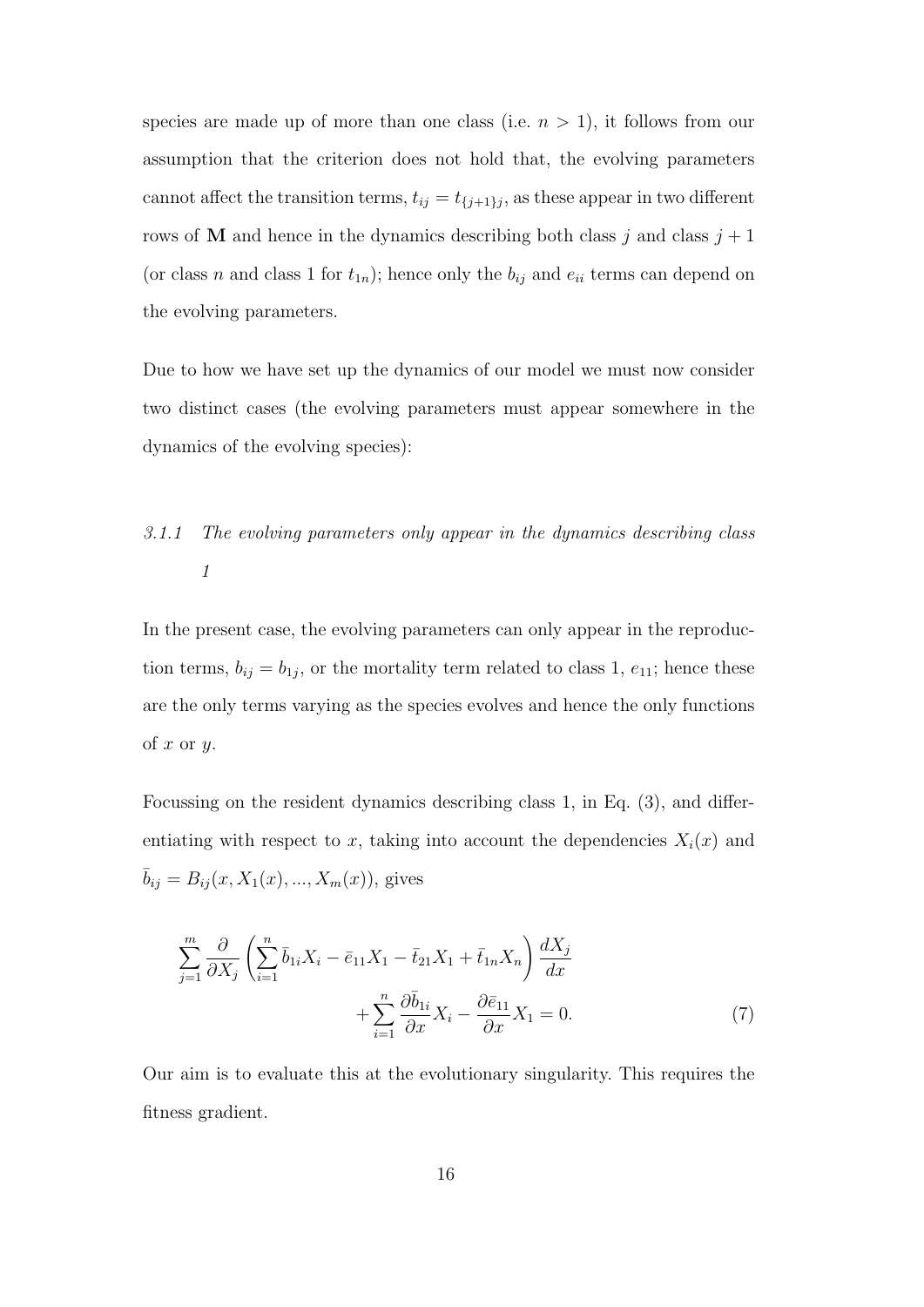species are made up of more than one class (i.e. $n > 1$), it follows from our assumption that the criterion does not hold that, the evolving parameters cannot affect the transition terms, $t_{ij} = t_{\{j+1\}j}$, as these appear in two different rows of $\mathbf{M}$ and hence in the dynamics describing both class $j$ and class $j+1$ (or class $n$ and class 1 for $t_{1n}$); hence only the $b_{ij}$ and $e_{ii}$ terms can depend on the evolving parameters.

Due to how we have set up the dynamics of our model we must now consider two distinct cases (the evolving parameters must appear somewhere in the dynamics of the evolving species):

### *3.1.1 The evolving parameters only appear in the dynamics describing class 1*

In the present case, the evolving parameters can only appear in the reproduction terms, $b_{ij} = b_{1j}$, or the mortality term related to class 1, $e_{11}$; hence these are the only terms varying as the species evolves and hence the only functions of $x$ or $y$.

Focussing on the resident dynamics describing class 1, in Eq. (3), and differentiating with respect to $x$, taking into account the dependencies $X_i(x)$ and $\bar{b}_{ij} = B_{ij}(x, X_1(x), ..., X_m(x))$, gives

$$\sum_{j=1}^{m} \frac{\partial}{\partial X_j} \left( \sum_{i=1}^{n} \bar{b}_{1i} X_i - \bar{e}_{11} X_1 - \bar{t}_{21} X_1 + \bar{t}_{1n} X_n \right) \frac{dX_j}{dx} + \sum_{i=1}^{n} \frac{\partial \bar{b}_{1i}}{\partial x} X_i - \frac{\partial \bar{e}_{11}}{\partial x} X_1 = 0. \tag{7}$$

Our aim is to evaluate this at the evolutionary singularity. This requires the fitness gradient.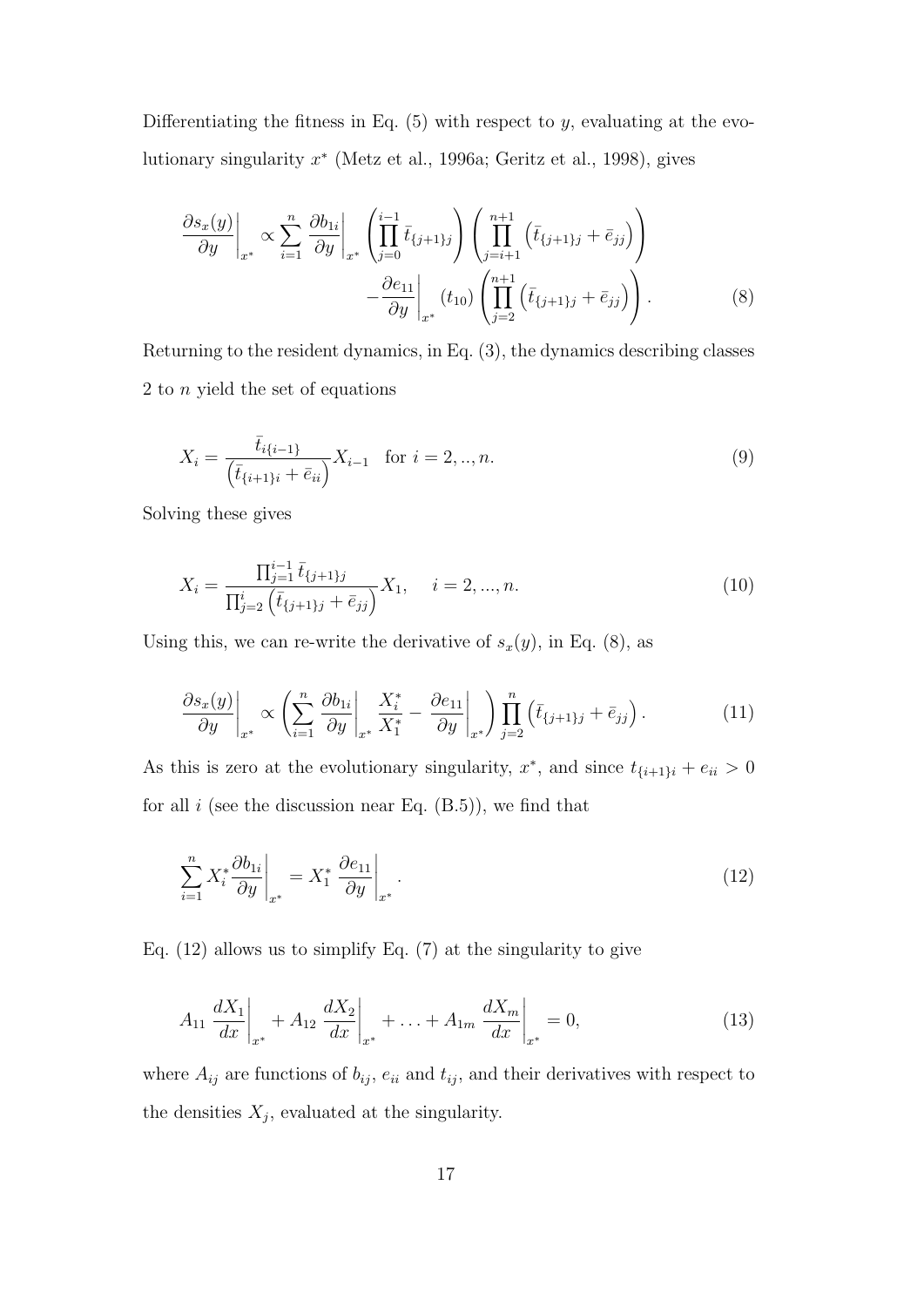Differentiating the fitness in Eq. (5) with respect to $y$, evaluating at the evolutionary singularity $x^*$ (Metz et al., 1996a; Geritz et al., 1998), gives

$$\left.\frac{\partial s_x(y)}{\partial y}\right|_{x^*} \propto \sum_{i=1}^{n} \left.\frac{\partial b_{1i}}{\partial y}\right|_{x^*} \left(\prod_{j=0}^{i-1} \bar{t}_{\{j+1\}j}\right) \left(\prod_{j=i+1}^{n+1} \left(\bar{t}_{\{j+1\}j} + \bar{e}_{jj}\right)\right) - \left.\frac{\partial e_{11}}{\partial y}\right|_{x^*} (t_{10}) \left(\prod_{j=2}^{n+1} \left(\bar{t}_{\{j+1\}j} + \bar{e}_{jj}\right)\right). \tag{8}$$

Returning to the resident dynamics, in Eq. (3), the dynamics describing classes 2 to $n$ yield the set of equations

$$X_i = \frac{\bar{t}_{i\{i-1\}}}{\left(\bar{t}_{\{i+1\}i} + \bar{e}_{ii}\right)} X_{i-1} \quad \text{for } i = 2, .., n. \tag{9}$$

Solving these gives

$$X_i = \frac{\prod_{j=1}^{i-1} \bar{t}_{\{j+1\}j}}{\prod_{j=2}^{i} \left(\bar{t}_{\{j+1\}j} + \bar{e}_{jj}\right)} X_1, \quad i = 2, ..., n. \tag{10}$$

Using this, we can re-write the derivative of $s_x(y)$, in Eq. (8), as

$$\left.\frac{\partial s_x(y)}{\partial y}\right|_{x^*} \propto \left(\sum_{i=1}^{n} \left.\frac{\partial b_{1i}}{\partial y}\right|_{x^*} \frac{X_i^*}{X_1^*} - \left.\frac{\partial e_{11}}{\partial y}\right|_{x^*}\right) \prod_{j=2}^{n} \left(\bar{t}_{\{j+1\}j} + \bar{e}_{jj}\right). \tag{11}$$

As this is zero at the evolutionary singularity, $x^*$, and since $t_{\{i+1\}i} + e_{ii} > 0$ for all $i$ (see the discussion near Eq. (B.5)), we find that

$$\sum_{i=1}^{n} X_i^* \left.\frac{\partial b_{1i}}{\partial y}\right|_{x^*} = X_1^* \left.\frac{\partial e_{11}}{\partial y}\right|_{x^*}. \tag{12}$$

Eq. (12) allows us to simplify Eq. (7) at the singularity to give

$$A_{11} \left.\frac{dX_1}{dx}\right|_{x^*} + A_{12} \left.\frac{dX_2}{dx}\right|_{x^*} + \ldots + A_{1m} \left.\frac{dX_m}{dx}\right|_{x^*} = 0, \tag{13}$$

where $A_{ij}$ are functions of $b_{ij}$, $e_{ii}$ and $t_{ij}$, and their derivatives with respect to the densities $X_j$, evaluated at the singularity.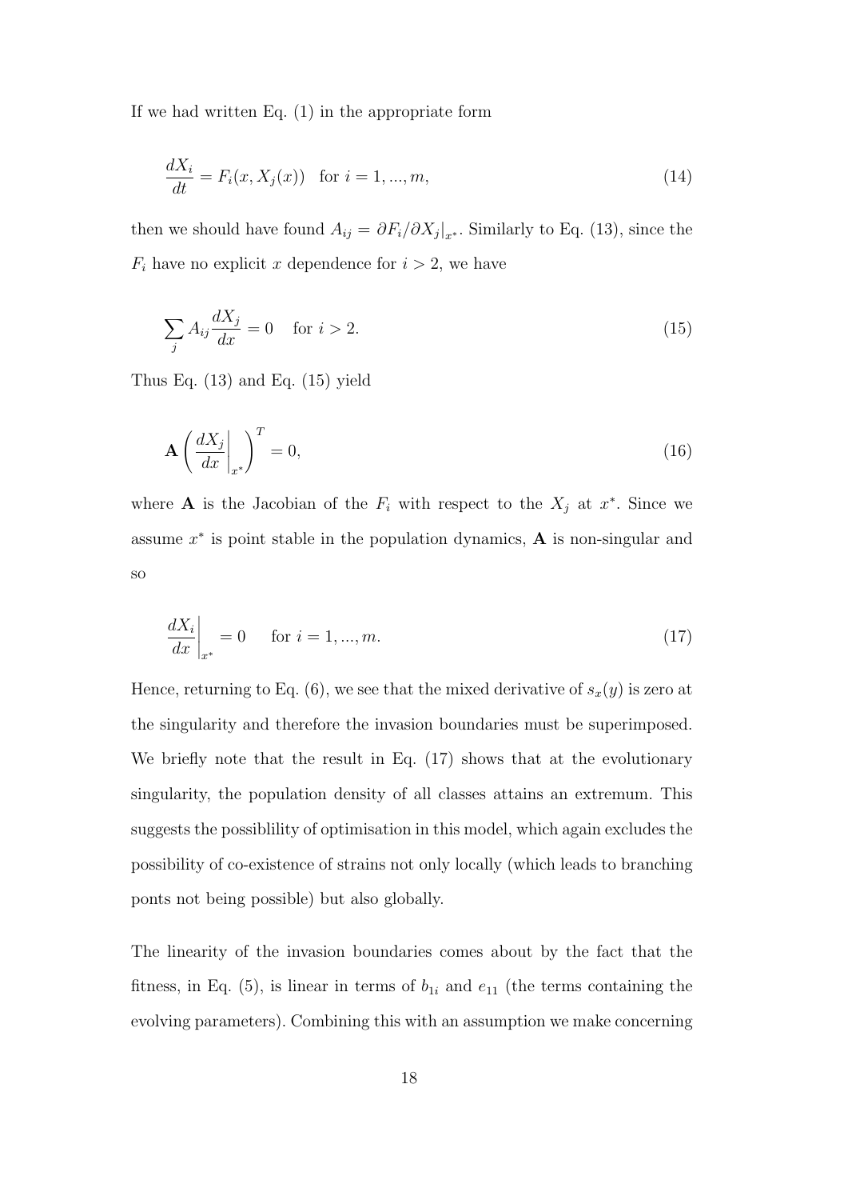If we had written Eq. (1) in the appropriate form

$$\frac{dX_i}{dt} = F_i(x, X_j(x)) \quad \text{for } i = 1, ..., m, \tag{14}$$

then we should have found $A_{ij} = \partial F_i / \partial X_j |_{x^*}$. Similarly to Eq. (13), since the $F_i$ have no explicit $x$ dependence for $i > 2$, we have

$$\sum_j A_{ij} \frac{dX_j}{dx} = 0 \quad \text{for } i > 2. \tag{15}$$

Thus Eq. (13) and Eq. (15) yield

$$\mathbf{A} \left( \left. \frac{dX_j}{dx} \right|_{x^*} \right)^T = 0, \tag{16}$$

where $\mathbf{A}$ is the Jacobian of the $F_i$ with respect to the $X_j$ at $x^*$. Since we assume $x^*$ is point stable in the population dynamics, $\mathbf{A}$ is non-singular and so

$$\left. \frac{dX_i}{dx} \right|_{x^*} = 0 \quad \text{for } i = 1, ..., m. \tag{17}$$

Hence, returning to Eq. (6), we see that the mixed derivative of $s_x(y)$ is zero at the singularity and therefore the invasion boundaries must be superimposed. We briefly note that the result in Eq. (17) shows that at the evolutionary singularity, the population density of all classes attains an extremum. This suggests the possiblility of optimisation in this model, which again excludes the possibility of co-existence of strains not only locally (which leads to branching ponts not being possible) but also globally.

The linearity of the invasion boundaries comes about by the fact that the fitness, in Eq. (5), is linear in terms of $b_{1i}$ and $e_{11}$ (the terms containing the evolving parameters). Combining this with an assumption we make concerning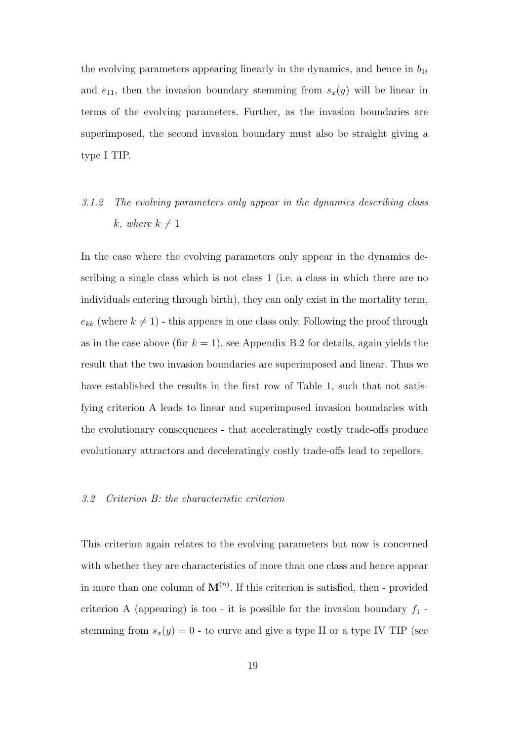the evolving parameters appearing linearly in the dynamics, and hence in $b_{1i}$ and $e_{11}$, then the invasion boundary stemming from $s_x(y)$ will be linear in terms of the evolving parameters. Further, as the invasion boundaries are superimposed, the second invasion boundary must also be straight giving a type I TIP.

#### *3.1.2 The evolving parameters only appear in the dynamics describing class $k$, where $k \neq 1$*

In the case where the evolving parameters only appear in the dynamics describing a single class which is not class 1 (i.e. a class in which there are no individuals entering through birth), they can only exist in the mortality term, $e_{kk}$ (where $k \neq 1$) - this appears in one class only. Following the proof through as in the case above (for $k = 1$), see Appendix B.2 for details, again yields the result that the two invasion boundaries are superimposed and linear. Thus we have established the results in the first row of Table 1, such that not satisfying criterion A leads to linear and superimposed invasion boundaries with the evolutionary consequences - that acceleratingly costly trade-offs produce evolutionary attractors and deceleratingly costly trade-offs lead to repellors.

### *3.2 Criterion B: the characteristic criterion*

This criterion again relates to the evolving parameters but now is concerned with whether they are characteristics of more than one class and hence appear in more than one column of $\mathbf{M}^{(n)}$. If this criterion is satisfied, then - provided criterion A (appearing) is too - it is possible for the invasion boundary $f_1$ - stemming from $s_x(y) = 0$ - to curve and give a type II or a type IV TIP (see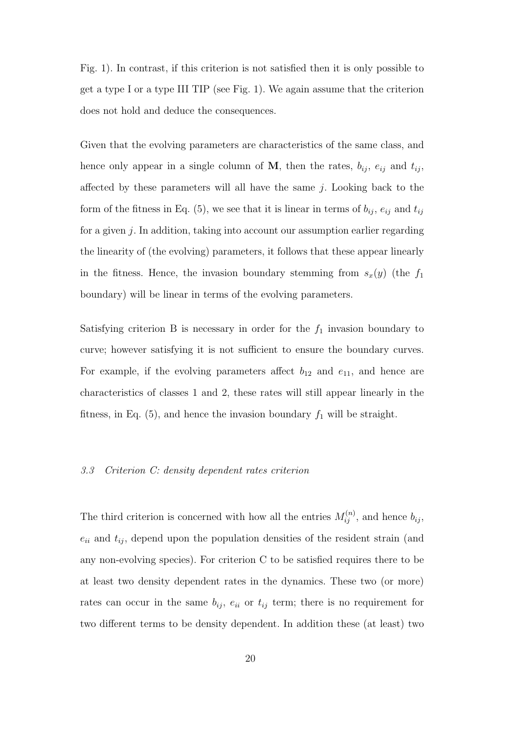Fig. 1). In contrast, if this criterion is not satisfied then it is only possible to get a type I or a type III TIP (see Fig. 1). We again assume that the criterion does not hold and deduce the consequences.

Given that the evolving parameters are characteristics of the same class, and hence only appear in a single column of $\mathbf{M}$, then the rates, $b_{ij}$, $e_{ij}$ and $t_{ij}$, affected by these parameters will all have the same $j$. Looking back to the form of the fitness in Eq. (5), we see that it is linear in terms of $b_{ij}$, $e_{ij}$ and $t_{ij}$ for a given $j$. In addition, taking into account our assumption earlier regarding the linearity of (the evolving) parameters, it follows that these appear linearly in the fitness. Hence, the invasion boundary stemming from $s_x(y)$ (the $f_1$ boundary) will be linear in terms of the evolving parameters.

Satisfying criterion B is necessary in order for the $f_1$ invasion boundary to curve; however satisfying it is not sufficient to ensure the boundary curves. For example, if the evolving parameters affect $b_{12}$ and $e_{11}$, and hence are characteristics of classes 1 and 2, these rates will still appear linearly in the fitness, in Eq. (5), and hence the invasion boundary $f_1$ will be straight.

### *3.3 Criterion C: density dependent rates criterion*

The third criterion is concerned with how all the entries $M_{ij}^{(n)}$, and hence $b_{ij}$, $e_{ii}$ and $t_{ij}$, depend upon the population densities of the resident strain (and any non-evolving species). For criterion C to be satisfied requires there to be at least two density dependent rates in the dynamics. These two (or more) rates can occur in the same $b_{ij}$, $e_{ii}$ or $t_{ij}$ term; there is no requirement for two different terms to be density dependent. In addition these (at least) two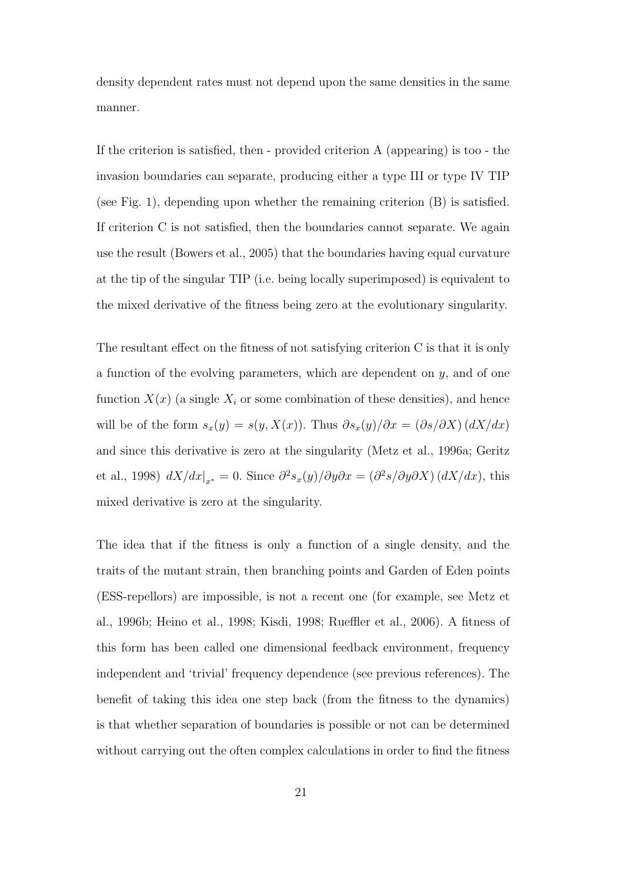density dependent rates must not depend upon the same densities in the same manner.

If the criterion is satisfied, then - provided criterion A (appearing) is too - the invasion boundaries can separate, producing either a type III or type IV TIP (see Fig. 1), depending upon whether the remaining criterion (B) is satisfied. If criterion C is not satisfied, then the boundaries cannot separate. We again use the result (Bowers et al., 2005) that the boundaries having equal curvature at the tip of the singular TIP (i.e. being locally superimposed) is equivalent to the mixed derivative of the fitness being zero at the evolutionary singularity.

The resultant effect on the fitness of not satisfying criterion C is that it is only a function of the evolving parameters, which are dependent on $y$, and of one function $X(x)$ (a single $X_i$ or some combination of these densities), and hence will be of the form $s_x(y) = s(y, X(x))$. Thus $\partial s_x(y)/\partial x = (\partial s/\partial X)(dX/dx)$ and since this derivative is zero at the singularity (Metz et al., 1996a; Geritz et al., 1998) $dX/dx|_{x^*} = 0$. Since $\partial^2 s_x(y)/\partial y \partial x = (\partial^2 s/\partial y \partial X)(dX/dx)$, this mixed derivative is zero at the singularity.

The idea that if the fitness is only a function of a single density, and the traits of the mutant strain, then branching points and Garden of Eden points (ESS-repellors) are impossible, is not a recent one (for example, see Metz et al., 1996b; Heino et al., 1998; Kisdi, 1998; Rueffler et al., 2006). A fitness of this form has been called one dimensional feedback environment, frequency independent and 'trivial' frequency dependence (see previous references). The benefit of taking this idea one step back (from the fitness to the dynamics) is that whether separation of boundaries is possible or not can be determined without carrying out the often complex calculations in order to find the fitness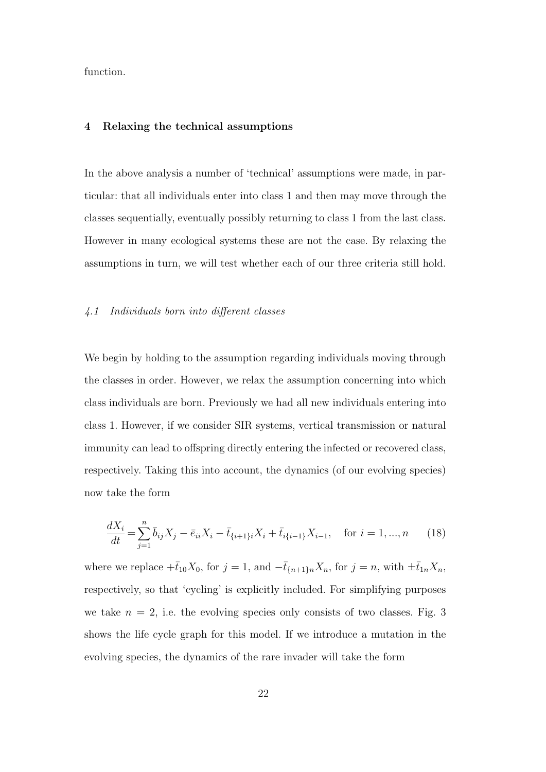function.

## 4 Relaxing the technical assumptions

In the above analysis a number of 'technical' assumptions were made, in particular: that all individuals enter into class 1 and then may move through the classes sequentially, eventually possibly returning to class 1 from the last class. However in many ecological systems these are not the case. By relaxing the assumptions in turn, we will test whether each of our three criteria still hold.

### *4.1 Individuals born into different classes*

We begin by holding to the assumption regarding individuals moving through the classes in order. However, we relax the assumption concerning into which class individuals are born. Previously we had all new individuals entering into class 1. However, if we consider SIR systems, vertical transmission or natural immunity can lead to offspring directly entering the infected or recovered class, respectively. Taking this into account, the dynamics (of our evolving species) now take the form

$$\frac{dX_i}{dt} = \sum_{j=1}^{n} \bar{b}_{ij} X_j - \bar{e}_{ii} X_i - \bar{t}_{\{i+1\}i} X_i + \bar{t}_{i\{i-1\}} X_{i-1}, \quad \text{for } i = 1, ..., n \qquad (18)$$

where we replace $+\bar{t}_{10} X_0$, for $j = 1$, and $-\bar{t}_{\{n+1\}n} X_n$, for $j = n$, with $\pm \bar{t}_{1n} X_n$, respectively, so that 'cycling' is explicitly included. For simplifying purposes we take $n = 2$, i.e. the evolving species only consists of two classes. Fig. 3 shows the life cycle graph for this model. If we introduce a mutation in the evolving species, the dynamics of the rare invader will take the form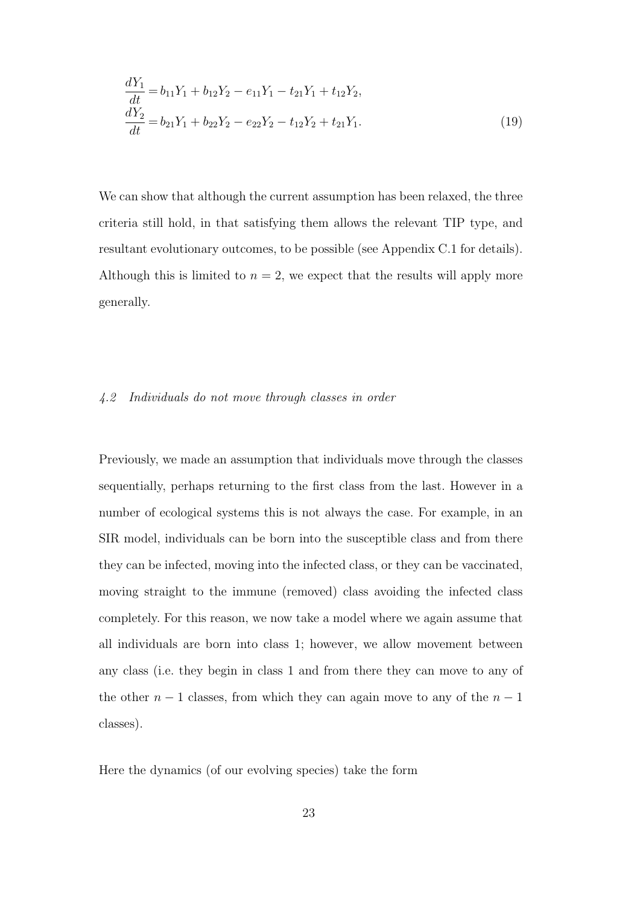$$
\begin{aligned}
\frac{dY_1}{dt} &= b_{11}Y_1 + b_{12}Y_2 - e_{11}Y_1 - t_{21}Y_1 + t_{12}Y_2, \\
\frac{dY_2}{dt} &= b_{21}Y_1 + b_{22}Y_2 - e_{22}Y_2 - t_{12}Y_2 + t_{21}Y_1.
\end{aligned}
\tag{19}
$$

We can show that although the current assumption has been relaxed, the three criteria still hold, in that satisfying them allows the relevant TIP type, and resultant evolutionary outcomes, to be possible (see Appendix C.1 for details). Although this is limited to $n = 2$, we expect that the results will apply more generally.

### *4.2 Individuals do not move through classes in order*

Previously, we made an assumption that individuals move through the classes sequentially, perhaps returning to the first class from the last. However in a number of ecological systems this is not always the case. For example, in an SIR model, individuals can be born into the susceptible class and from there they can be infected, moving into the infected class, or they can be vaccinated, moving straight to the immune (removed) class avoiding the infected class completely. For this reason, we now take a model where we again assume that all individuals are born into class 1; however, we allow movement between any class (i.e. they begin in class 1 and from there they can move to any of the other $n - 1$ classes, from which they can again move to any of the $n - 1$ classes).

Here the dynamics (of our evolving species) take the form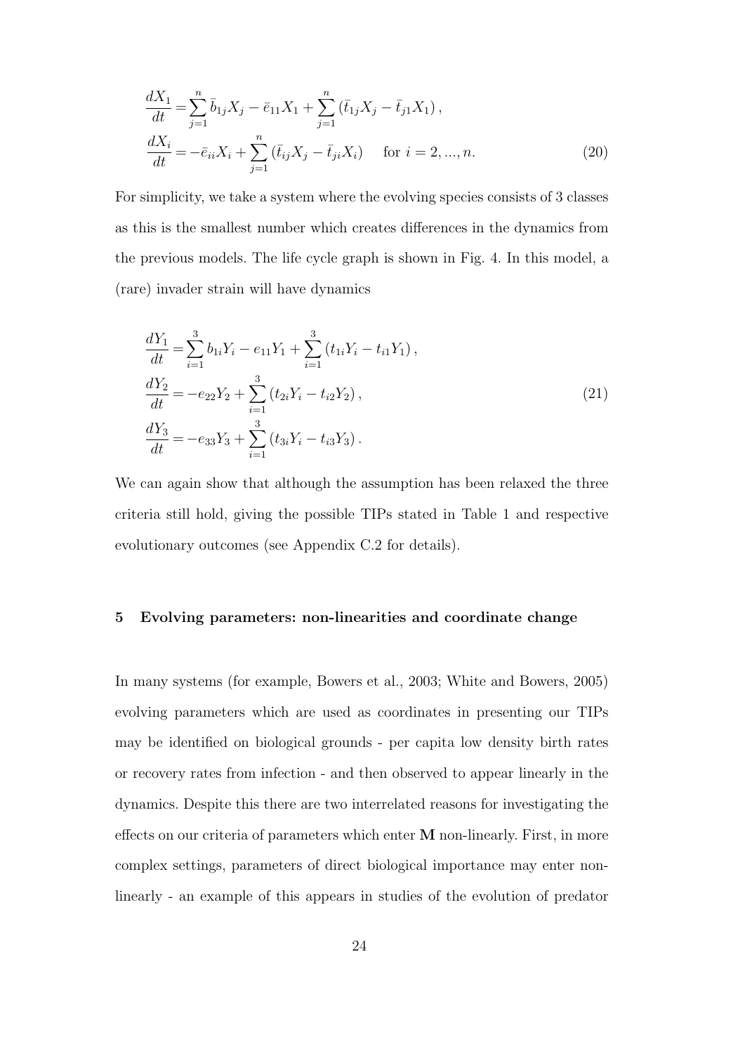$$
\begin{aligned}
\frac{dX_1}{dt} &= \sum_{j=1}^{n} \bar{b}_{1j} X_j - \bar{e}_{11} X_1 + \sum_{j=1}^{n} \left( \bar{t}_{1j} X_j - \bar{t}_{j1} X_1 \right), \\
\frac{dX_i}{dt} &= -\bar{e}_{ii} X_i + \sum_{j=1}^{n} \left( \bar{t}_{ij} X_j - \bar{t}_{ji} X_i \right) \quad \text{ for } i = 2, ..., n.
\end{aligned} \tag{20}
$$

For simplicity, we take a system where the evolving species consists of 3 classes as this is the smallest number which creates differences in the dynamics from the previous models. The life cycle graph is shown in Fig. 4. In this model, a (rare) invader strain will have dynamics

$$
\begin{aligned}
\frac{dY_1}{dt} &= \sum_{i=1}^{3} b_{1i} Y_i - e_{11} Y_1 + \sum_{i=1}^{3} \left( t_{1i} Y_i - t_{i1} Y_1 \right), \\
\frac{dY_2}{dt} &= -e_{22} Y_2 + \sum_{i=1}^{3} \left( t_{2i} Y_i - t_{i2} Y_2 \right), \\
\frac{dY_3}{dt} &= -e_{33} Y_3 + \sum_{i=1}^{3} \left( t_{3i} Y_i - t_{i3} Y_3 \right).
\end{aligned} \tag{21}
$$

We can again show that although the assumption has been relaxed the three criteria still hold, giving the possible TIPs stated in Table 1 and respective evolutionary outcomes (see Appendix C.2 for details).

## 5 Evolving parameters: non-linearities and coordinate change

In many systems (for example, Bowers et al., 2003; White and Bowers, 2005) evolving parameters which are used as coordinates in presenting our TIPs may be identified on biological grounds - per capita low density birth rates or recovery rates from infection - and then observed to appear linearly in the dynamics. Despite this there are two interrelated reasons for investigating the effects on our criteria of parameters which enter $\mathbf{M}$ non-linearly. First, in more complex settings, parameters of direct biological importance may enter non-linearly - an example of this appears in studies of the evolution of predator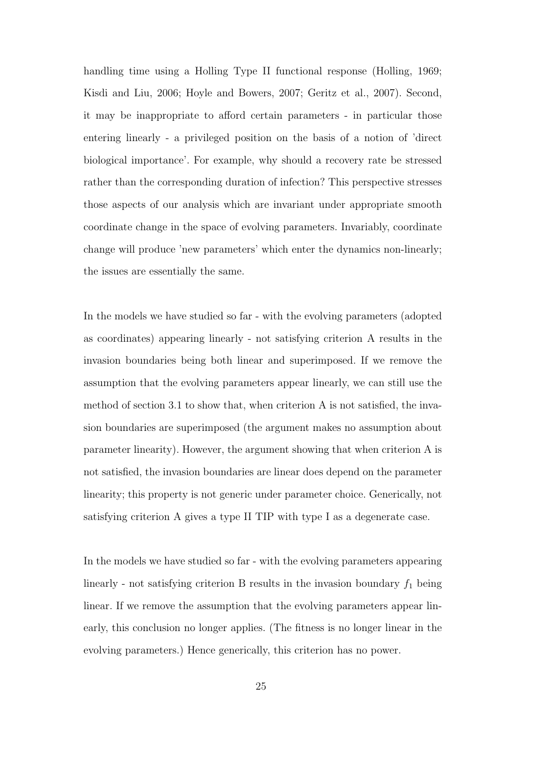handling time using a Holling Type II functional response (Holling, 1969; Kisdi and Liu, 2006; Hoyle and Bowers, 2007; Geritz et al., 2007). Second, it may be inappropriate to afford certain parameters - in particular those entering linearly - a privileged position on the basis of a notion of 'direct biological importance'. For example, why should a recovery rate be stressed rather than the corresponding duration of infection? This perspective stresses those aspects of our analysis which are invariant under appropriate smooth coordinate change in the space of evolving parameters. Invariably, coordinate change will produce 'new parameters' which enter the dynamics non-linearly; the issues are essentially the same.

In the models we have studied so far - with the evolving parameters (adopted as coordinates) appearing linearly - not satisfying criterion A results in the invasion boundaries being both linear and superimposed. If we remove the assumption that the evolving parameters appear linearly, we can still use the method of section 3.1 to show that, when criterion A is not satisfied, the invasion boundaries are superimposed (the argument makes no assumption about parameter linearity). However, the argument showing that when criterion A is not satisfied, the invasion boundaries are linear does depend on the parameter linearity; this property is not generic under parameter choice. Generically, not satisfying criterion A gives a type II TIP with type I as a degenerate case.

In the models we have studied so far - with the evolving parameters appearing linearly - not satisfying criterion B results in the invasion boundary $f_1$ being linear. If we remove the assumption that the evolving parameters appear linearly, this conclusion no longer applies. (The fitness is no longer linear in the evolving parameters.) Hence generically, this criterion has no power.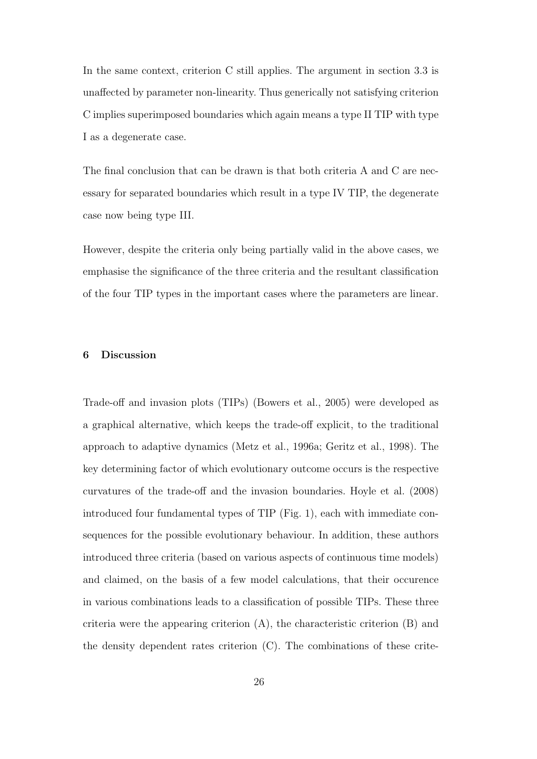In the same context, criterion C still applies. The argument in section 3.3 is unaffected by parameter non-linearity. Thus generically not satisfying criterion C implies superimposed boundaries which again means a type II TIP with type I as a degenerate case.

The final conclusion that can be drawn is that both criteria A and C are necessary for separated boundaries which result in a type IV TIP, the degenerate case now being type III.

However, despite the criteria only being partially valid in the above cases, we emphasise the significance of the three criteria and the resultant classification of the four TIP types in the important cases where the parameters are linear.

## 6 Discussion

Trade-off and invasion plots (TIPs) (Bowers et al., 2005) were developed as a graphical alternative, which keeps the trade-off explicit, to the traditional approach to adaptive dynamics (Metz et al., 1996a; Geritz et al., 1998). The key determining factor of which evolutionary outcome occurs is the respective curvatures of the trade-off and the invasion boundaries. Hoyle et al. (2008) introduced four fundamental types of TIP (Fig. 1), each with immediate consequences for the possible evolutionary behaviour. In addition, these authors introduced three criteria (based on various aspects of continuous time models) and claimed, on the basis of a few model calculations, that their occurence in various combinations leads to a classification of possible TIPs. These three criteria were the appearing criterion (A), the characteristic criterion (B) and the density dependent rates criterion (C). The combinations of these crite-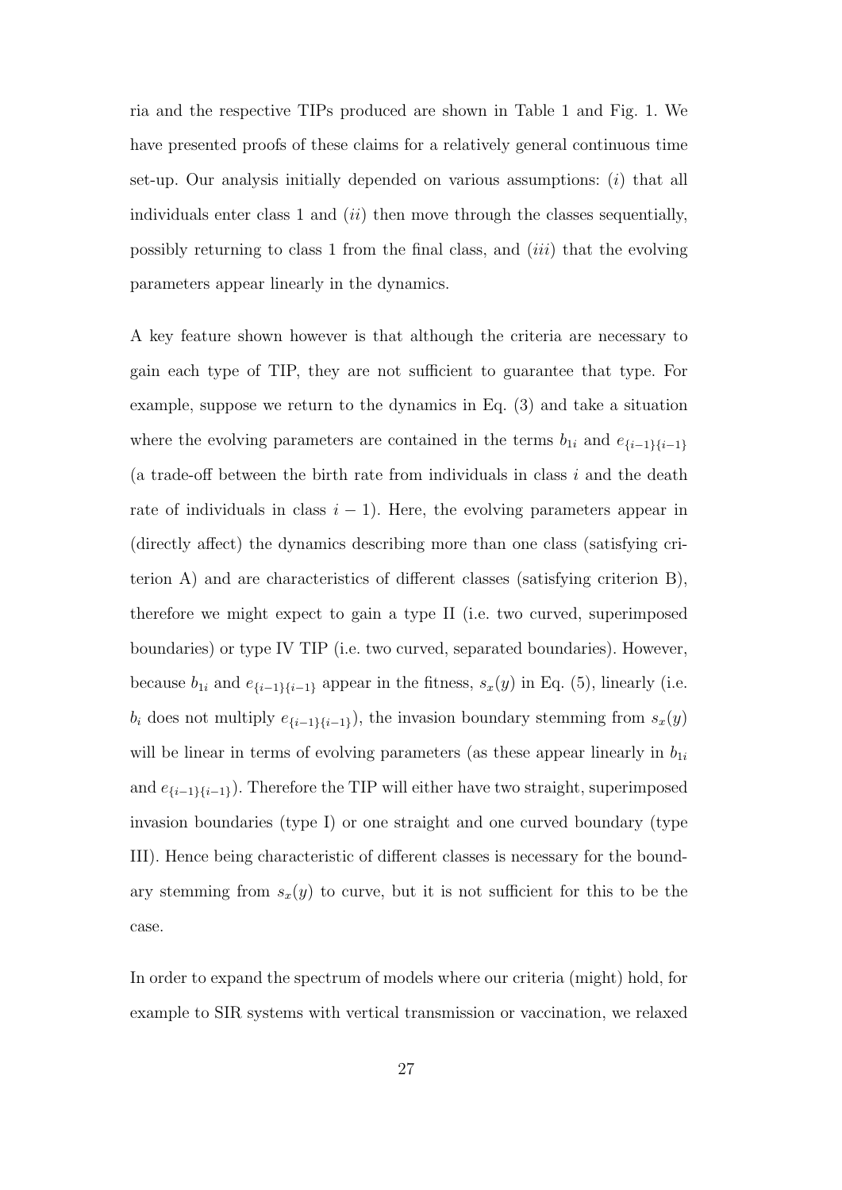ria and the respective TIPs produced are shown in Table 1 and Fig. 1. We have presented proofs of these claims for a relatively general continuous time set-up. Our analysis initially depended on various assumptions: (*i*) that all individuals enter class 1 and (*ii*) then move through the classes sequentially, possibly returning to class 1 from the final class, and (*iii*) that the evolving parameters appear linearly in the dynamics.

A key feature shown however is that although the criteria are necessary to gain each type of TIP, they are not sufficient to guarantee that type. For example, suppose we return to the dynamics in Eq. (3) and take a situation where the evolving parameters are contained in the terms $b_{1i}$ and $e_{\{i-1\}\{i-1\}}$ (a trade-off between the birth rate from individuals in class $i$ and the death rate of individuals in class $i-1$). Here, the evolving parameters appear in (directly affect) the dynamics describing more than one class (satisfying criterion A) and are characteristics of different classes (satisfying criterion B), therefore we might expect to gain a type II (i.e. two curved, superimposed boundaries) or type IV TIP (i.e. two curved, separated boundaries). However, because $b_{1i}$ and $e_{\{i-1\}\{i-1\}}$ appear in the fitness, $s_x(y)$ in Eq. (5), linearly (i.e. $b_i$ does not multiply $e_{\{i-1\}\{i-1\}}$), the invasion boundary stemming from $s_x(y)$ will be linear in terms of evolving parameters (as these appear linearly in $b_{1i}$ and $e_{\{i-1\}\{i-1\}}$). Therefore the TIP will either have two straight, superimposed invasion boundaries (type I) or one straight and one curved boundary (type III). Hence being characteristic of different classes is necessary for the boundary stemming from $s_x(y)$ to curve, but it is not sufficient for this to be the case.

In order to expand the spectrum of models where our criteria (might) hold, for example to SIR systems with vertical transmission or vaccination, we relaxed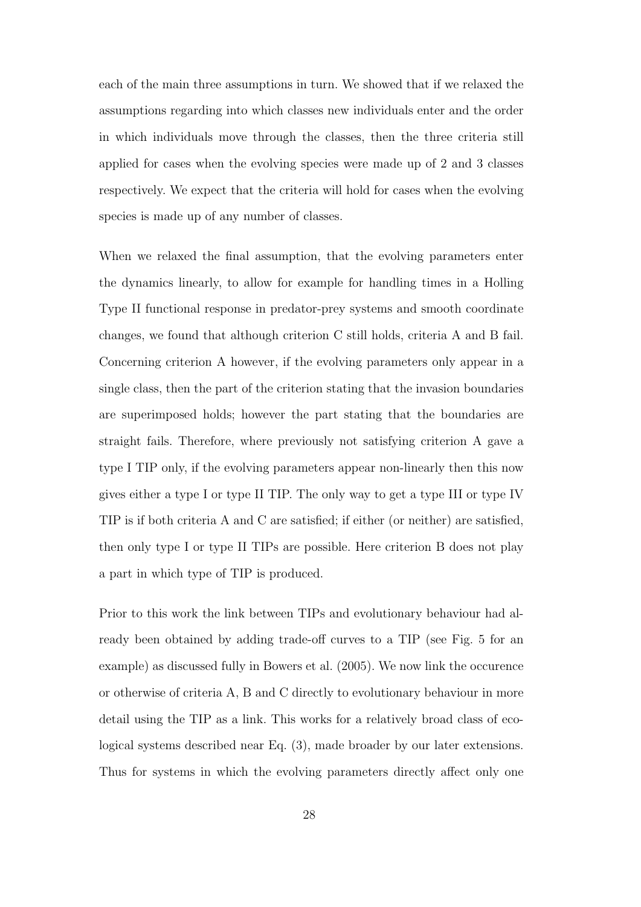each of the main three assumptions in turn. We showed that if we relaxed the assumptions regarding into which classes new individuals enter and the order in which individuals move through the classes, then the three criteria still applied for cases when the evolving species were made up of 2 and 3 classes respectively. We expect that the criteria will hold for cases when the evolving species is made up of any number of classes.

When we relaxed the final assumption, that the evolving parameters enter the dynamics linearly, to allow for example for handling times in a Holling Type II functional response in predator-prey systems and smooth coordinate changes, we found that although criterion C still holds, criteria A and B fail. Concerning criterion A however, if the evolving parameters only appear in a single class, then the part of the criterion stating that the invasion boundaries are superimposed holds; however the part stating that the boundaries are straight fails. Therefore, where previously not satisfying criterion A gave a type I TIP only, if the evolving parameters appear non-linearly then this now gives either a type I or type II TIP. The only way to get a type III or type IV TIP is if both criteria A and C are satisfied; if either (or neither) are satisfied, then only type I or type II TIPs are possible. Here criterion B does not play a part in which type of TIP is produced.

Prior to this work the link between TIPs and evolutionary behaviour had already been obtained by adding trade-off curves to a TIP (see Fig. 5 for an example) as discussed fully in Bowers et al. (2005). We now link the occurence or otherwise of criteria A, B and C directly to evolutionary behaviour in more detail using the TIP as a link. This works for a relatively broad class of ecological systems described near Eq. (3), made broader by our later extensions. Thus for systems in which the evolving parameters directly affect only one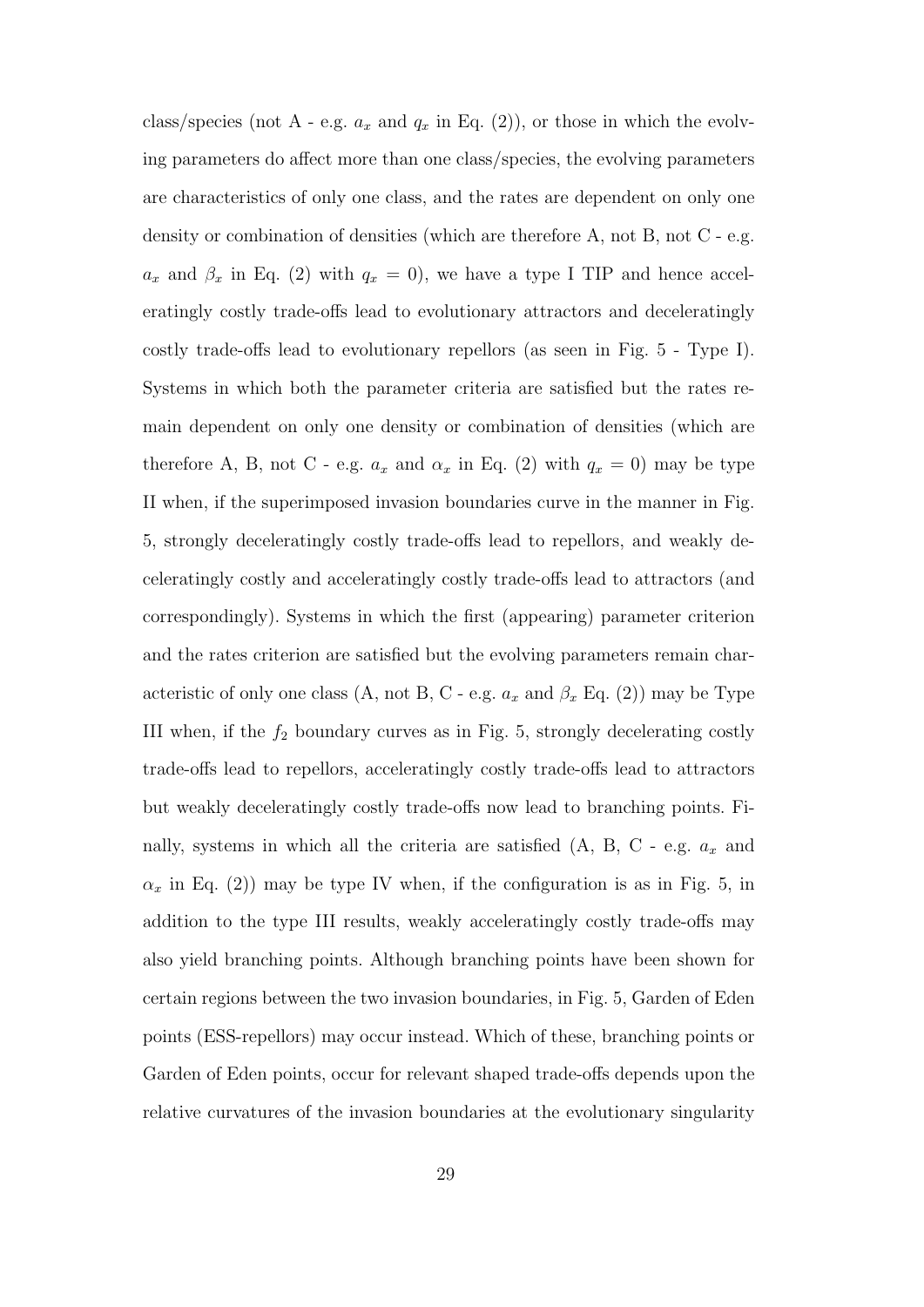class/species (not A - e.g. $a_x$ and $q_x$ in Eq. (2)), or those in which the evolving parameters do affect more than one class/species, the evolving parameters are characteristics of only one class, and the rates are dependent on only one density or combination of densities (which are therefore A, not B, not C - e.g. $a_x$ and $\beta_x$ in Eq. (2) with $q_x = 0$), we have a type I TIP and hence acceleratingly costly trade-offs lead to evolutionary attractors and deceleratingly costly trade-offs lead to evolutionary repellors (as seen in Fig. 5 - Type I). Systems in which both the parameter criteria are satisfied but the rates remain dependent on only one density or combination of densities (which are therefore A, B, not C - e.g. $a_x$ and $\alpha_x$ in Eq. (2) with $q_x = 0$) may be type II when, if the superimposed invasion boundaries curve in the manner in Fig. 5, strongly deceleratingly costly trade-offs lead to repellors, and weakly deceleratingly costly and acceleratingly costly trade-offs lead to attractors (and correspondingly). Systems in which the first (appearing) parameter criterion and the rates criterion are satisfied but the evolving parameters remain characteristic of only one class (A, not B, C - e.g. $a_x$ and $\beta_x$ Eq. (2)) may be Type III when, if the $f_2$ boundary curves as in Fig. 5, strongly decelerating costly trade-offs lead to repellors, acceleratingly costly trade-offs lead to attractors but weakly deceleratingly costly trade-offs now lead to branching points. Finally, systems in which all the criteria are satisfied (A, B, C - e.g. $a_x$ and $\alpha_x$ in Eq. (2)) may be type IV when, if the configuration is as in Fig. 5, in addition to the type III results, weakly acceleratingly costly trade-offs may also yield branching points. Although branching points have been shown for certain regions between the two invasion boundaries, in Fig. 5, Garden of Eden points (ESS-repellors) may occur instead. Which of these, branching points or Garden of Eden points, occur for relevant shaped trade-offs depends upon the relative curvatures of the invasion boundaries at the evolutionary singularity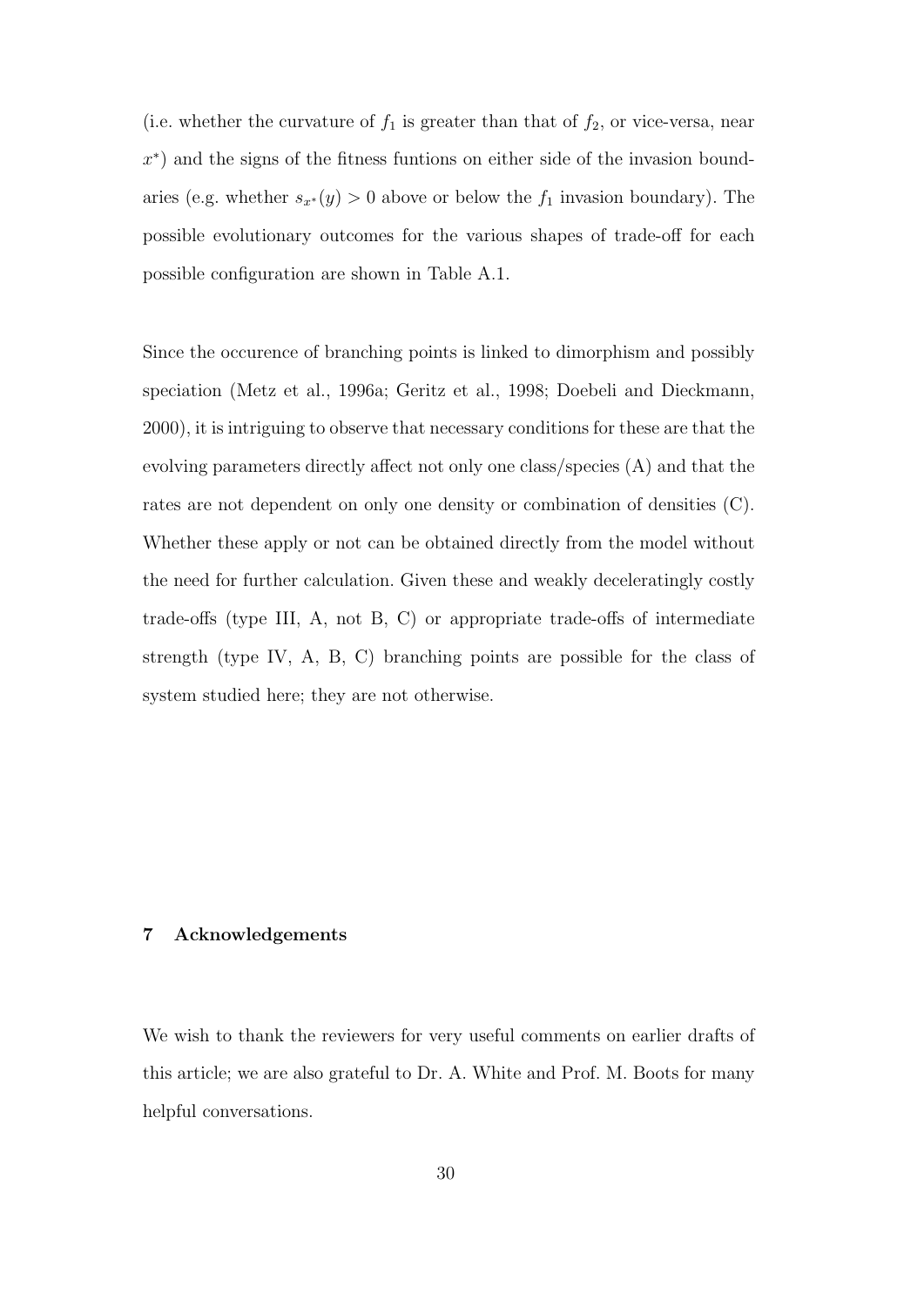(i.e. whether the curvature of $f_1$ is greater than that of $f_2$, or vice-versa, near $x^*$) and the signs of the fitness funtions on either side of the invasion boundaries (e.g. whether $s_{x^*}(y) > 0$ above or below the $f_1$ invasion boundary). The possible evolutionary outcomes for the various shapes of trade-off for each possible configuration are shown in Table A.1.

Since the occurence of branching points is linked to dimorphism and possibly speciation (Metz et al., 1996a; Geritz et al., 1998; Doebeli and Dieckmann, 2000), it is intriguing to observe that necessary conditions for these are that the evolving parameters directly affect not only one class/species (A) and that the rates are not dependent on only one density or combination of densities (C). Whether these apply or not can be obtained directly from the model without the need for further calculation. Given these and weakly deceleratingly costly trade-offs (type III, A, not B, C) or appropriate trade-offs of intermediate strength (type IV, A, B, C) branching points are possible for the class of system studied here; they are not otherwise.

## 7 Acknowledgements

We wish to thank the reviewers for very useful comments on earlier drafts of this article; we are also grateful to Dr. A. White and Prof. M. Boots for many helpful conversations.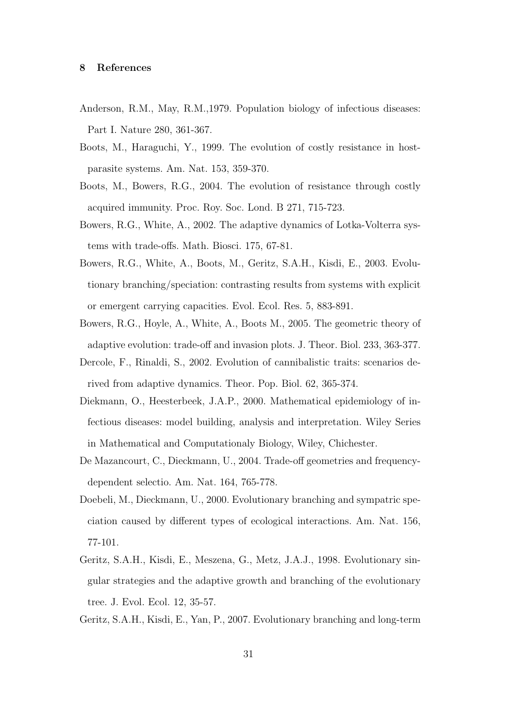## 8 References

Anderson, R.M., May, R.M.,1979. Population biology of infectious diseases: Part I. Nature 280, 361-367.

Boots, M., Haraguchi, Y., 1999. The evolution of costly resistance in host-parasite systems. Am. Nat. 153, 359-370.

Boots, M., Bowers, R.G., 2004. The evolution of resistance through costly acquired immunity. Proc. Roy. Soc. Lond. B 271, 715-723.

Bowers, R.G., White, A., 2002. The adaptive dynamics of Lotka-Volterra systems with trade-offs. Math. Biosci. 175, 67-81.

Bowers, R.G., White, A., Boots, M., Geritz, S.A.H., Kisdi, E., 2003. Evolutionary branching/speciation: contrasting results from systems with explicit or emergent carrying capacities. Evol. Ecol. Res. 5, 883-891.

Bowers, R.G., Hoyle, A., White, A., Boots M., 2005. The geometric theory of adaptive evolution: trade-off and invasion plots. J. Theor. Biol. 233, 363-377.

Dercole, F., Rinaldi, S., 2002. Evolution of cannibalistic traits: scenarios derived from adaptive dynamics. Theor. Pop. Biol. 62, 365-374.

Diekmann, O., Heesterbeek, J.A.P., 2000. Mathematical epidemiology of infectious diseases: model building, analysis and interpretation. Wiley Series in Mathematical and Computationaly Biology, Wiley, Chichester.

De Mazancourt, C., Dieckmann, U., 2004. Trade-off geometries and frequency-dependent selectio. Am. Nat. 164, 765-778.

Doebeli, M., Dieckmann, U., 2000. Evolutionary branching and sympatric speciation caused by different types of ecological interactions. Am. Nat. 156, 77-101.

Geritz, S.A.H., Kisdi, E., Meszena, G., Metz, J.A.J., 1998. Evolutionary singular strategies and the adaptive growth and branching of the evolutionary tree. J. Evol. Ecol. 12, 35-57.

Geritz, S.A.H., Kisdi, E., Yan, P., 2007. Evolutionary branching and long-term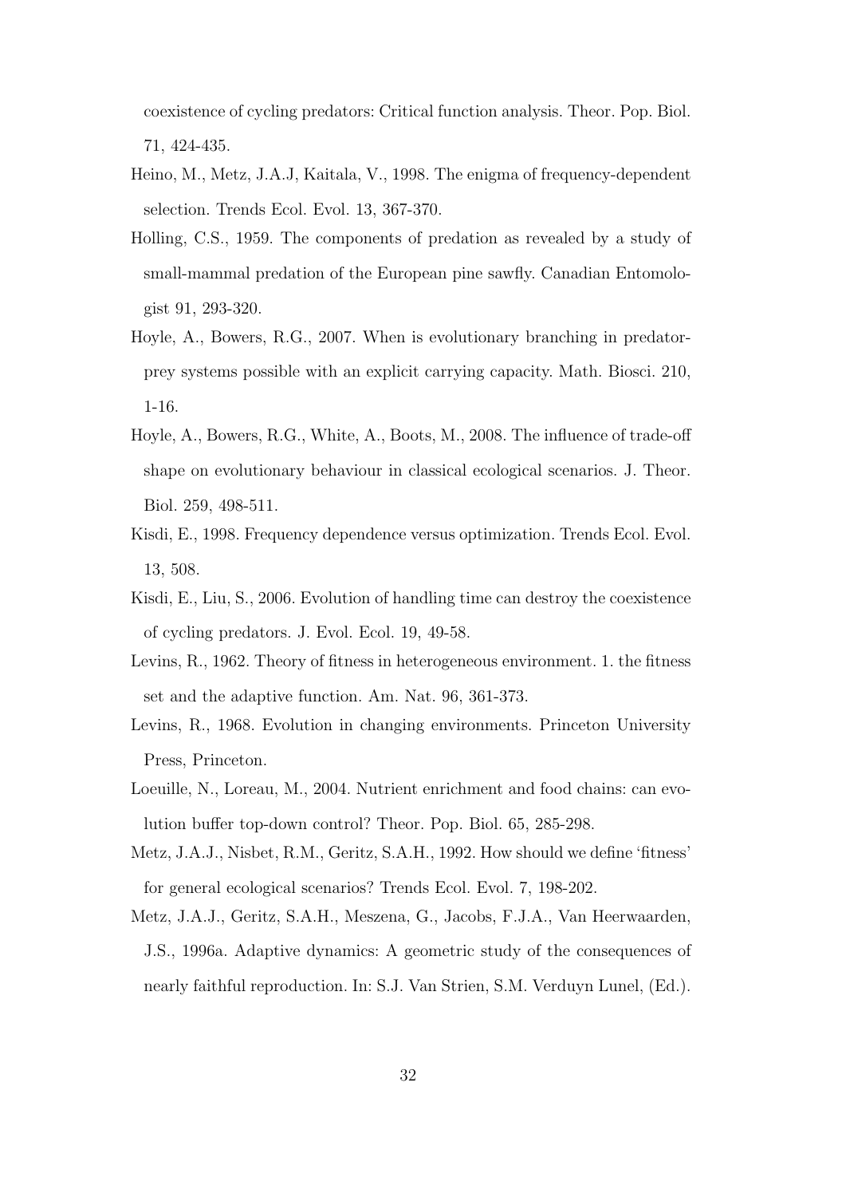coexistence of cycling predators: Critical function analysis. Theor. Pop. Biol. 71, 424-435.

Heino, M., Metz, J.A.J, Kaitala, V., 1998. The enigma of frequency-dependent selection. Trends Ecol. Evol. 13, 367-370.

Holling, C.S., 1959. The components of predation as revealed by a study of small-mammal predation of the European pine sawfly. Canadian Entomologist 91, 293-320.

Hoyle, A., Bowers, R.G., 2007. When is evolutionary branching in predator-prey systems possible with an explicit carrying capacity. Math. Biosci. 210, 1-16.

Hoyle, A., Bowers, R.G., White, A., Boots, M., 2008. The influence of trade-off shape on evolutionary behaviour in classical ecological scenarios. J. Theor. Biol. 259, 498-511.

Kisdi, E., 1998. Frequency dependence versus optimization. Trends Ecol. Evol. 13, 508.

Kisdi, E., Liu, S., 2006. Evolution of handling time can destroy the coexistence of cycling predators. J. Evol. Ecol. 19, 49-58.

Levins, R., 1962. Theory of fitness in heterogeneous environment. 1. the fitness set and the adaptive function. Am. Nat. 96, 361-373.

Levins, R., 1968. Evolution in changing environments. Princeton University Press, Princeton.

Loeuille, N., Loreau, M., 2004. Nutrient enrichment and food chains: can evolution buffer top-down control? Theor. Pop. Biol. 65, 285-298.

Metz, J.A.J., Nisbet, R.M., Geritz, S.A.H., 1992. How should we define 'fitness' for general ecological scenarios? Trends Ecol. Evol. 7, 198-202.

Metz, J.A.J., Geritz, S.A.H., Meszena, G., Jacobs, F.J.A., Van Heerwaarden, J.S., 1996a. Adaptive dynamics: A geometric study of the consequences of nearly faithful reproduction. In: S.J. Van Strien, S.M. Verduyn Lunel, (Ed.).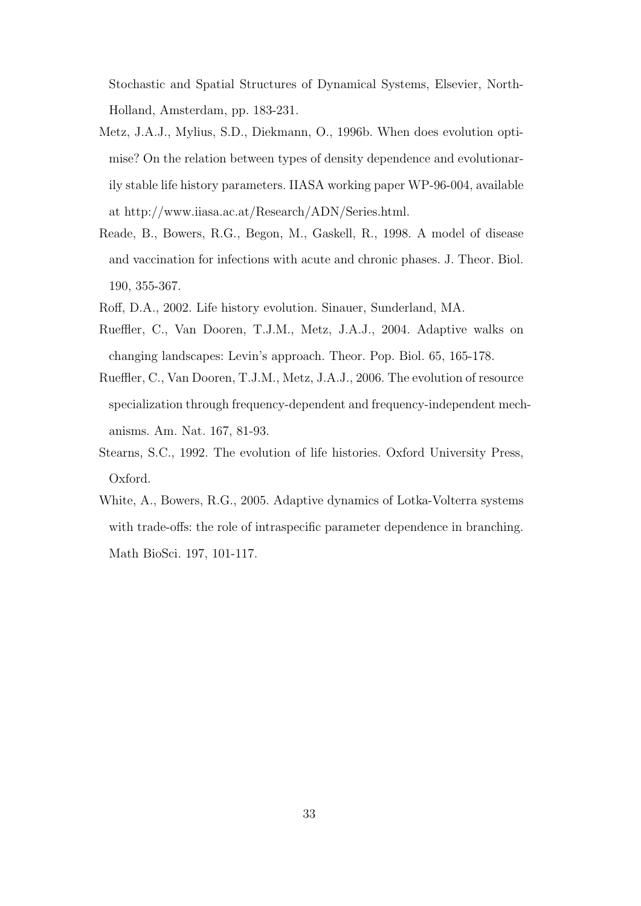Stochastic and Spatial Structures of Dynamical Systems, Elsevier, North-Holland, Amsterdam, pp. 183-231.

Metz, J.A.J., Mylius, S.D., Diekmann, O., 1996b. When does evolution optimise? On the relation between types of density dependence and evolutionarily stable life history parameters. IIASA working paper WP-96-004, available at http://www.iiasa.ac.at/Research/ADN/Series.html.

Reade, B., Bowers, R.G., Begon, M., Gaskell, R., 1998. A model of disease and vaccination for infections with acute and chronic phases. J. Theor. Biol. 190, 355-367.

Roff, D.A., 2002. Life history evolution. Sinauer, Sunderland, MA.

Rueffler, C., Van Dooren, T.J.M., Metz, J.A.J., 2004. Adaptive walks on changing landscapes: Levin's approach. Theor. Pop. Biol. 65, 165-178.

Rueffler, C., Van Dooren, T.J.M., Metz, J.A.J., 2006. The evolution of resource specialization through frequency-dependent and frequency-independent mechanisms. Am. Nat. 167, 81-93.

Stearns, S.C., 1992. The evolution of life histories. Oxford University Press, Oxford.

White, A., Bowers, R.G., 2005. Adaptive dynamics of Lotka-Volterra systems with trade-offs: the role of intraspecific parameter dependence in branching. Math BioSci. 197, 101-117.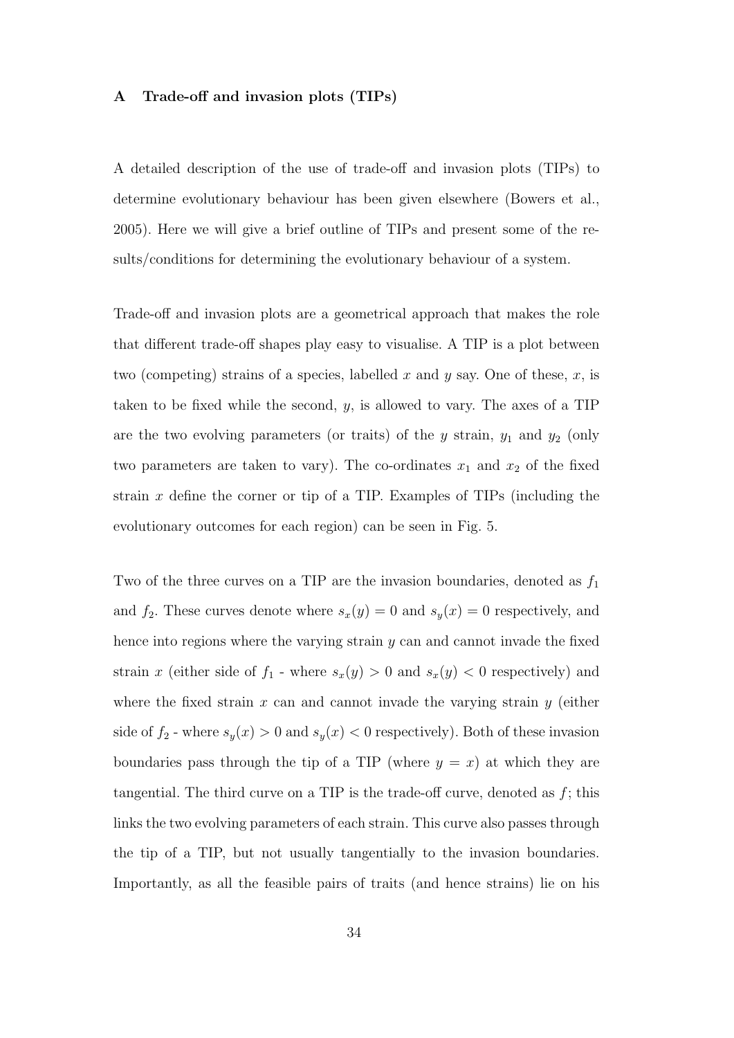## A Trade-off and invasion plots (TIPs)

A detailed description of the use of trade-off and invasion plots (TIPs) to determine evolutionary behaviour has been given elsewhere (Bowers et al., 2005). Here we will give a brief outline of TIPs and present some of the results/conditions for determining the evolutionary behaviour of a system.

Trade-off and invasion plots are a geometrical approach that makes the role that different trade-off shapes play easy to visualise. A TIP is a plot between two (competing) strains of a species, labelled $x$ and $y$ say. One of these, $x$, is taken to be fixed while the second, $y$, is allowed to vary. The axes of a TIP are the two evolving parameters (or traits) of the $y$ strain, $y_1$ and $y_2$ (only two parameters are taken to vary). The co-ordinates $x_1$ and $x_2$ of the fixed strain $x$ define the corner or tip of a TIP. Examples of TIPs (including the evolutionary outcomes for each region) can be seen in Fig. 5.

Two of the three curves on a TIP are the invasion boundaries, denoted as $f_1$ and $f_2$. These curves denote where $s_x(y) = 0$ and $s_y(x) = 0$ respectively, and hence into regions where the varying strain $y$ can and cannot invade the fixed strain $x$ (either side of $f_1$ - where $s_x(y) > 0$ and $s_x(y) < 0$ respectively) and where the fixed strain $x$ can and cannot invade the varying strain $y$ (either side of $f_2$ - where $s_y(x) > 0$ and $s_y(x) < 0$ respectively). Both of these invasion boundaries pass through the tip of a TIP (where $y = x$) at which they are tangential. The third curve on a TIP is the trade-off curve, denoted as $f$; this links the two evolving parameters of each strain. This curve also passes through the tip of a TIP, but not usually tangentially to the invasion boundaries. Importantly, as all the feasible pairs of traits (and hence strains) lie on his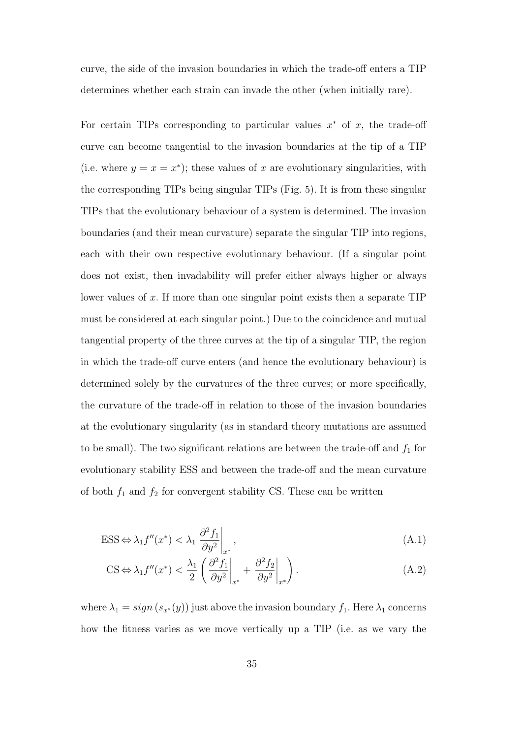curve, the side of the invasion boundaries in which the trade-off enters a TIP determines whether each strain can invade the other (when initially rare).

For certain TIPs corresponding to particular values $x^*$ of $x$, the trade-off curve can become tangential to the invasion boundaries at the tip of a TIP (i.e. where $y = x = x^*$); these values of $x$ are evolutionary singularities, with the corresponding TIPs being singular TIPs (Fig. 5). It is from these singular TIPs that the evolutionary behaviour of a system is determined. The invasion boundaries (and their mean curvature) separate the singular TIP into regions, each with their own respective evolutionary behaviour. (If a singular point does not exist, then invadability will prefer either always higher or always lower values of $x$. If more than one singular point exists then a separate TIP must be considered at each singular point.) Due to the coincidence and mutual tangential property of the three curves at the tip of a singular TIP, the region in which the trade-off curve enters (and hence the evolutionary behaviour) is determined solely by the curvatures of the three curves; or more specifically, the curvature of the trade-off in relation to those of the invasion boundaries at the evolutionary singularity (as in standard theory mutations are assumed to be small). The two significant relations are between the trade-off and $f_1$ for evolutionary stability ESS and between the trade-off and the mean curvature of both $f_1$ and $f_2$ for convergent stability CS. These can be written

$$\text{ESS} \Leftrightarrow \lambda_1 f''(x^*) < \lambda_1 \left.\frac{\partial^2 f_1}{\partial y^2}\right|_{x^*}, \tag{A.1}$$

$$\text{CS} \Leftrightarrow \lambda_1 f''(x^*) < \frac{\lambda_1}{2}\left(\left.\frac{\partial^2 f_1}{\partial y^2}\right|_{x^*} + \left.\frac{\partial^2 f_2}{\partial y^2}\right|_{x^*}\right). \tag{A.2}$$

where $\lambda_1 = sign\left(s_{x^*}(y)\right)$ just above the invasion boundary $f_1$. Here $\lambda_1$ concerns how the fitness varies as we move vertically up a TIP (i.e. as we vary the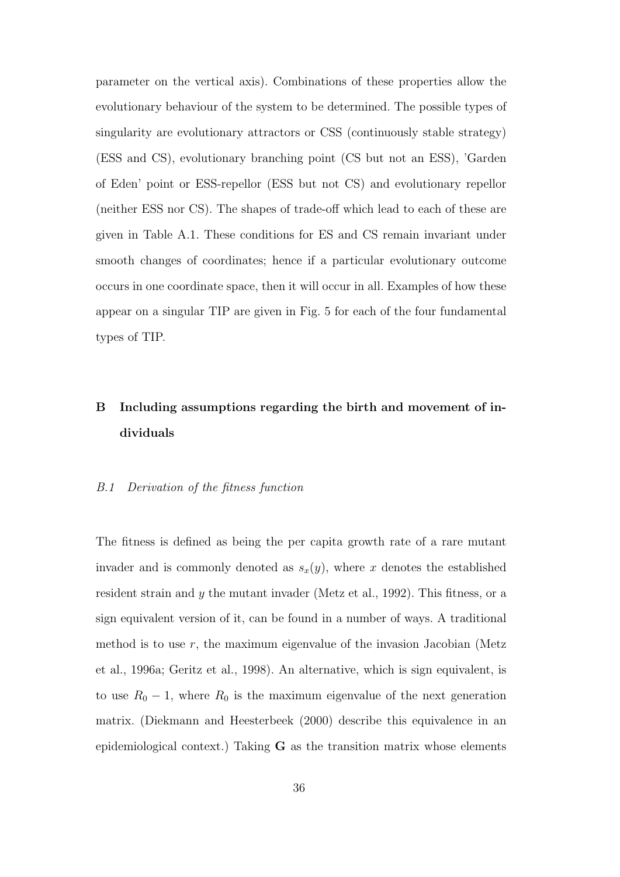parameter on the vertical axis). Combinations of these properties allow the evolutionary behaviour of the system to be determined. The possible types of singularity are evolutionary attractors or CSS (continuously stable strategy) (ESS and CS), evolutionary branching point (CS but not an ESS), 'Garden of Eden' point or ESS-repellor (ESS but not CS) and evolutionary repellor (neither ESS nor CS). The shapes of trade-off which lead to each of these are given in Table A.1. These conditions for ES and CS remain invariant under smooth changes of coordinates; hence if a particular evolutionary outcome occurs in one coordinate space, then it will occur in all. Examples of how these appear on a singular TIP are given in Fig. 5 for each of the four fundamental types of TIP.

## B Including assumptions regarding the birth and movement of individuals

### *B.1 Derivation of the fitness function*

The fitness is defined as being the per capita growth rate of a rare mutant invader and is commonly denoted as $s_x(y)$, where $x$ denotes the established resident strain and $y$ the mutant invader (Metz et al., 1992). This fitness, or a sign equivalent version of it, can be found in a number of ways. A traditional method is to use $r$, the maximum eigenvalue of the invasion Jacobian (Metz et al., 1996a; Geritz et al., 1998). An alternative, which is sign equivalent, is to use $R_0 - 1$, where $R_0$ is the maximum eigenvalue of the next generation matrix. (Diekmann and Heesterbeek (2000) describe this equivalence in an epidemiological context.) Taking $\mathbf{G}$ as the transition matrix whose elements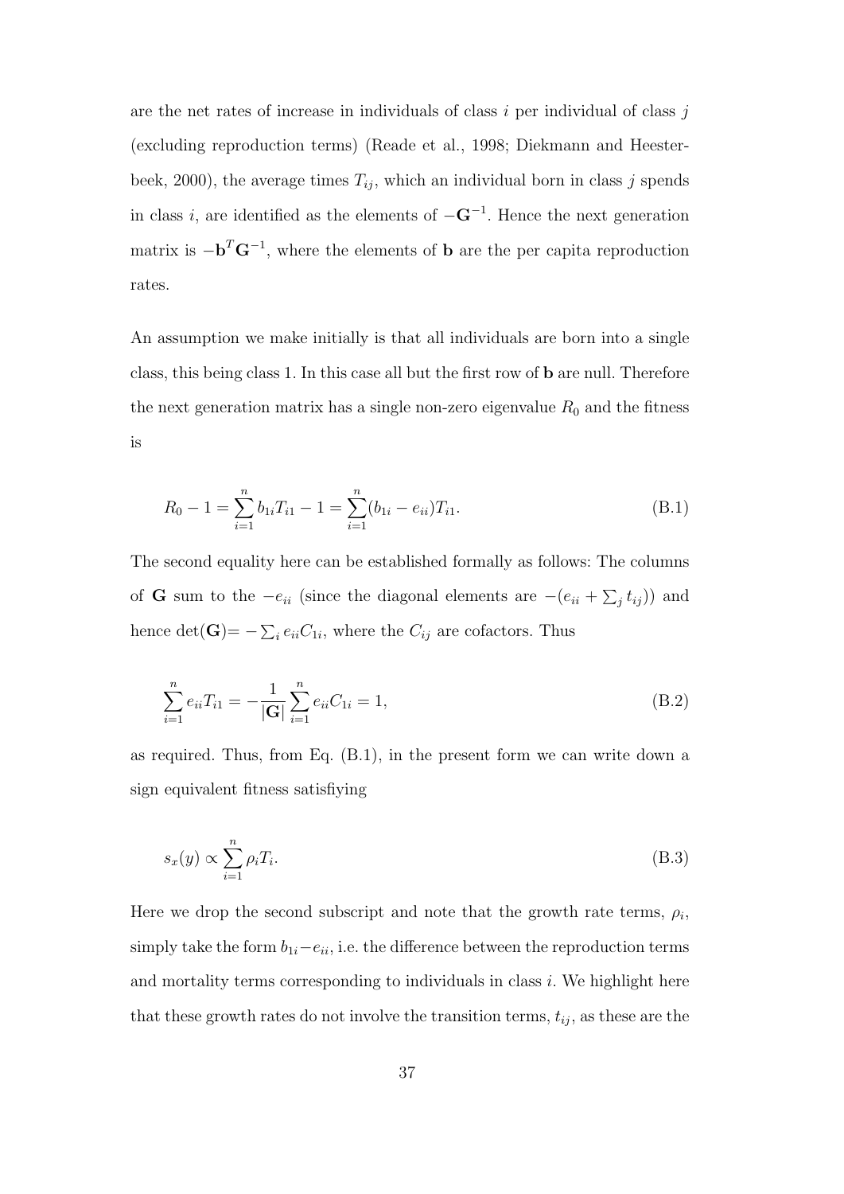are the net rates of increase in individuals of class $i$ per individual of class $j$ (excluding reproduction terms) (Reade et al., 1998; Diekmann and Heesterbeek, 2000), the average times $T_{ij}$, which an individual born in class $j$ spends in class $i$, are identified as the elements of $-\mathbf{G}^{-1}$. Hence the next generation matrix is $-\mathbf{b}^T\mathbf{G}^{-1}$, where the elements of $\mathbf{b}$ are the per capita reproduction rates.

An assumption we make initially is that all individuals are born into a single class, this being class 1. In this case all but the first row of $\mathbf{b}$ are null. Therefore the next generation matrix has a single non-zero eigenvalue $R_0$ and the fitness is

$$R_0 - 1 = \sum_{i=1}^{n} b_{1i}T_{i1} - 1 = \sum_{i=1}^{n}(b_{1i} - e_{ii})T_{i1}. \tag{B.1}$$

The second equality here can be established formally as follows: The columns of $\mathbf{G}$ sum to the $-e_{ii}$ (since the diagonal elements are $-(e_{ii} + \sum_j t_{ij})$) and hence $\det(\mathbf{G}) = -\sum_i e_{ii}C_{1i}$, where the $C_{ij}$ are cofactors. Thus

$$\sum_{i=1}^{n} e_{ii}T_{i1} = -\frac{1}{|\mathbf{G}|}\sum_{i=1}^{n} e_{ii}C_{1i} = 1, \tag{B.2}$$

as required. Thus, from Eq. (B.1), in the present form we can write down a sign equivalent fitness satisfiying

$$s_x(y) \propto \sum_{i=1}^{n} \rho_i T_i. \tag{B.3}$$

Here we drop the second subscript and note that the growth rate terms, $\rho_i$, simply take the form $b_{1i} - e_{ii}$, i.e. the difference between the reproduction terms and mortality terms corresponding to individuals in class $i$. We highlight here that these growth rates do not involve the transition terms, $t_{ij}$, as these are the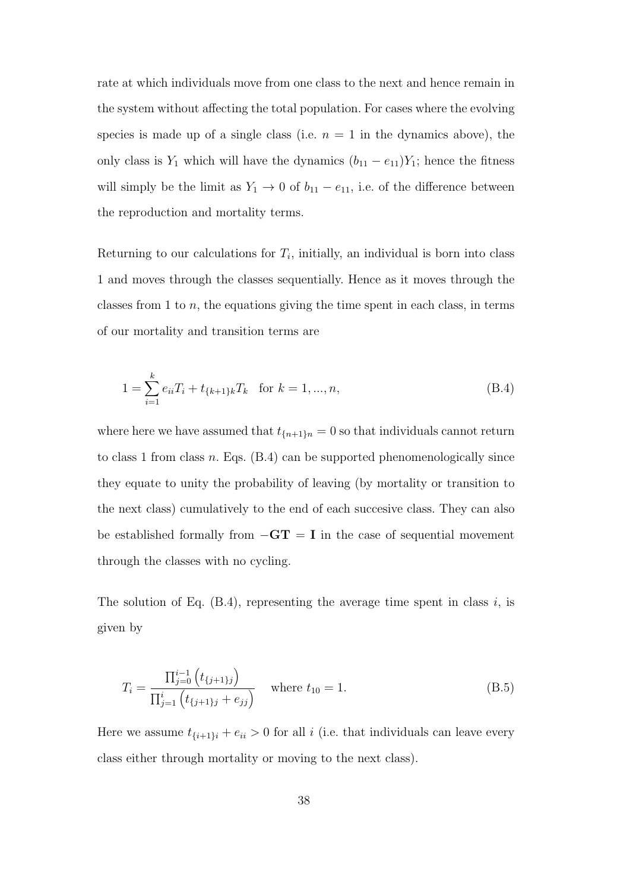rate at which individuals move from one class to the next and hence remain in the system without affecting the total population. For cases where the evolving species is made up of a single class (i.e. $n = 1$ in the dynamics above), the only class is $Y_1$ which will have the dynamics $(b_{11} - e_{11})Y_1$; hence the fitness will simply be the limit as $Y_1 \to 0$ of $b_{11} - e_{11}$, i.e. of the difference between the reproduction and mortality terms.

Returning to our calculations for $T_i$, initially, an individual is born into class 1 and moves through the classes sequentially. Hence as it moves through the classes from 1 to $n$, the equations giving the time spent in each class, in terms of our mortality and transition terms are

$$1 = \sum_{i=1}^{k} e_{ii} T_i + t_{\{k+1\}k} T_k \quad \text{for } k = 1, ..., n, \tag{B.4}$$

where here we have assumed that $t_{\{n+1\}n} = 0$ so that individuals cannot return to class 1 from class $n$. Eqs. (B.4) can be supported phenomenologically since they equate to unity the probability of leaving (by mortality or transition to the next class) cumulatively to the end of each succesive class. They can also be established formally from $-\mathbf{GT} = \mathbf{I}$ in the case of sequential movement through the classes with no cycling.

The solution of Eq. (B.4), representing the average time spent in class $i$, is given by

$$T_i = \frac{\prod_{j=0}^{i-1} \left( t_{\{j+1\}j} \right)}{\prod_{j=1}^{i} \left( t_{\{j+1\}j} + e_{jj} \right)} \quad \text{where } t_{10} = 1. \tag{B.5}$$

Here we assume $t_{\{i+1\}i} + e_{ii} > 0$ for all $i$ (i.e. that individuals can leave every class either through mortality or moving to the next class).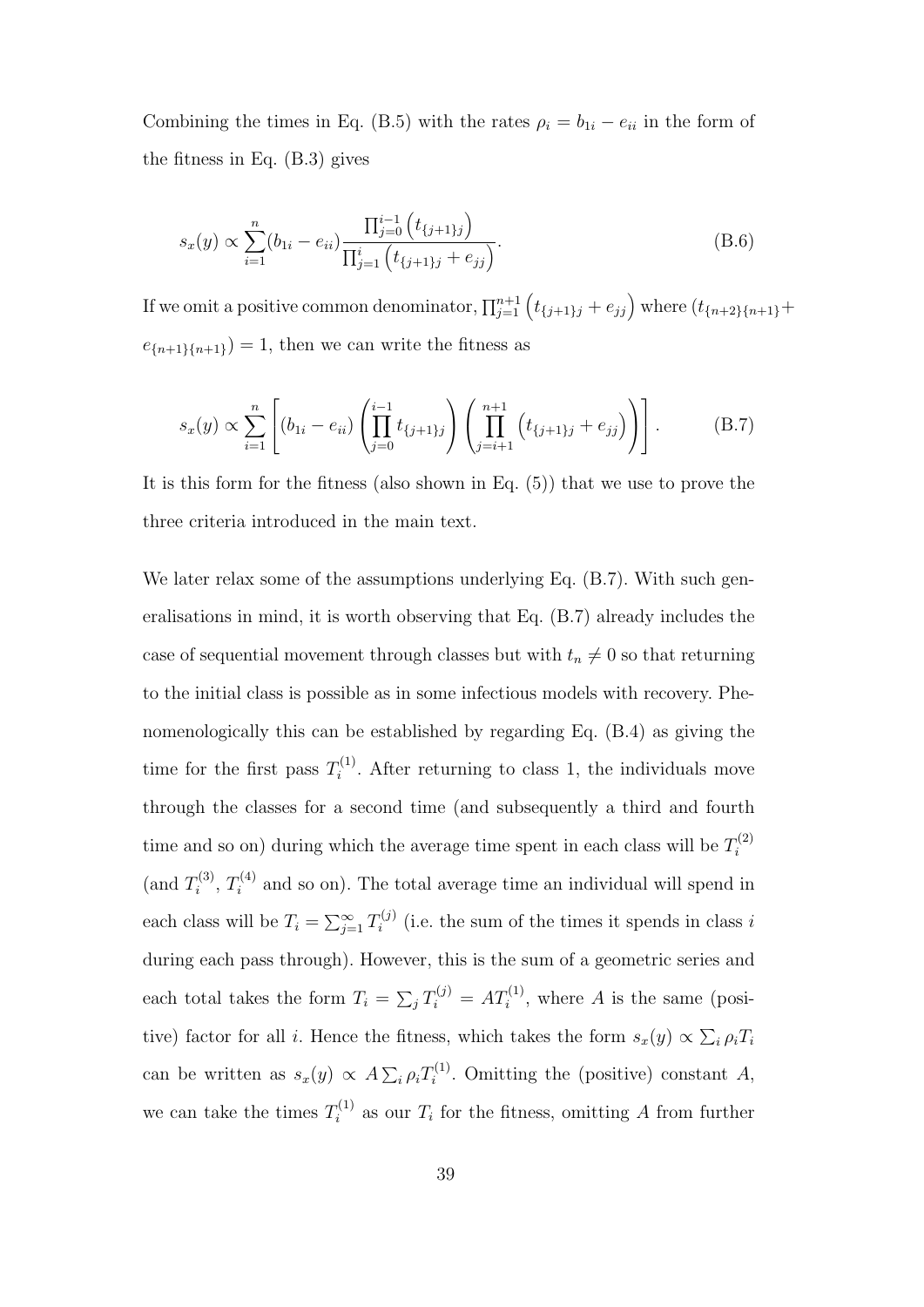Combining the times in Eq. (B.5) with the rates $\rho_i = b_{1i} - e_{ii}$ in the form of the fitness in Eq. (B.3) gives

$$s_x(y) \propto \sum_{i=1}^{n} (b_{1i} - e_{ii}) \frac{\prod_{j=0}^{i-1} \left( t_{\{j+1\}j} \right)}{\prod_{j=1}^{i} \left( t_{\{j+1\}j} + e_{jj} \right)}. \tag{B.6}$$

If we omit a positive common denominator, $\prod_{j=1}^{n+1} \left( t_{\{j+1\}j} + e_{jj} \right)$ where $(t_{\{n+2\}\{n+1\}} + e_{\{n+1\}\{n+1\}}) = 1$, then we can write the fitness as

$$s_x(y) \propto \sum_{i=1}^{n} \left[ (b_{1i} - e_{ii}) \left( \prod_{j=0}^{i-1} t_{\{j+1\}j} \right) \left( \prod_{j=i+1}^{n+1} \left( t_{\{j+1\}j} + e_{jj} \right) \right) \right]. \tag{B.7}$$

It is this form for the fitness (also shown in Eq. (5)) that we use to prove the three criteria introduced in the main text.

We later relax some of the assumptions underlying Eq. (B.7). With such generalisations in mind, it is worth observing that Eq. (B.7) already includes the case of sequential movement through classes but with $t_n \neq 0$ so that returning to the initial class is possible as in some infectious models with recovery. Phenomenologically this can be established by regarding Eq. (B.4) as giving the time for the first pass $T_i^{(1)}$. After returning to class 1, the individuals move through the classes for a second time (and subsequently a third and fourth time and so on) during which the average time spent in each class will be $T_i^{(2)}$ (and $T_i^{(3)}$, $T_i^{(4)}$ and so on). The total average time an individual will spend in each class will be $T_i = \sum_{j=1}^{\infty} T_i^{(j)}$ (i.e. the sum of the times it spends in class $i$ during each pass through). However, this is the sum of a geometric series and each total takes the form $T_i = \sum_j T_i^{(j)} = A T_i^{(1)}$, where $A$ is the same (positive) factor for all $i$. Hence the fitness, which takes the form $s_x(y) \propto \sum_i \rho_i T_i$ can be written as $s_x(y) \propto A \sum_i \rho_i T_i^{(1)}$. Omitting the (positive) constant $A$, we can take the times $T_i^{(1)}$ as our $T_i$ for the fitness, omitting $A$ from further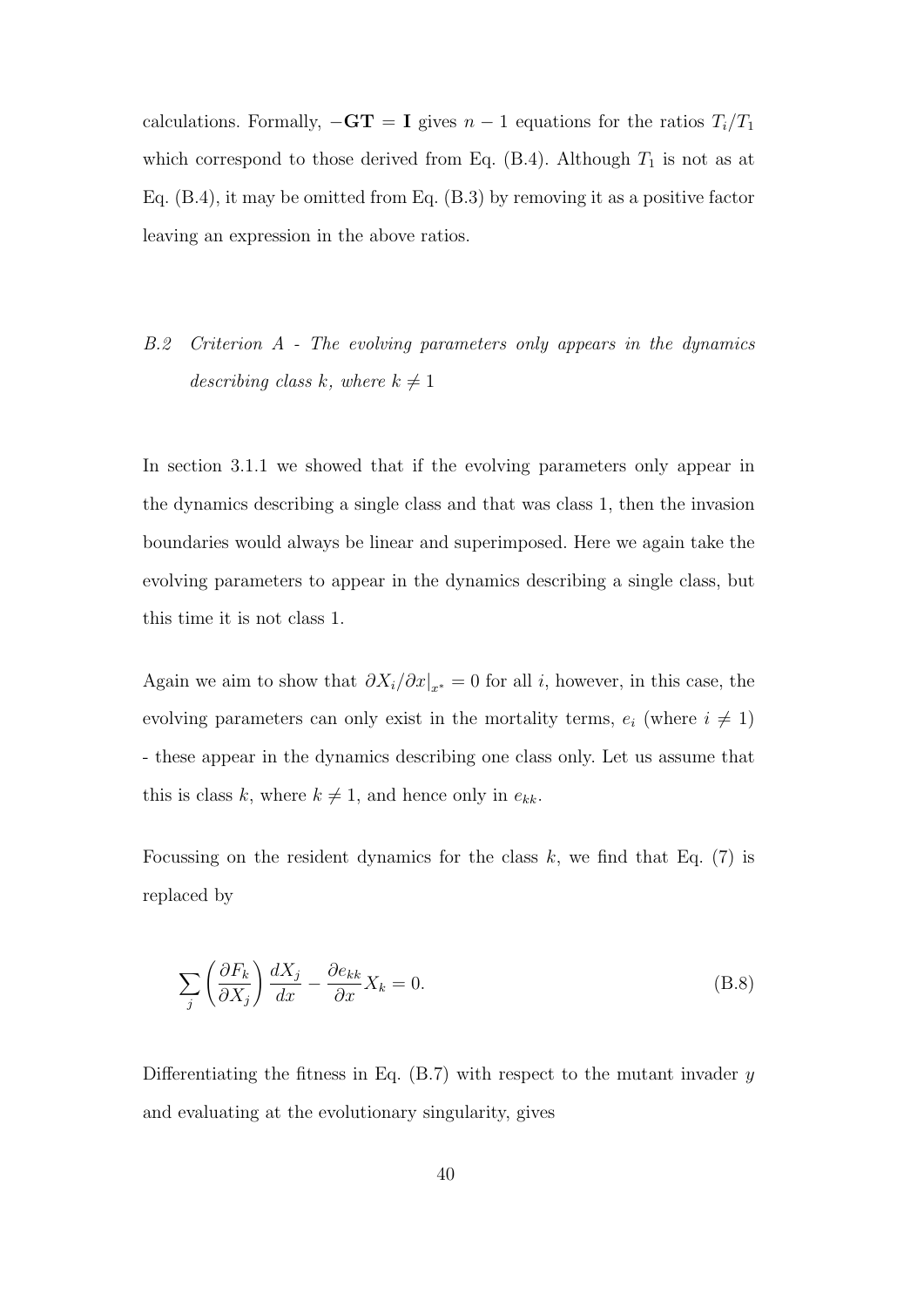calculations. Formally, $-\mathbf{GT} = \mathbf{I}$ gives $n-1$ equations for the ratios $T_i/T_1$ which correspond to those derived from Eq. (B.4). Although $T_1$ is not as at Eq. (B.4), it may be omitted from Eq. (B.3) by removing it as a positive factor leaving an expression in the above ratios.

### *B.2 Criterion A - The evolving parameters only appears in the dynamics describing class k, where $k \neq 1$*

In section 3.1.1 we showed that if the evolving parameters only appear in the dynamics describing a single class and that was class 1, then the invasion boundaries would always be linear and superimposed. Here we again take the evolving parameters to appear in the dynamics describing a single class, but this time it is not class 1.

Again we aim to show that $\partial X_i/\partial x|_{x^*} = 0$ for all $i$, however, in this case, the evolving parameters can only exist in the mortality terms, $e_i$ (where $i \neq 1$) - these appear in the dynamics describing one class only. Let us assume that this is class $k$, where $k \neq 1$, and hence only in $e_{kk}$.

Focussing on the resident dynamics for the class $k$, we find that Eq. (7) is replaced by

$$\sum_j \left(\frac{\partial F_k}{\partial X_j}\right)\frac{dX_j}{dx} - \frac{\partial e_{kk}}{\partial x}X_k = 0. \tag{B.8}$$

Differentiating the fitness in Eq. (B.7) with respect to the mutant invader $y$ and evaluating at the evolutionary singularity, gives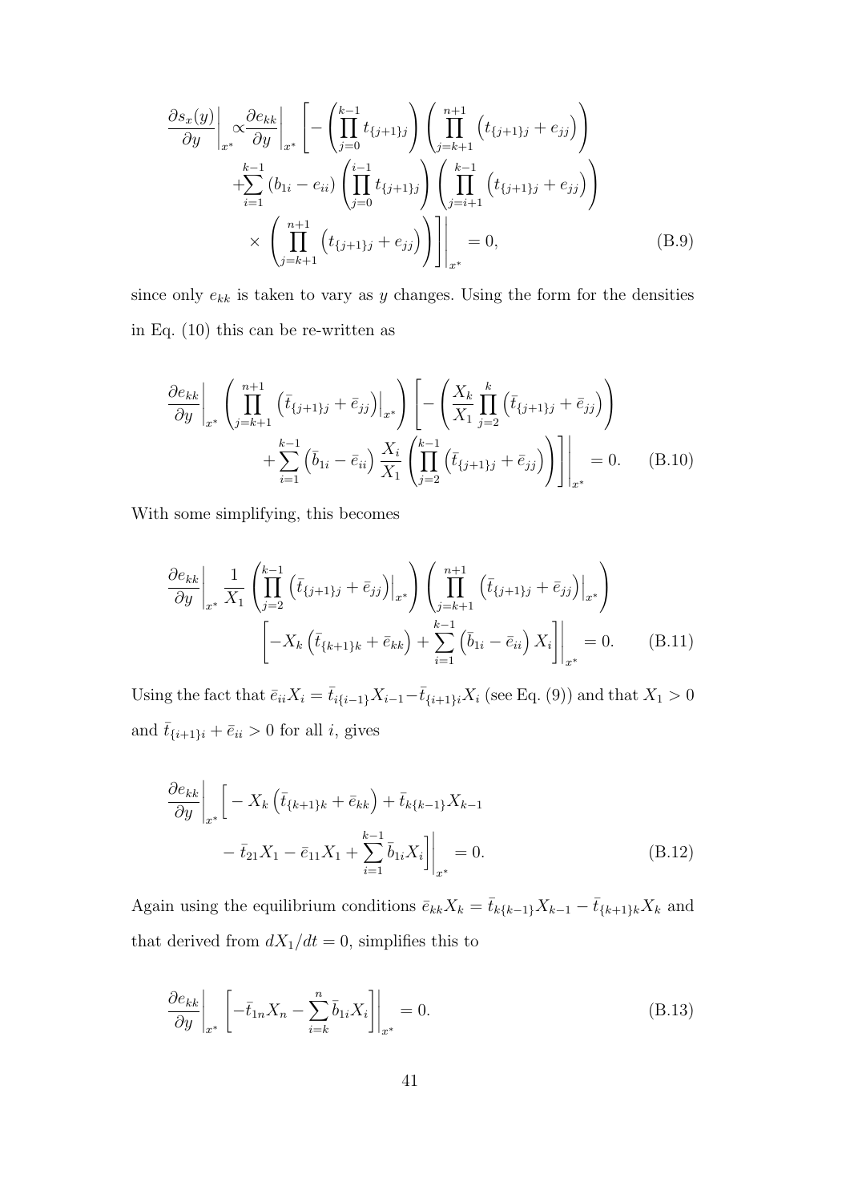$$\left.\frac{\partial s_x(y)}{\partial y}\right|_{x^*} \propto \left.\frac{\partial e_{kk}}{\partial y}\right|_{x^*} \Bigg[ -\left(\prod_{j=0}^{k-1} t_{\{j+1\}j}\right)\left(\prod_{j=k+1}^{n+1}\left(t_{\{j+1\}j}+e_{jj}\right)\right)$$
$$+\sum_{i=1}^{k-1}\left(b_{1i}-e_{ii}\right)\left(\prod_{j=0}^{i-1} t_{\{j+1\}j}\right)\left(\prod_{j=i+1}^{k-1}\left(t_{\{j+1\}j}+e_{jj}\right)\right)$$
$$\left.\times\left(\prod_{j=k+1}^{n+1}\left(t_{\{j+1\}j}+e_{jj}\right)\right)\Bigg]\right|_{x^*} = 0, \tag{B.9}$$

since only $e_{kk}$ is taken to vary as $y$ changes. Using the form for the densities in Eq. (10) this can be re-written as

$$\left.\frac{\partial e_{kk}}{\partial y}\right|_{x^*} \left(\prod_{j=k+1}^{n+1}\left(\bar{t}_{\{j+1\}j}+\bar{e}_{jj}\right)\Big|_{x^*}\right) \Bigg[ -\left(\frac{X_k}{X_1}\prod_{j=2}^{k}\left(\bar{t}_{\{j+1\}j}+\bar{e}_{jj}\right)\right)$$
$$\left.+\sum_{i=1}^{k-1}\left(\bar{b}_{1i}-\bar{e}_{ii}\right)\frac{X_i}{X_1}\left(\prod_{j=2}^{k-1}\left(\bar{t}_{\{j+1\}j}+\bar{e}_{jj}\right)\right)\Bigg]\right|_{x^*} = 0. \tag{B.10}$$

With some simplifying, this becomes

$$\left.\frac{\partial e_{kk}}{\partial y}\right|_{x^*} \frac{1}{X_1}\left(\prod_{j=2}^{k-1}\left(\bar{t}_{\{j+1\}j}+\bar{e}_{jj}\right)\Big|_{x^*}\right)\left(\prod_{j=k+1}^{n+1}\left(\bar{t}_{\{j+1\}j}+\bar{e}_{jj}\right)\Big|_{x^*}\right)$$
$$\left.\left[-X_k\left(\bar{t}_{\{k+1\}k}+\bar{e}_{kk}\right)+\sum_{i=1}^{k-1}\left(\bar{b}_{1i}-\bar{e}_{ii}\right)X_i\right]\right|_{x^*} = 0. \tag{B.11}$$

Using the fact that $\bar{e}_{ii}X_i = \bar{t}_{i\{i-1\}}X_{i-1} - \bar{t}_{\{i+1\}i}X_i$ (see Eq. (9)) and that $X_1 > 0$ and $\bar{t}_{\{i+1\}i} + \bar{e}_{ii} > 0$ for all $i$, gives

$$\left.\frac{\partial e_{kk}}{\partial y}\right|_{x^*} \Bigg[ -X_k\left(\bar{t}_{\{k+1\}k}+\bar{e}_{kk}\right)+\bar{t}_{k\{k-1\}}X_{k-1}$$
$$\left. -\bar{t}_{21}X_1 - \bar{e}_{11}X_1 + \sum_{i=1}^{k-1}\bar{b}_{1i}X_i\Bigg]\right|_{x^*} = 0. \tag{B.12}$$

Again using the equilibrium conditions $\bar{e}_{kk}X_k = \bar{t}_{k\{k-1\}}X_{k-1} - \bar{t}_{\{k+1\}k}X_k$ and that derived from $dX_1/dt = 0$, simplifies this to

$$\left.\frac{\partial e_{kk}}{\partial y}\right|_{x^*} \left.\left[-\bar{t}_{1n}X_n - \sum_{i=k}^{n}\bar{b}_{1i}X_i\right]\right|_{x^*} = 0. \tag{B.13}$$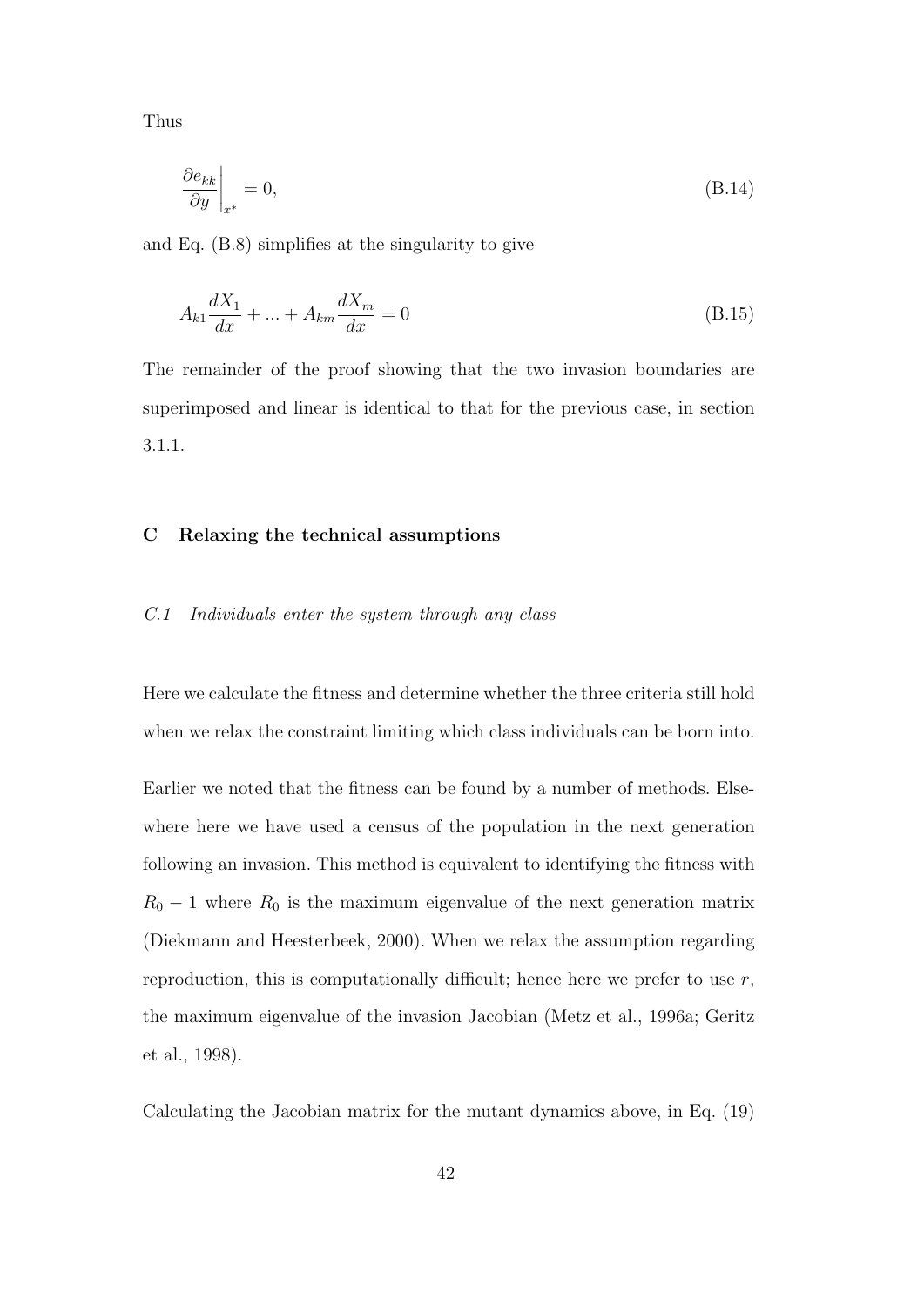Thus

$$\left.\frac{\partial e_{kk}}{\partial y}\right|_{x^*} = 0, \tag{B.14}$$

and Eq. (B.8) simplifies at the singularity to give

$$A_{k1}\frac{dX_1}{dx} + ... + A_{km}\frac{dX_m}{dx} = 0 \tag{B.15}$$

The remainder of the proof showing that the two invasion boundaries are superimposed and linear is identical to that for the previous case, in section 3.1.1.

## C Relaxing the technical assumptions

### *C.1 Individuals enter the system through any class*

Here we calculate the fitness and determine whether the three criteria still hold when we relax the constraint limiting which class individuals can be born into.

Earlier we noted that the fitness can be found by a number of methods. Elsewhere here we have used a census of the population in the next generation following an invasion. This method is equivalent to identifying the fitness with $R_0 - 1$ where $R_0$ is the maximum eigenvalue of the next generation matrix (Diekmann and Heesterbeek, 2000). When we relax the assumption regarding reproduction, this is computationally difficult; hence here we prefer to use $r$, the maximum eigenvalue of the invasion Jacobian (Metz et al., 1996a; Geritz et al., 1998).

Calculating the Jacobian matrix for the mutant dynamics above, in Eq. (19)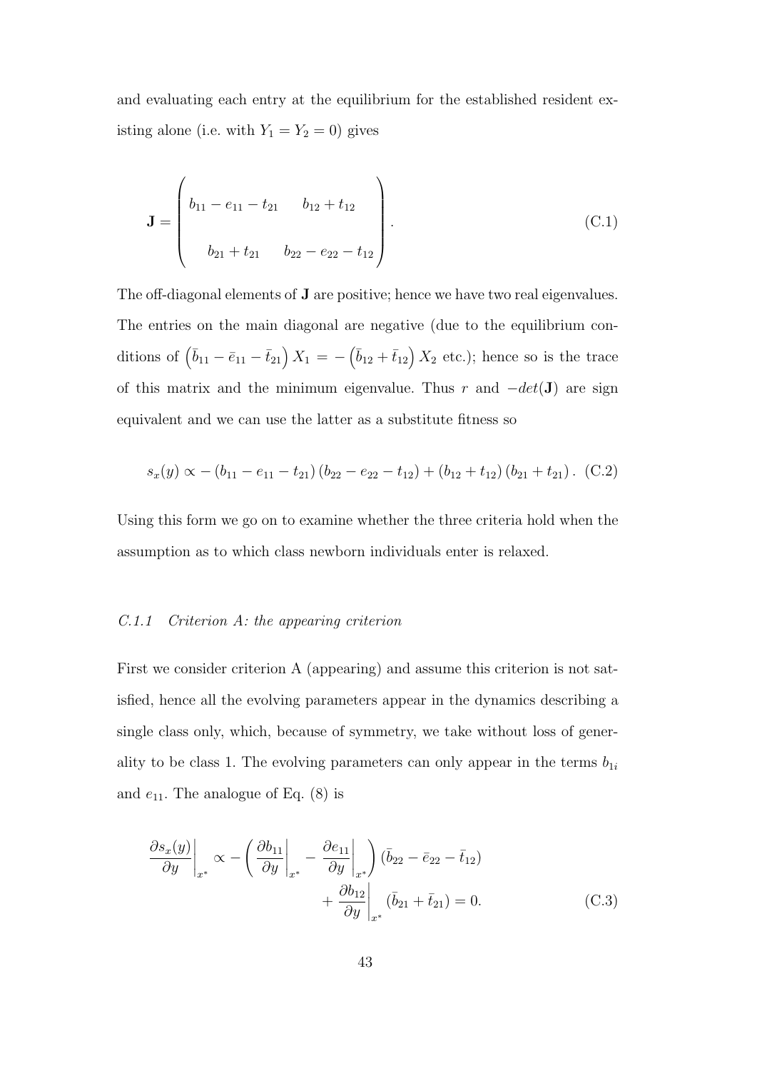and evaluating each entry at the equilibrium for the established resident existing alone (i.e. with $Y_1 = Y_2 = 0$) gives

$$\mathbf{J} = \begin{pmatrix} b_{11} - e_{11} - t_{21} & b_{12} + t_{12} \\ \\ b_{21} + t_{21} & b_{22} - e_{22} - t_{12} \end{pmatrix}. \tag{C.1}$$

The off-diagonal elements of $\mathbf{J}$ are positive; hence we have two real eigenvalues. The entries on the main diagonal are negative (due to the equilibrium conditions of $\left(\bar{b}_{11} - \bar{e}_{11} - \bar{t}_{21}\right) X_1 = -\left(\bar{b}_{12} + \bar{t}_{12}\right) X_2$ etc.); hence so is the trace of this matrix and the minimum eigenvalue. Thus $r$ and $-det(\mathbf{J})$ are sign equivalent and we can use the latter as a substitute fitness so

$$s_x(y) \propto -\left(b_{11} - e_{11} - t_{21}\right)\left(b_{22} - e_{22} - t_{12}\right) + \left(b_{12} + t_{12}\right)\left(b_{21} + t_{21}\right). \tag{C.2}$$

Using this form we go on to examine whether the three criteria hold when the assumption as to which class newborn individuals enter is relaxed.

### *C.1.1 Criterion A: the appearing criterion*

First we consider criterion A (appearing) and assume this criterion is not satisfied, hence all the evolving parameters appear in the dynamics describing a single class only, which, because of symmetry, we take without loss of generality to be class 1. The evolving parameters can only appear in the terms $b_{1i}$ and $e_{11}$. The analogue of Eq. (8) is

$$\begin{aligned} \left.\frac{\partial s_x(y)}{\partial y}\right|_{x^*} \propto -\left(\left.\frac{\partial b_{11}}{\partial y}\right|_{x^*} - \left.\frac{\partial e_{11}}{\partial y}\right|_{x^*}\right)\left(\bar{b}_{22} - \bar{e}_{22} - \bar{t}_{12}\right) \\ + \left.\frac{\partial b_{12}}{\partial y}\right|_{x^*}\left(\bar{b}_{21} + \bar{t}_{21}\right) = 0. \end{aligned} \tag{C.3}$$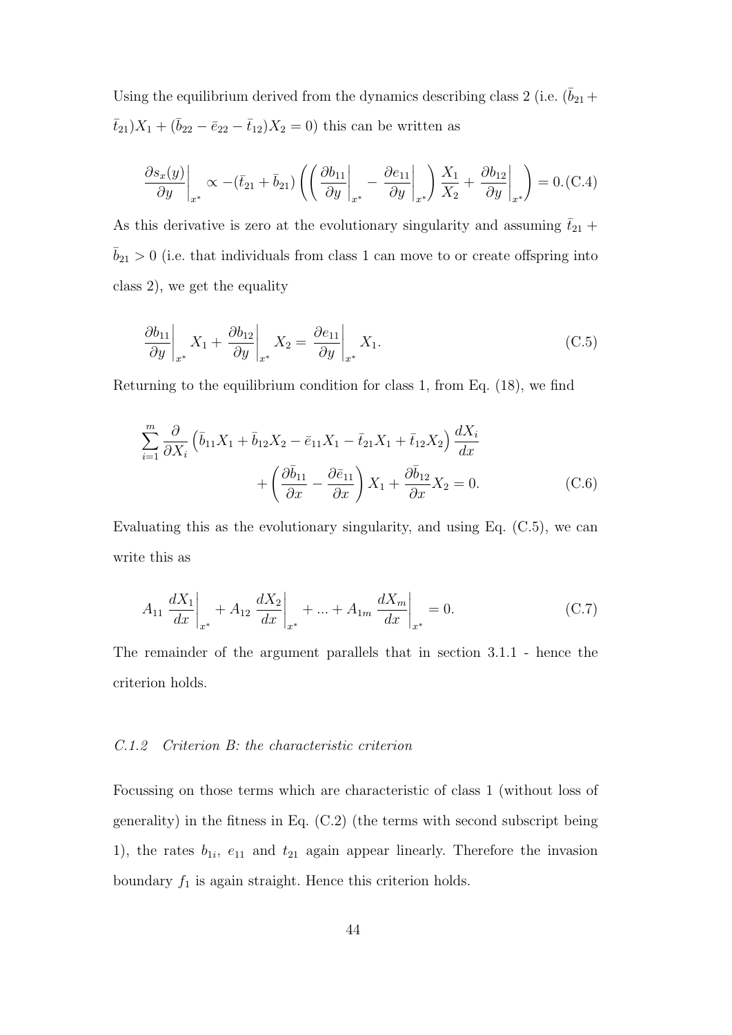Using the equilibrium derived from the dynamics describing class 2 (i.e. $(\bar{b}_{21} + \bar{t}_{21})X_1 + (\bar{b}_{22} - \bar{e}_{22} - \bar{t}_{12})X_2 = 0$) this can be written as

$$\left.\frac{\partial s_x(y)}{\partial y}\right|_{x^*} \propto -(\bar{t}_{21} + \bar{b}_{21}) \left( \left( \left.\frac{\partial b_{11}}{\partial y}\right|_{x^*} - \left.\frac{\partial e_{11}}{\partial y}\right|_{x^*} \right) \frac{X_1}{X_2} + \left.\frac{\partial b_{12}}{\partial y}\right|_{x^*} \right) = 0. \quad \text{(C.4)}$$

As this derivative is zero at the evolutionary singularity and assuming $\bar{t}_{21} + \bar{b}_{21} > 0$ (i.e. that individuals from class 1 can move to or create offspring into class 2), we get the equality

$$\left.\frac{\partial b_{11}}{\partial y}\right|_{x^*} X_1 + \left.\frac{\partial b_{12}}{\partial y}\right|_{x^*} X_2 = \left.\frac{\partial e_{11}}{\partial y}\right|_{x^*} X_1. \quad \text{(C.5)}$$

Returning to the equilibrium condition for class 1, from Eq. (18), we find

$$\sum_{i=1}^{m} \frac{\partial}{\partial X_i} \left( \bar{b}_{11}X_1 + \bar{b}_{12}X_2 - \bar{e}_{11}X_1 - \bar{t}_{21}X_1 + \bar{t}_{12}X_2 \right) \frac{dX_i}{dx} + \left( \frac{\partial \bar{b}_{11}}{\partial x} - \frac{\partial \bar{e}_{11}}{\partial x} \right) X_1 + \frac{\partial \bar{b}_{12}}{\partial x} X_2 = 0. \quad \text{(C.6)}$$

Evaluating this as the evolutionary singularity, and using Eq. (C.5), we can write this as

$$A_{11} \left.\frac{dX_1}{dx}\right|_{x^*} + A_{12} \left.\frac{dX_2}{dx}\right|_{x^*} + ... + A_{1m} \left.\frac{dX_m}{dx}\right|_{x^*} = 0. \quad \text{(C.7)}$$

The remainder of the argument parallels that in section 3.1.1 - hence the criterion holds.

### *C.1.2 Criterion B: the characteristic criterion*

Focussing on those terms which are characteristic of class 1 (without loss of generality) in the fitness in Eq. (C.2) (the terms with second subscript being 1), the rates $b_{1i}$, $e_{11}$ and $t_{21}$ again appear linearly. Therefore the invasion boundary $f_1$ is again straight. Hence this criterion holds.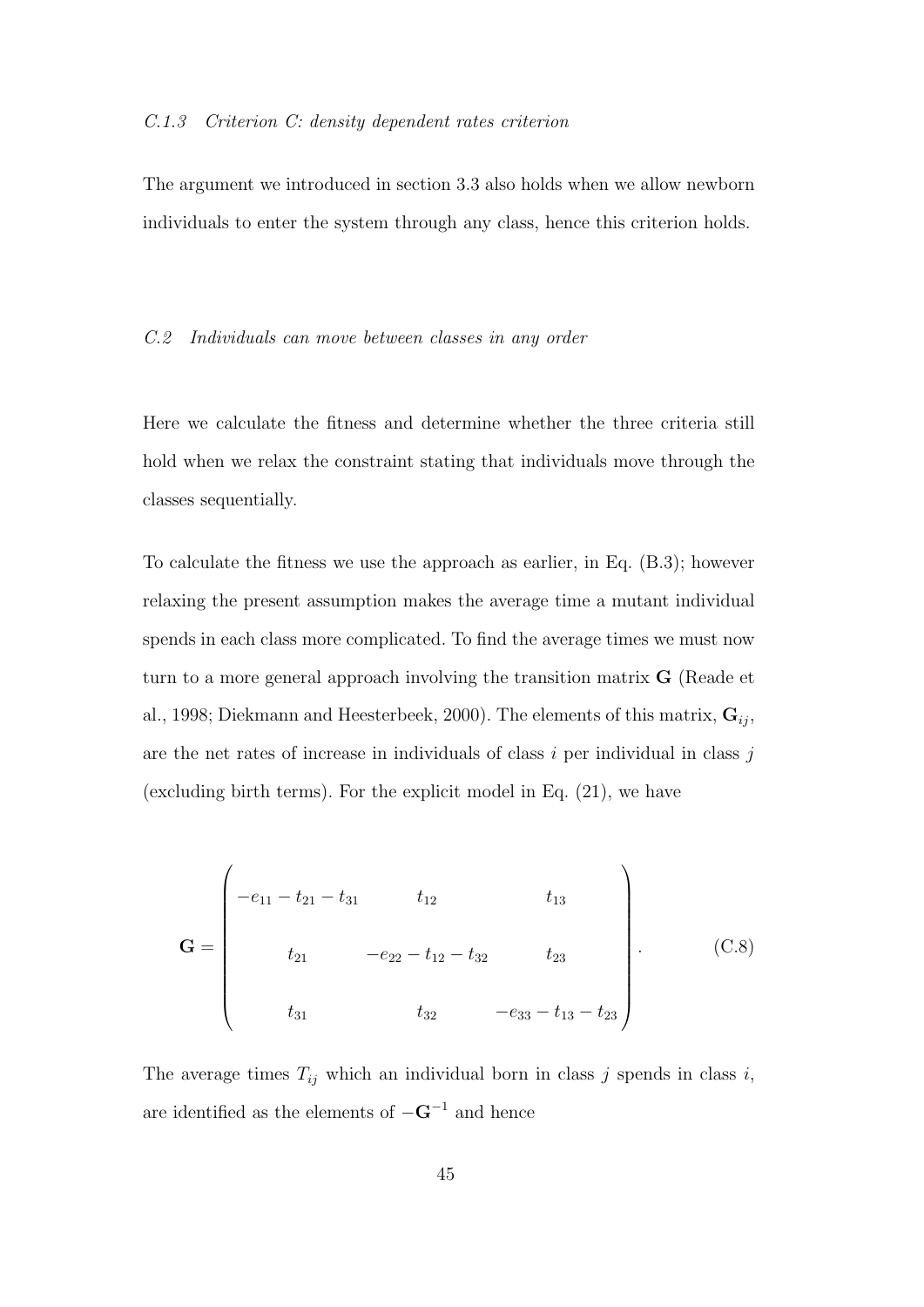### *C.1.3 Criterion C: density dependent rates criterion*

The argument we introduced in section 3.3 also holds when we allow newborn individuals to enter the system through any class, hence this criterion holds.

## *C.2 Individuals can move between classes in any order*

Here we calculate the fitness and determine whether the three criteria still hold when we relax the constraint stating that individuals move through the classes sequentially.

To calculate the fitness we use the approach as earlier, in Eq. (B.3); however relaxing the present assumption makes the average time a mutant individual spends in each class more complicated. To find the average times we must now turn to a more general approach involving the transition matrix $\mathbf{G}$ (Reade et al., 1998; Diekmann and Heesterbeek, 2000). The elements of this matrix, $\mathbf{G}_{ij}$, are the net rates of increase in individuals of class $i$ per individual in class $j$ (excluding birth terms). For the explicit model in Eq. (21), we have

$$\mathbf{G} = \begin{pmatrix} -e_{11} - t_{21} - t_{31} & t_{12} & t_{13} \\ t_{21} & -e_{22} - t_{12} - t_{32} & t_{23} \\ t_{31} & t_{32} & -e_{33} - t_{13} - t_{23} \end{pmatrix}. \tag{C.8}$$

The average times $T_{ij}$ which an individual born in class $j$ spends in class $i$, are identified as the elements of $-\mathbf{G}^{-1}$ and hence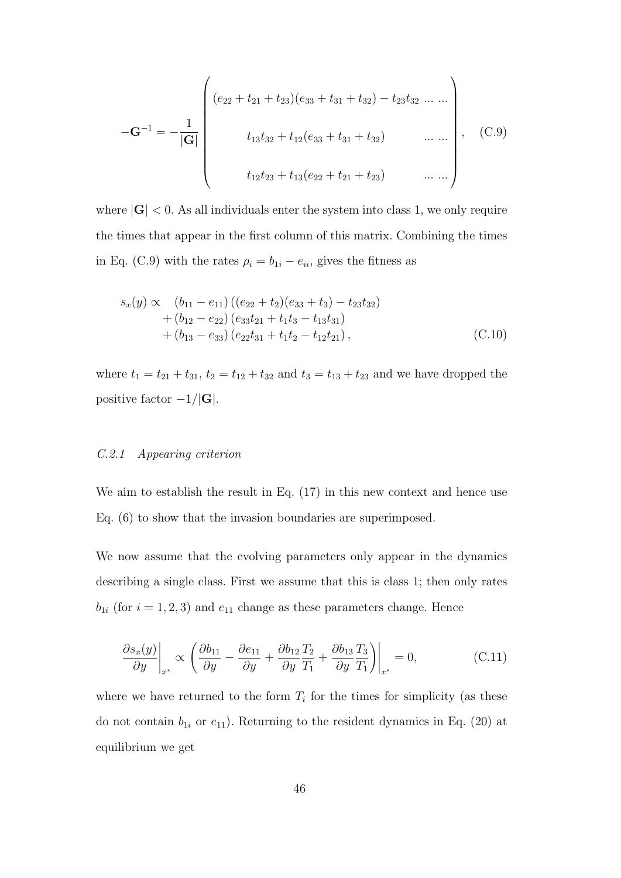$$
-\mathbf{G}^{-1} = -\frac{1}{|\mathbf{G}|} \begin{pmatrix} (e_{22}+t_{21}+t_{23})(e_{33}+t_{31}+t_{32}) - t_{23}t_{32} & \dots & \dots \\ \\ t_{13}t_{32} + t_{12}(e_{33}+t_{31}+t_{32}) & \dots & \dots \\ \\ t_{12}t_{23} + t_{13}(e_{22}+t_{21}+t_{23}) & \dots & \dots \end{pmatrix}, \quad \text{(C.9)}
$$

where $|\mathbf{G}| < 0$. As all individuals enter the system into class 1, we only require the times that appear in the first column of this matrix. Combining the times in Eq. (C.9) with the rates $\rho_i = b_{1i} - e_{ii}$, gives the fitness as

$$
\begin{aligned}
s_x(y) \propto \quad & (b_{11} - e_{11})\left((e_{22}+t_2)(e_{33}+t_3) - t_{23}t_{32}\right) \\
& + (b_{12} - e_{22})\left(e_{33}t_{21} + t_1 t_3 - t_{13}t_{31}\right) \\
& + (b_{13} - e_{33})\left(e_{22}t_{31} + t_1 t_2 - t_{12}t_{21}\right), \qquad \text{(C.10)}
\end{aligned}
$$

where $t_1 = t_{21} + t_{31}$, $t_2 = t_{12} + t_{32}$ and $t_3 = t_{13} + t_{23}$ and we have dropped the positive factor $-1/|\mathbf{G}|$.

### *C.2.1 Appearing criterion*

We aim to establish the result in Eq. (17) in this new context and hence use Eq. (6) to show that the invasion boundaries are superimposed.

We now assume that the evolving parameters only appear in the dynamics describing a single class. First we assume that this is class 1; then only rates $b_{1i}$ (for $i = 1, 2, 3$) and $e_{11}$ change as these parameters change. Hence

$$
\left.\frac{\partial s_x(y)}{\partial y}\right|_{x^*} \propto \left.\left(\frac{\partial b_{11}}{\partial y} - \frac{\partial e_{11}}{\partial y} + \frac{\partial b_{12}}{\partial y}\frac{T_2}{T_1} + \frac{\partial b_{13}}{\partial y}\frac{T_3}{T_1}\right)\right|_{x^*} = 0, \qquad \text{(C.11)}
$$

where we have returned to the form $T_i$ for the times for simplicity (as these do not contain $b_{1i}$ or $e_{11}$). Returning to the resident dynamics in Eq. (20) at equilibrium we get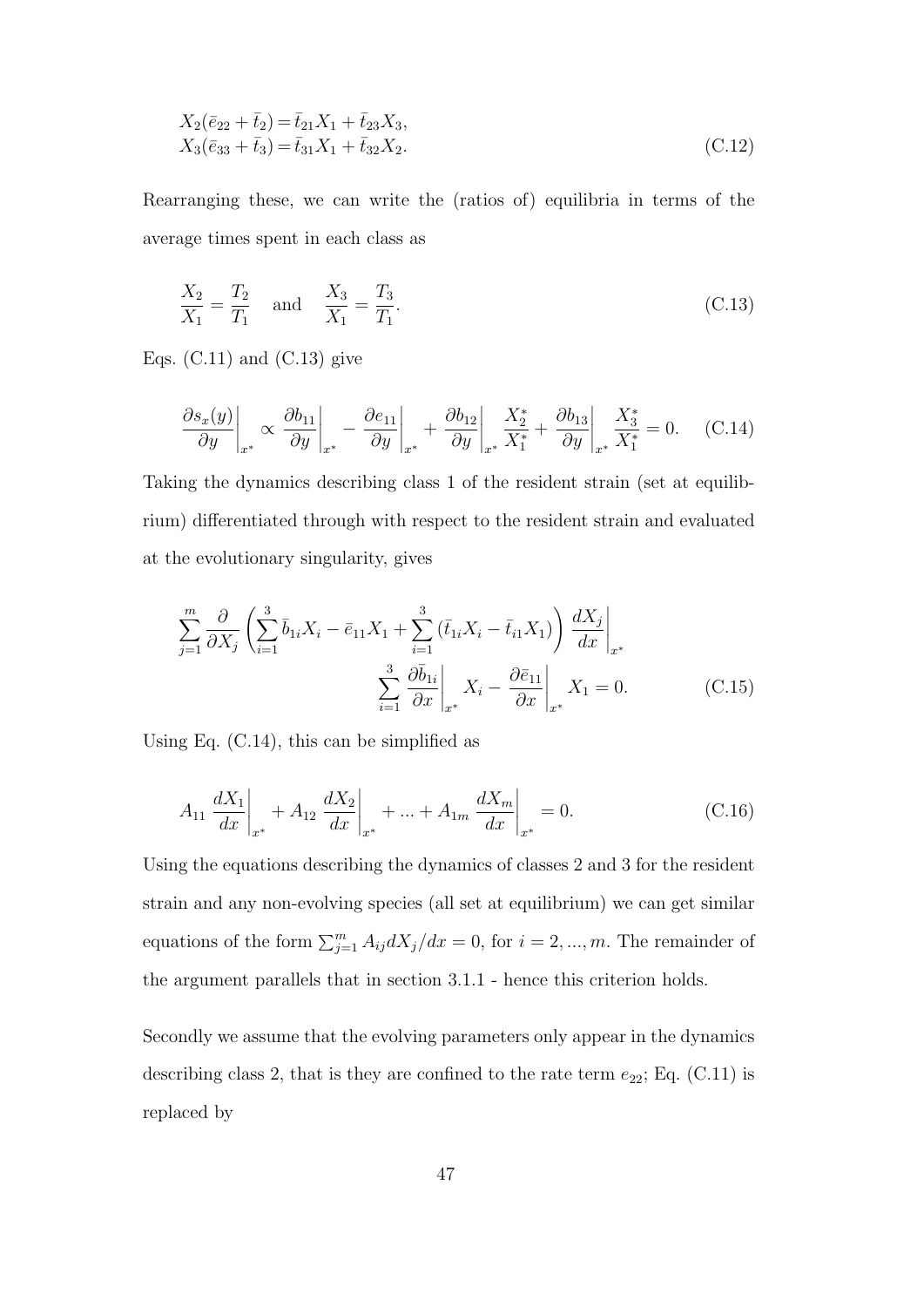$$
\begin{aligned}
X_2(\bar{e}_{22} + \bar{t}_2) &= \bar{t}_{21}X_1 + \bar{t}_{23}X_3, \\
X_3(\bar{e}_{33} + \bar{t}_3) &= \bar{t}_{31}X_1 + \bar{t}_{32}X_2.
\end{aligned} \tag{C.12}
$$

Rearranging these, we can write the (ratios of) equilibria in terms of the average times spent in each class as

$$
\frac{X_2}{X_1} = \frac{T_2}{T_1} \quad \text{and} \quad \frac{X_3}{X_1} = \frac{T_3}{T_1}. \tag{C.13}
$$

Eqs. (C.11) and (C.13) give

$$
\left.\frac{\partial s_x(y)}{\partial y}\right|_{x^*} \propto \left.\frac{\partial b_{11}}{\partial y}\right|_{x^*} - \left.\frac{\partial e_{11}}{\partial y}\right|_{x^*} + \left.\frac{\partial b_{12}}{\partial y}\right|_{x^*} \frac{X_2^*}{X_1^*} + \left.\frac{\partial b_{13}}{\partial y}\right|_{x^*} \frac{X_3^*}{X_1^*} = 0. \tag{C.14}
$$

Taking the dynamics describing class 1 of the resident strain (set at equilibrium) differentiated through with respect to the resident strain and evaluated at the evolutionary singularity, gives

$$
\begin{aligned}
\sum_{j=1}^{m} \frac{\partial}{\partial X_j} \left( \sum_{i=1}^{3} \bar{b}_{1i}X_i - \bar{e}_{11}X_1 + \sum_{i=1}^{3} (\bar{t}_{1i}X_i - \bar{t}_{i1}X_1) \right) \left.\frac{dX_j}{dx}\right|_{x^*} \\
\sum_{i=1}^{3} \left.\frac{\partial \bar{b}_{1i}}{\partial x}\right|_{x^*} X_i - \left.\frac{\partial \bar{e}_{11}}{\partial x}\right|_{x^*} X_1 = 0.
\end{aligned} \tag{C.15}
$$

Using Eq. (C.14), this can be simplified as

$$
A_{11} \left.\frac{dX_1}{dx}\right|_{x^*} + A_{12} \left.\frac{dX_2}{dx}\right|_{x^*} + ... + A_{1m} \left.\frac{dX_m}{dx}\right|_{x^*} = 0. \tag{C.16}
$$

Using the equations describing the dynamics of classes 2 and 3 for the resident strain and any non-evolving species (all set at equilibrium) we can get similar equations of the form $\sum_{j=1}^{m} A_{ij} dX_j/dx = 0$, for $i = 2, ..., m$. The remainder of the argument parallels that in section 3.1.1 - hence this criterion holds.

Secondly we assume that the evolving parameters only appear in the dynamics describing class 2, that is they are confined to the rate term $e_{22}$; Eq. (C.11) is replaced by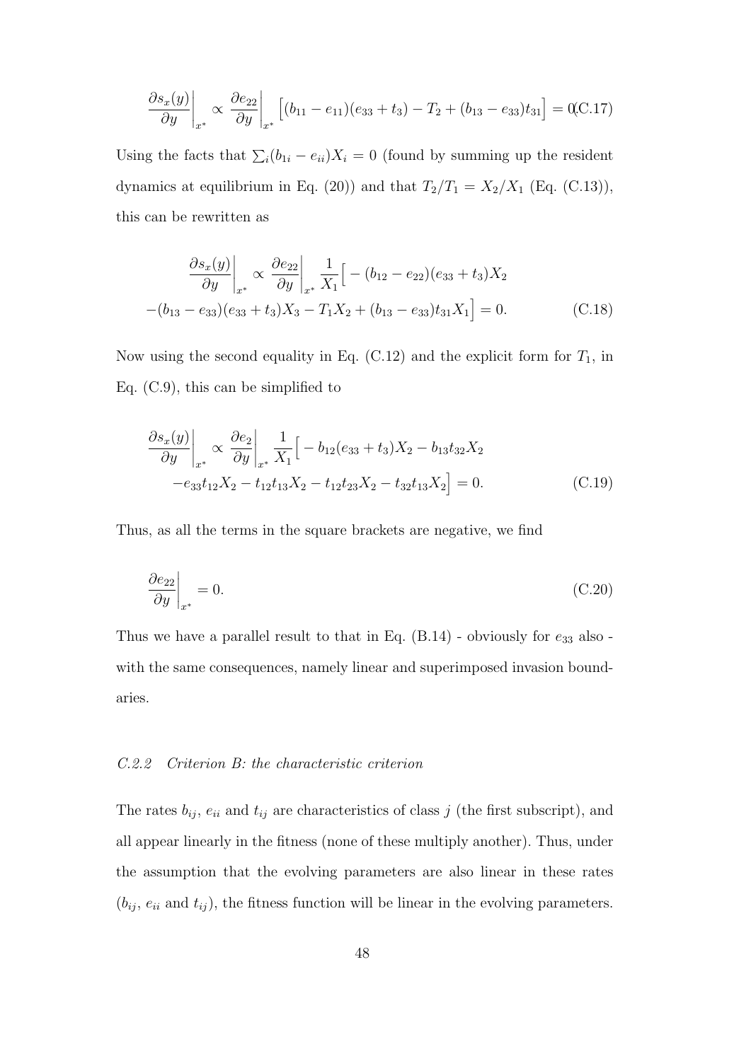$$\left.\frac{\partial s_x(y)}{\partial y}\right|_{x^*} \propto \left.\frac{\partial e_{22}}{\partial y}\right|_{x^*} \Big[(b_{11}-e_{11})(e_{33}+t_3) - T_2 + (b_{13}-e_{33})t_{31}\Big] = 0 \quad \text{(C.17)}$$

Using the facts that $\sum_i (b_{1i} - e_{ii})X_i = 0$ (found by summing up the resident dynamics at equilibrium in Eq. (20)) and that $T_2/T_1 = X_2/X_1$ (Eq. (C.13)), this can be rewritten as

$$\left.\frac{\partial s_x(y)}{\partial y}\right|_{x^*} \propto \left.\frac{\partial e_{22}}{\partial y}\right|_{x^*} \frac{1}{X_1}\Big[ -(b_{12}-e_{22})(e_{33}+t_3)X_2$$
$$-(b_{13}-e_{33})(e_{33}+t_3)X_3 - T_1 X_2 + (b_{13}-e_{33})t_{31}X_1\Big] = 0. \quad \text{(C.18)}$$

Now using the second equality in Eq. (C.12) and the explicit form for $T_1$, in Eq. (C.9), this can be simplified to

$$\left.\frac{\partial s_x(y)}{\partial y}\right|_{x^*} \propto \left.\frac{\partial e_2}{\partial y}\right|_{x^*} \frac{1}{X_1}\Big[ -b_{12}(e_{33}+t_3)X_2 - b_{13}t_{32}X_2$$
$$-e_{33}t_{12}X_2 - t_{12}t_{13}X_2 - t_{12}t_{23}X_2 - t_{32}t_{13}X_2\Big] = 0. \quad \text{(C.19)}$$

Thus, as all the terms in the square brackets are negative, we find

$$\left.\frac{\partial e_{22}}{\partial y}\right|_{x^*} = 0. \quad \text{(C.20)}$$

Thus we have a parallel result to that in Eq. (B.14) - obviously for $e_{33}$ also - with the same consequences, namely linear and superimposed invasion boundaries.

#### *C.2.2 Criterion B: the characteristic criterion*

The rates $b_{ij}$, $e_{ii}$ and $t_{ij}$ are characteristics of class $j$ (the first subscript), and all appear linearly in the fitness (none of these multiply another). Thus, under the assumption that the evolving parameters are also linear in these rates ($b_{ij}$, $e_{ii}$ and $t_{ij}$), the fitness function will be linear in the evolving parameters.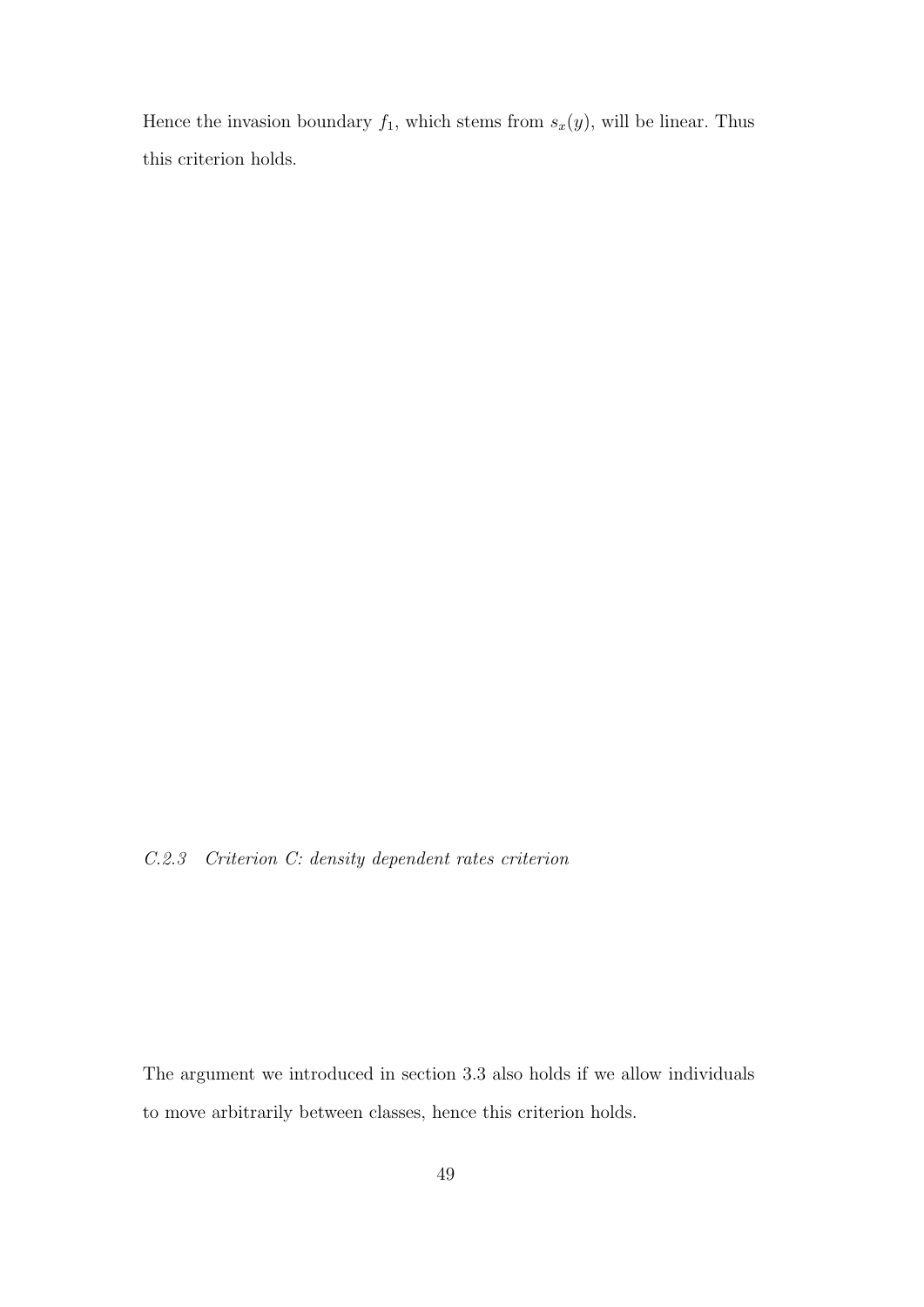Hence the invasion boundary $f_1$, which stems from $s_x(y)$, will be linear. Thus this criterion holds.

#### *C.2.3 Criterion C: density dependent rates criterion*

The argument we introduced in section 3.3 also holds if we allow individuals to move arbitrarily between classes, hence this criterion holds.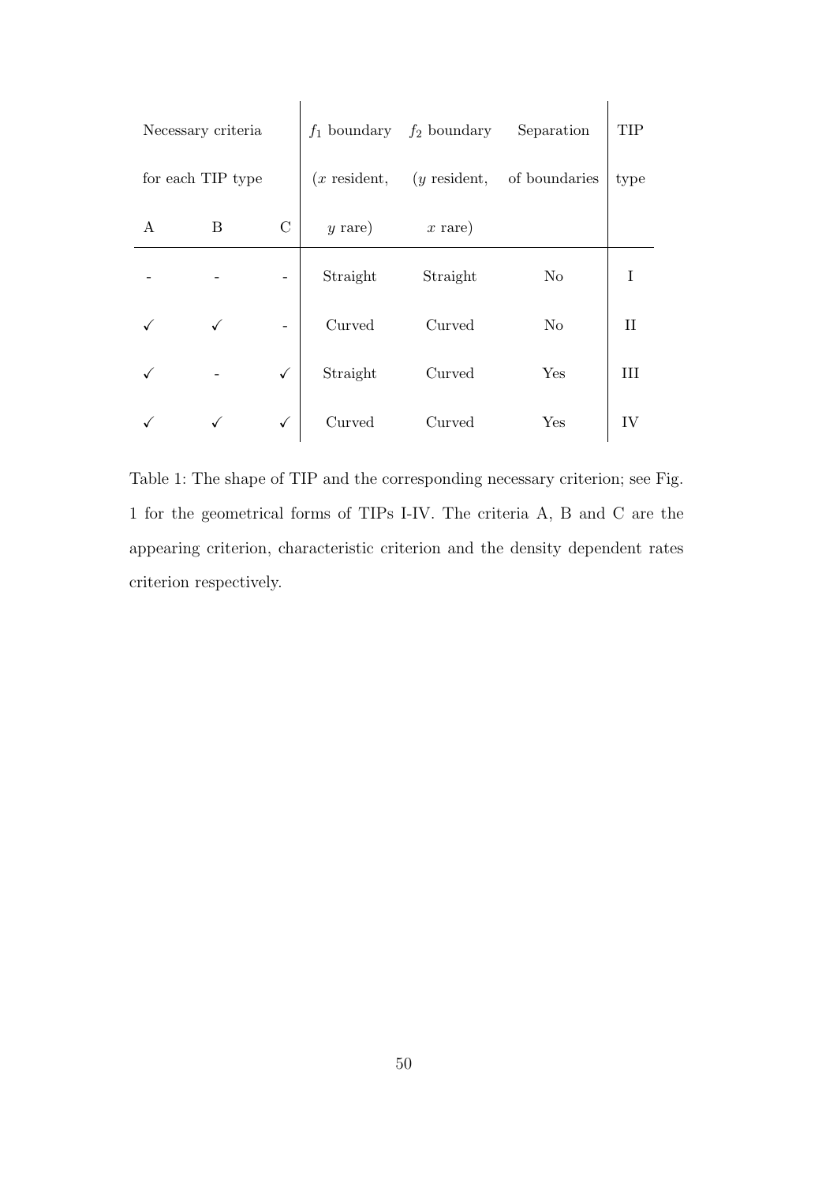| Necessary criteria for each TIP type | | | $f_1$ boundary ($x$ resident, $y$ rare) | $f_2$ boundary ($y$ resident, $x$ rare) | Separation of boundaries | TIP type |
|---|---|---|---|---|---|---|
| A | B | C | | | | |
| - | - | - | Straight | Straight | No | I |
| ✓ | ✓ | - | Curved | Curved | No | II |
| ✓ | - | ✓ | Straight | Curved | Yes | III |
| ✓ | ✓ | ✓ | Curved | Curved | Yes | IV |

Table 1: The shape of TIP and the corresponding necessary criterion; see Fig. 1 for the geometrical forms of TIPs I-IV. The criteria A, B and C are the appearing criterion, characteristic criterion and the density dependent rates criterion respectively.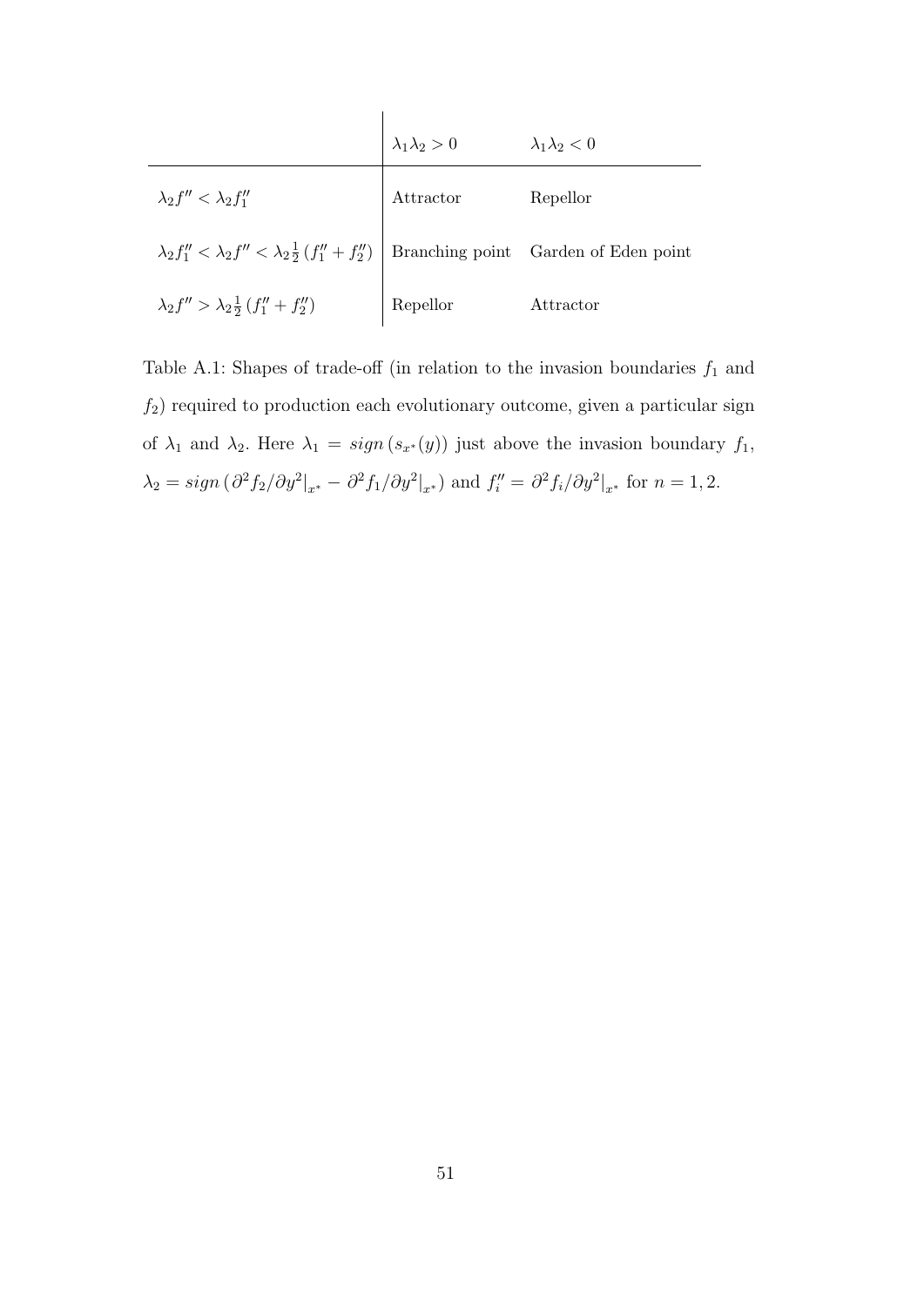| | $\lambda_1\lambda_2 > 0$ | $\lambda_1\lambda_2 < 0$ |
|---|---|---|
| $\lambda_2 f'' < \lambda_2 f_1''$ | Attractor | Repellor |
| $\lambda_2 f_1'' < \lambda_2 f'' < \lambda_2 \frac{1}{2}(f_1'' + f_2'')$ | Branching point | Garden of Eden point |
| $\lambda_2 f'' > \lambda_2 \frac{1}{2}(f_1'' + f_2'')$ | Repellor | Attractor |

Table A.1: Shapes of trade-off (in relation to the invasion boundaries $f_1$ and $f_2$) required to production each evolutionary outcome, given a particular sign of $\lambda_1$ and $\lambda_2$. Here $\lambda_1 = sign\left(s_{x^*}(y)\right)$ just above the invasion boundary $f_1$, $\lambda_2 = sign\left(\partial^2 f_2/\partial y^2|_{x^*} - \partial^2 f_1/\partial y^2|_{x^*}\right)$ and $f_i'' = \partial^2 f_i/\partial y^2|_{x^*}$ for $n = 1, 2$.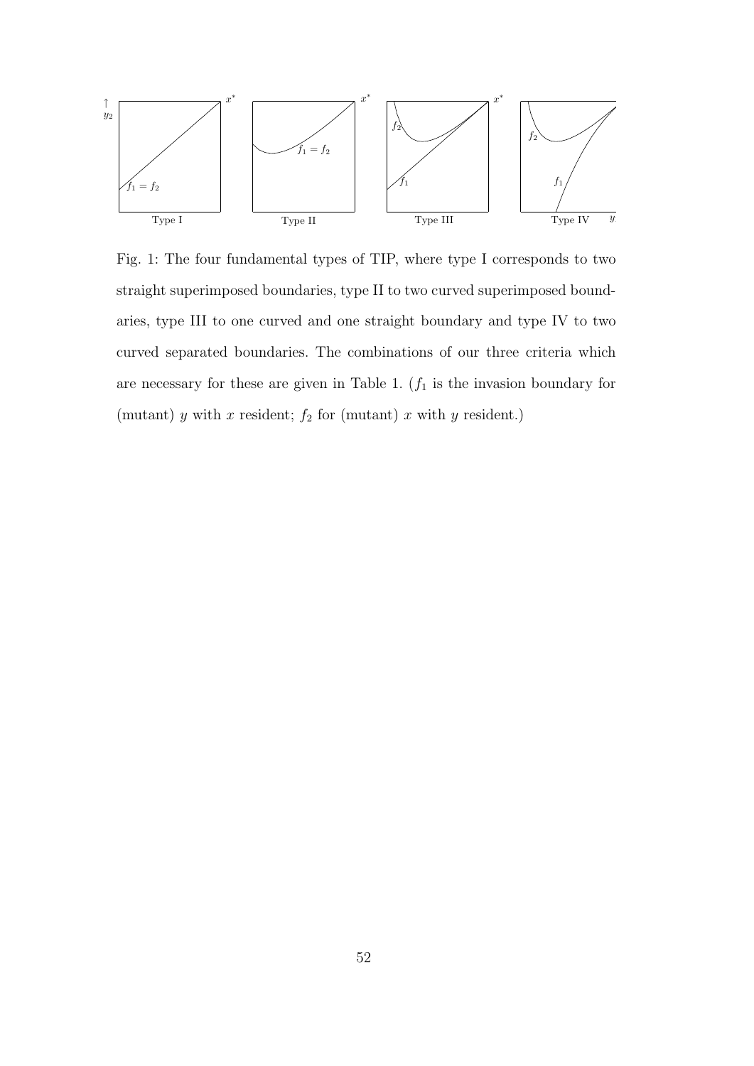Fig. 1: The four fundamental types of TIP, where type I corresponds to two straight superimposed boundaries, type II to two curved superimposed boundaries, type III to one curved and one straight boundary and type IV to two curved separated boundaries. The combinations of our three criteria which are necessary for these are given in Table 1. ($f_1$ is the invasion boundary for (mutant) $y$ with $x$ resident; $f_2$ for (mutant) $x$ with $y$ resident.)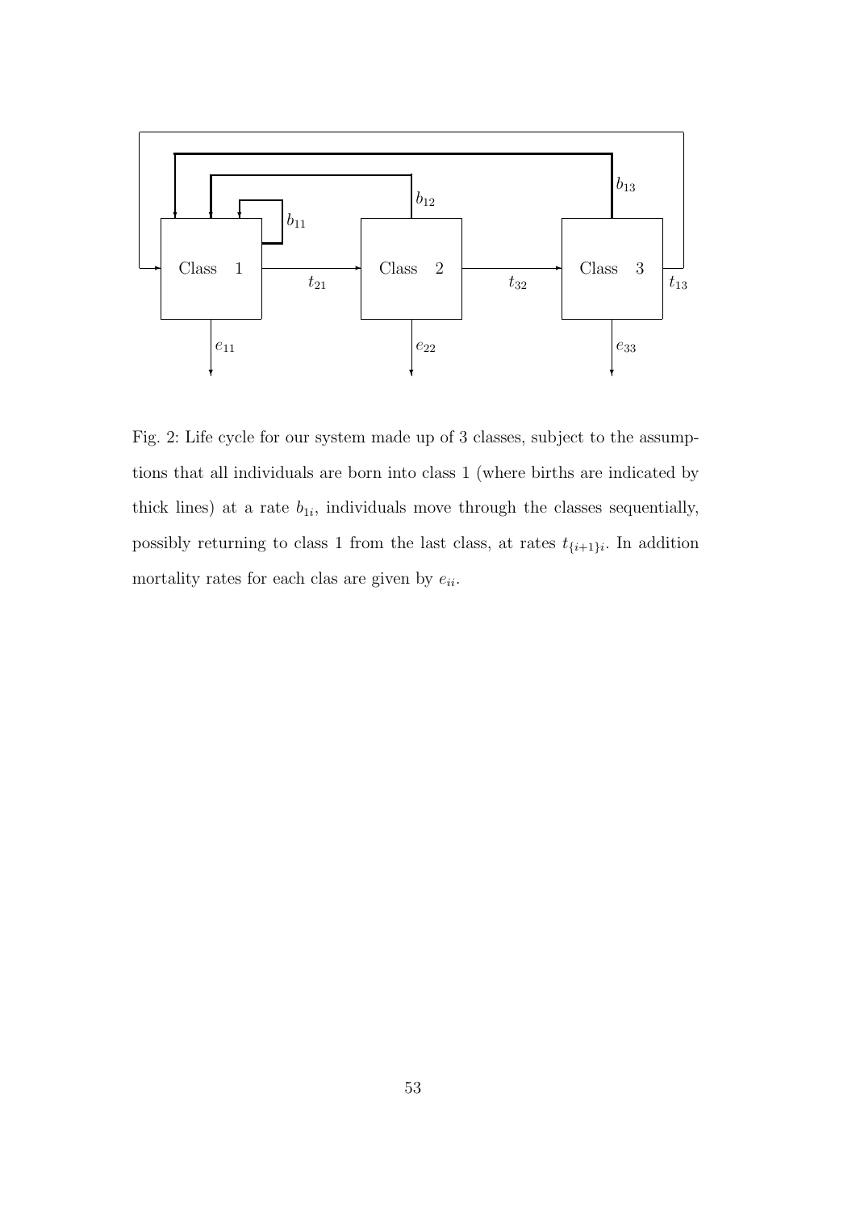Fig. 2: Life cycle for our system made up of 3 classes, subject to the assumptions that all individuals are born into class 1 (where births are indicated by thick lines) at a rate $b_{1i}$, individuals move through the classes sequentially, possibly returning to class 1 from the last class, at rates $t_{\{i+1\}i}$. In addition mortality rates for each clas are given by $e_{ii}$.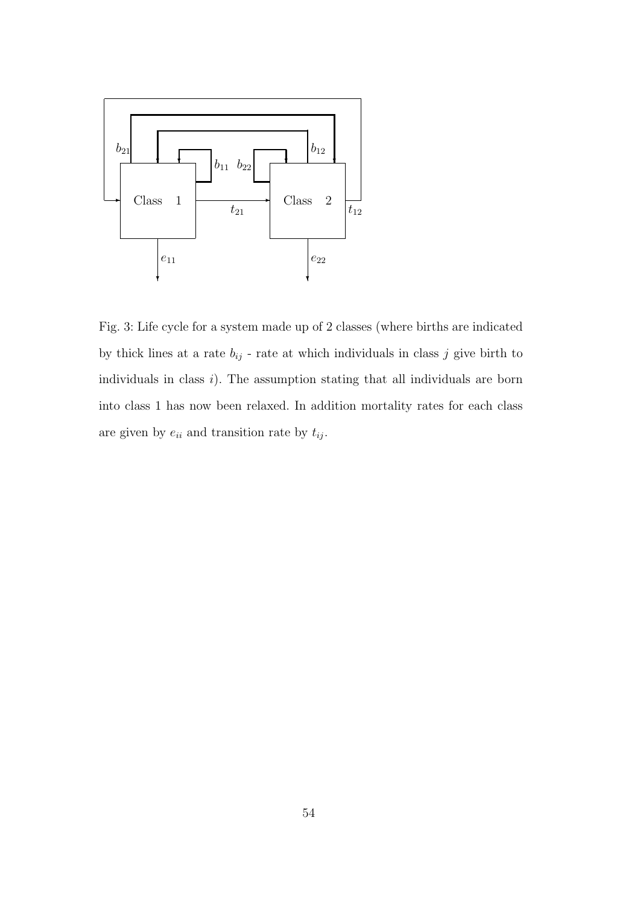Fig. 3: Life cycle for a system made up of 2 classes (where births are indicated by thick lines at a rate $b_{ij}$ - rate at which individuals in class $j$ give birth to individuals in class $i$). The assumption stating that all individuals are born into class 1 has now been relaxed. In addition mortality rates for each class are given by $e_{ii}$ and transition rate by $t_{ij}$.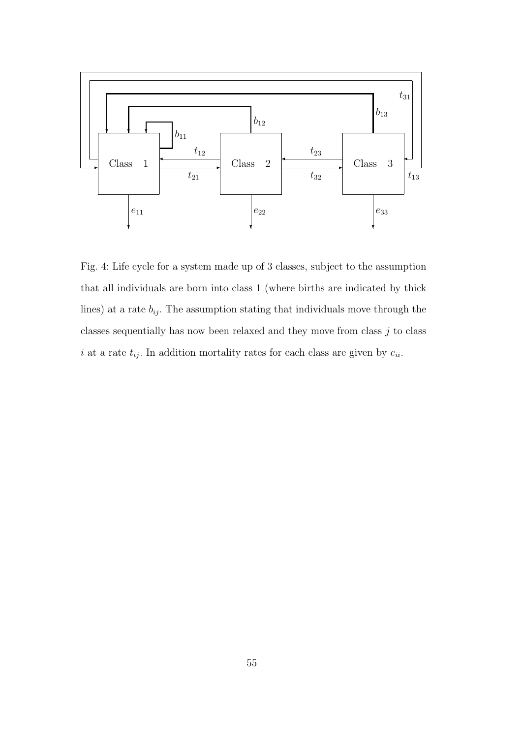Fig. 4: Life cycle for a system made up of 3 classes, subject to the assumption that all individuals are born into class 1 (where births are indicated by thick lines) at a rate $b_{ij}$. The assumption stating that individuals move through the classes sequentially has now been relaxed and they move from class $j$ to class $i$ at a rate $t_{ij}$. In addition mortality rates for each class are given by $e_{ii}$.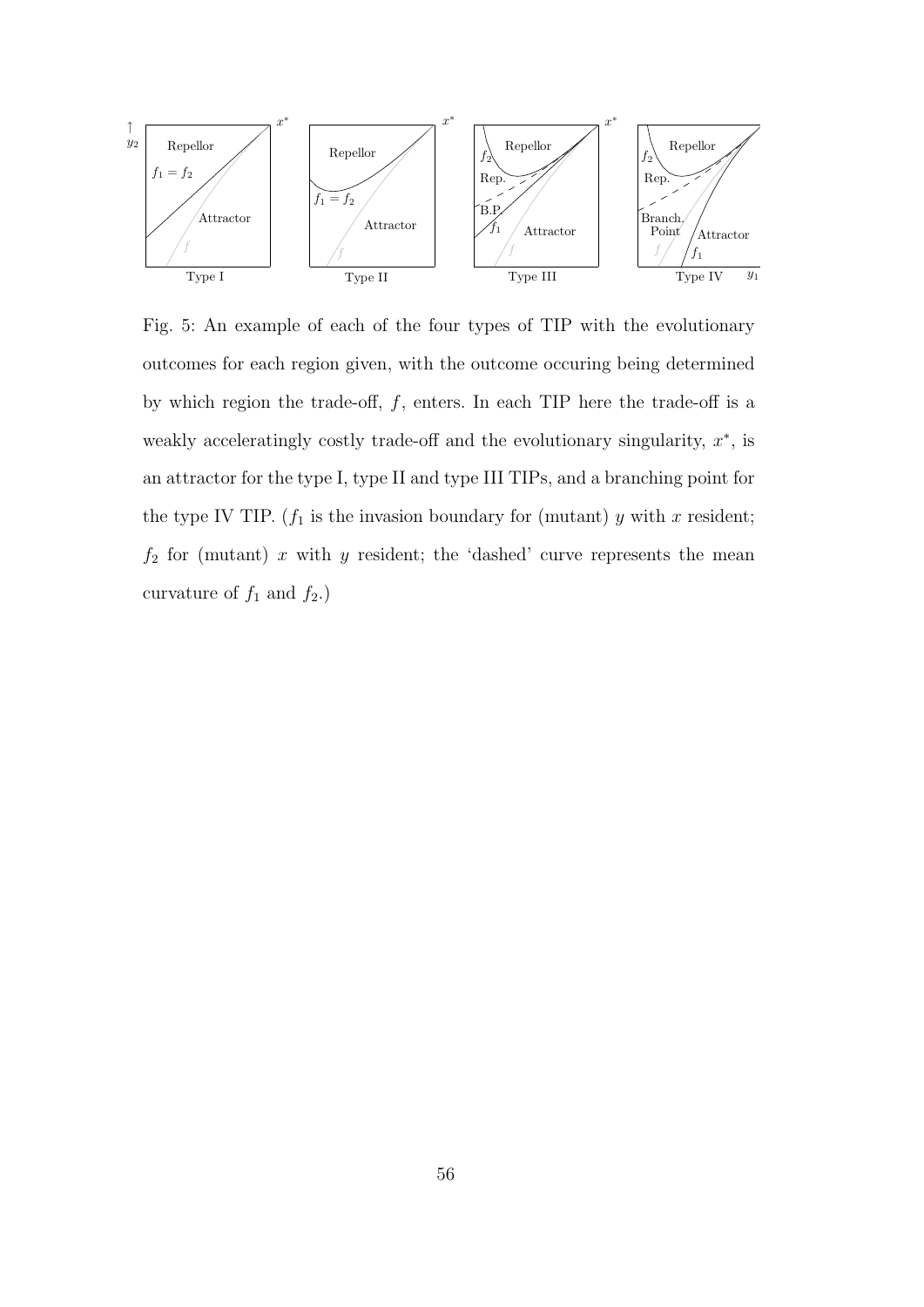$x^*$ $x^*$ $x^*$

$\uparrow$ $y_2$

Repellor

$f_1 = f_2$

Attractor

$f$

Type I

Repellor

$f_1 = f_2$

Attractor

$f$

Type II

Repellor

$f_2$

Rep.

B.P.

$f_1$

Attractor

$f$

Type III

Repellor

$f_2$

Rep.

Branch. Point

Attractor

$f$

$f_1$

Type IV

$y_1$

Fig. 5: An example of each of the four types of TIP with the evolutionary outcomes for each region given, with the outcome occuring being determined by which region the trade-off, $f$, enters. In each TIP here the trade-off is a weakly acceleratingly costly trade-off and the evolutionary singularity, $x^*$, is an attractor for the type I, type II and type III TIPs, and a branching point for the type IV TIP. ($f_1$ is the invasion boundary for (mutant) $y$ with $x$ resident; $f_2$ for (mutant) $x$ with $y$ resident; the 'dashed' curve represents the mean curvature of $f_1$ and $f_2$.)